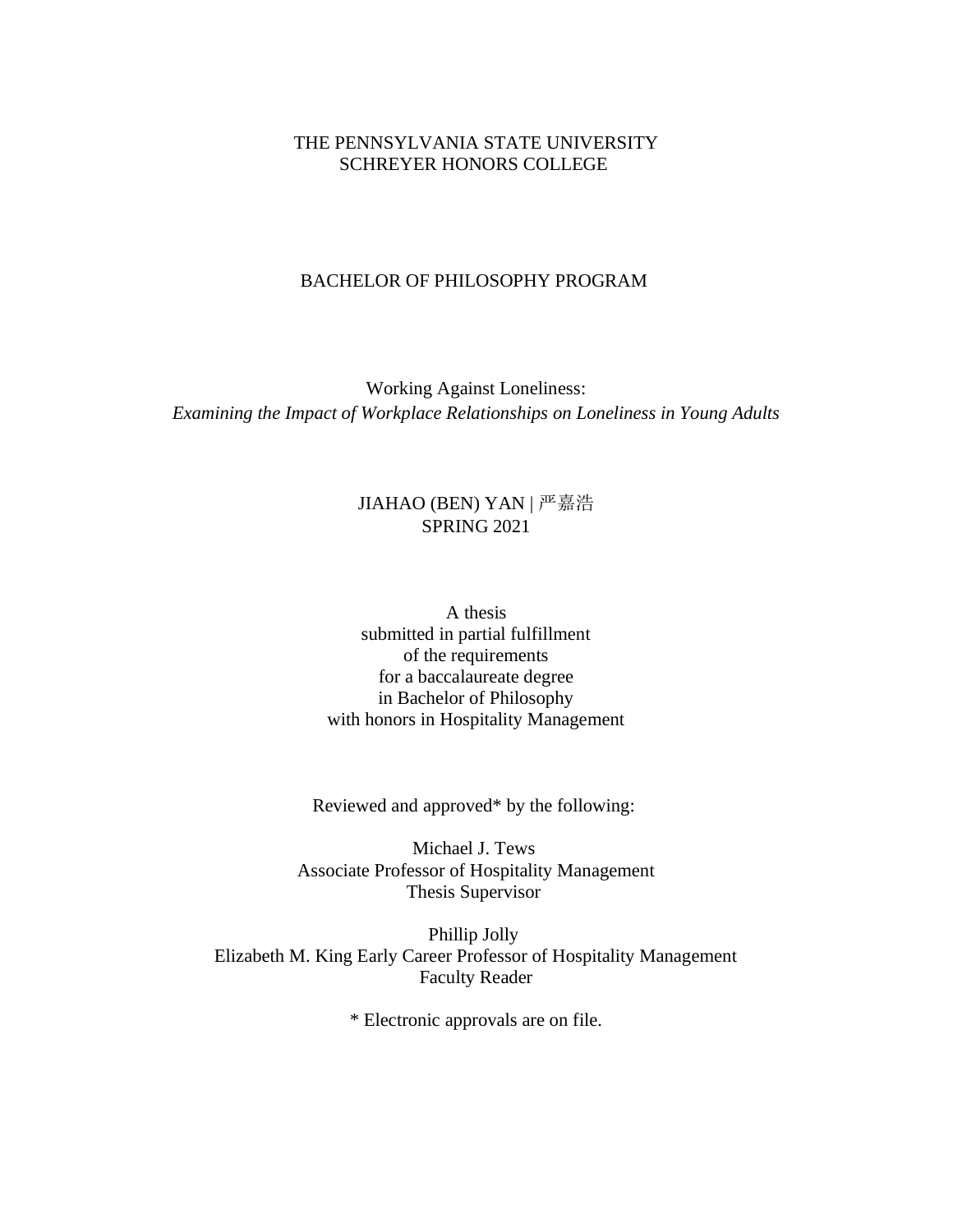THE PENNSYLVANIA STATE UNIVERSITY
SCHREYER HONORS COLLEGE

BACHELOR OF PHILOSOPHY PROGRAM

# Working Against Loneliness:
*Examining the Impact of Workplace Relationships on Loneliness in Young Adults*

JIAHAO (BEN) YAN | 严嘉浩
SPRING 2021

A thesis
submitted in partial fulfillment
of the requirements
for a baccalaureate degree
in Bachelor of Philosophy
with honors in Hospitality Management

Reviewed and approved* by the following:

Michael J. Tews
Associate Professor of Hospitality Management
Thesis Supervisor

Phillip Jolly
Elizabeth M. King Early Career Professor of Hospitality Management
Faculty Reader

* Electronic approvals are on file.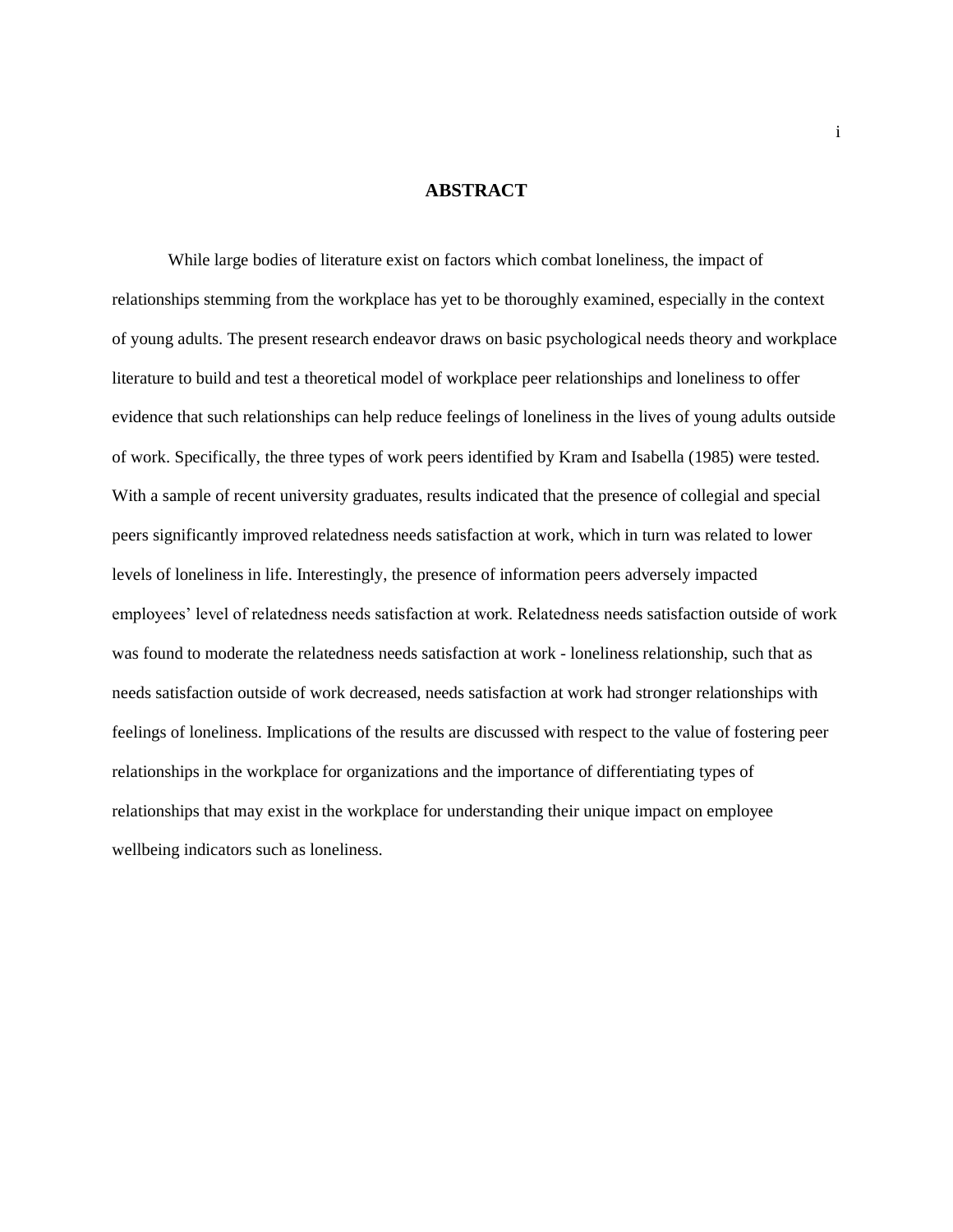# ABSTRACT

While large bodies of literature exist on factors which combat loneliness, the impact of relationships stemming from the workplace has yet to be thoroughly examined, especially in the context of young adults. The present research endeavor draws on basic psychological needs theory and workplace literature to build and test a theoretical model of workplace peer relationships and loneliness to offer evidence that such relationships can help reduce feelings of loneliness in the lives of young adults outside of work. Specifically, the three types of work peers identified by Kram and Isabella (1985) were tested. With a sample of recent university graduates, results indicated that the presence of collegial and special peers significantly improved relatedness needs satisfaction at work, which in turn was related to lower levels of loneliness in life. Interestingly, the presence of information peers adversely impacted employees' level of relatedness needs satisfaction at work. Relatedness needs satisfaction outside of work was found to moderate the relatedness needs satisfaction at work - loneliness relationship, such that as needs satisfaction outside of work decreased, needs satisfaction at work had stronger relationships with feelings of loneliness. Implications of the results are discussed with respect to the value of fostering peer relationships in the workplace for organizations and the importance of differentiating types of relationships that may exist in the workplace for understanding their unique impact on employee wellbeing indicators such as loneliness.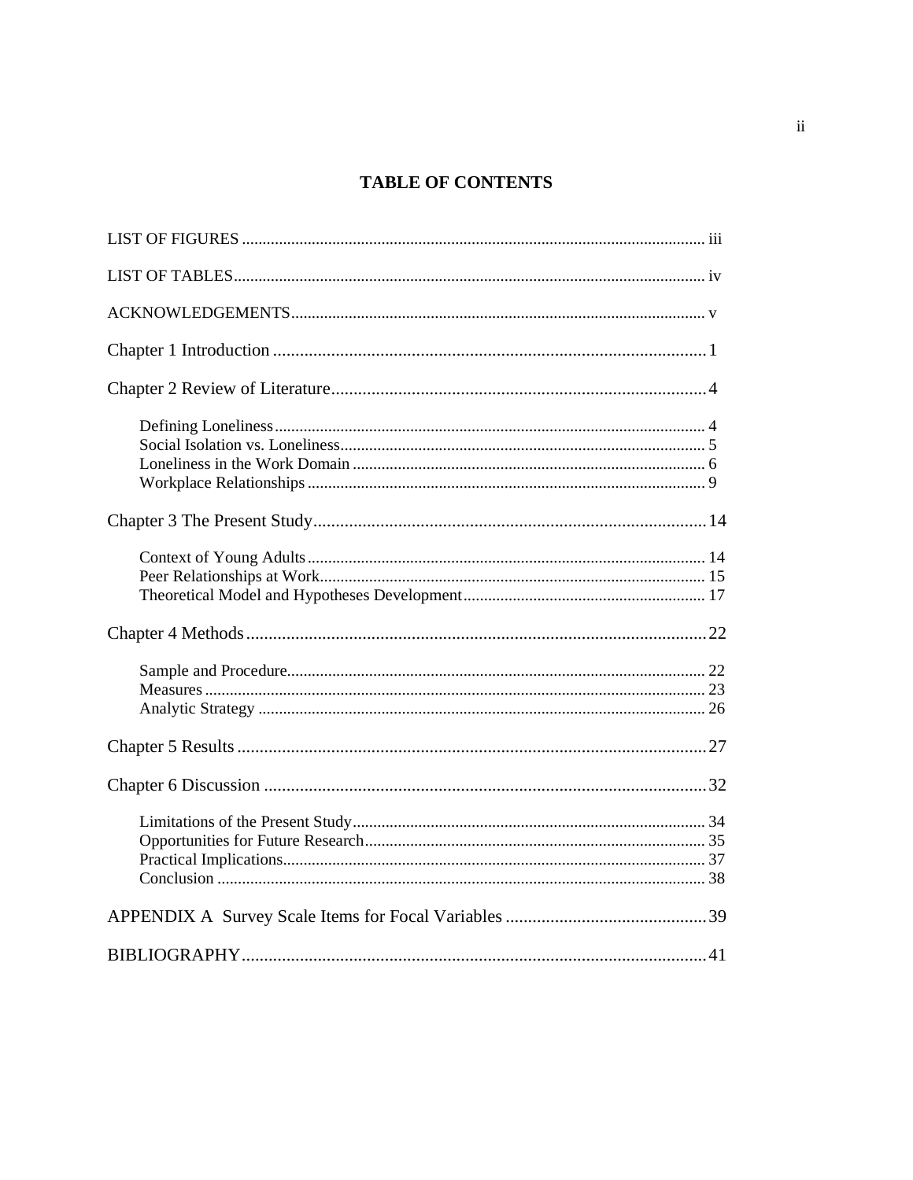# TABLE OF CONTENTS

LIST OF FIGURES ........................................................................................................... iii

LIST OF TABLES ............................................................................................................ iv

ACKNOWLEDGEMENTS ................................................................................................ v

Chapter 1 Introduction ...................................................................................................... 1

Chapter 2 Review of Literature ........................................................................................ 4

- Defining Loneliness ..................................................................................................... 4
- Social Isolation vs. Loneliness ..................................................................................... 5
- Loneliness in the Work Domain .................................................................................. 6
- Workplace Relationships ............................................................................................. 9

Chapter 3 The Present Study ............................................................................................ 14

- Context of Young Adults ............................................................................................. 14
- Peer Relationships at Work .......................................................................................... 15
- Theoretical Model and Hypotheses Development ........................................................ 17

Chapter 4 Methods ............................................................................................................ 22

- Sample and Procedure .................................................................................................. 22
- Measures ...................................................................................................................... 23
- Analytic Strategy .......................................................................................................... 26

Chapter 5 Results .............................................................................................................. 27

Chapter 6 Discussion ......................................................................................................... 32

- Limitations of the Present Study ................................................................................... 34
- Opportunities for Future Research ................................................................................ 35
- Practical Implications ................................................................................................... 37
- Conclusion .................................................................................................................... 38

APPENDIX A Survey Scale Items for Focal Variables ..................................................... 39

BIBLIOGRAPHY ............................................................................................................... 41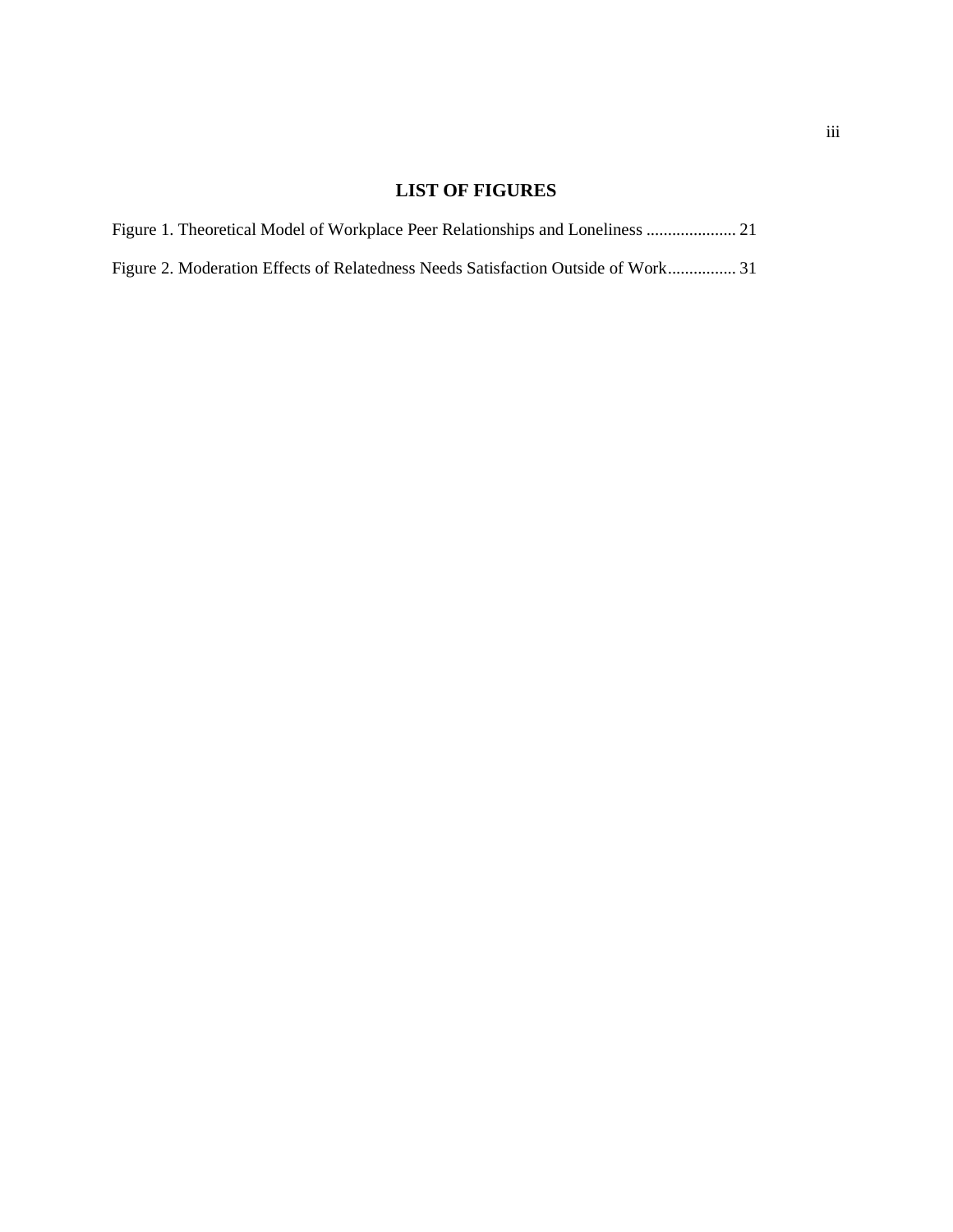## LIST OF FIGURES

Figure 1. Theoretical Model of Workplace Peer Relationships and Loneliness ..................... 21

Figure 2. Moderation Effects of Relatedness Needs Satisfaction Outside of Work................ 31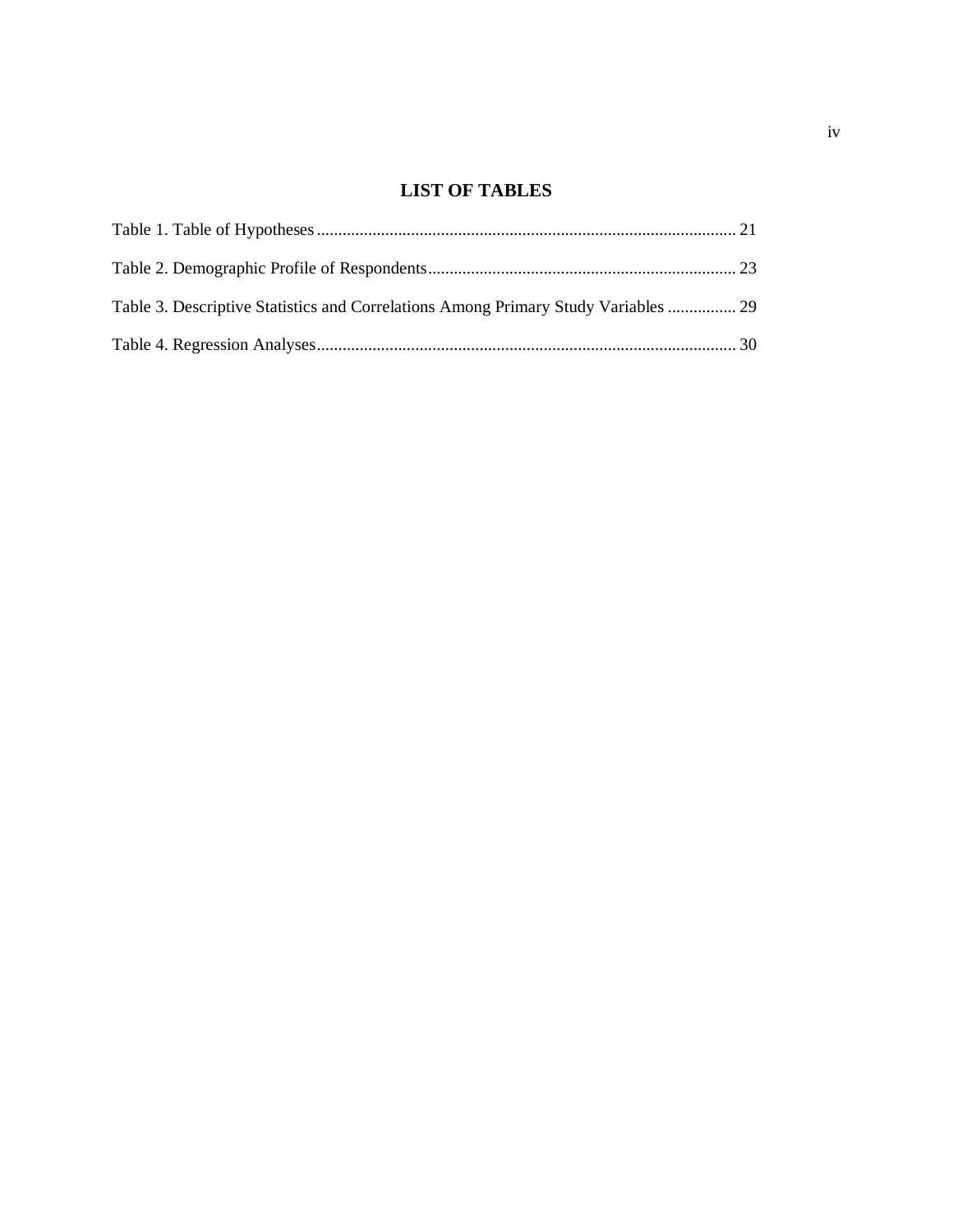# LIST OF TABLES

Table 1. Table of Hypotheses ........................................................................................ 21

Table 2. Demographic Profile of Respondents ........................................................................ 23

Table 3. Descriptive Statistics and Correlations Among Primary Study Variables ................ 29

Table 4. Regression Analyses ........................................................................................ 30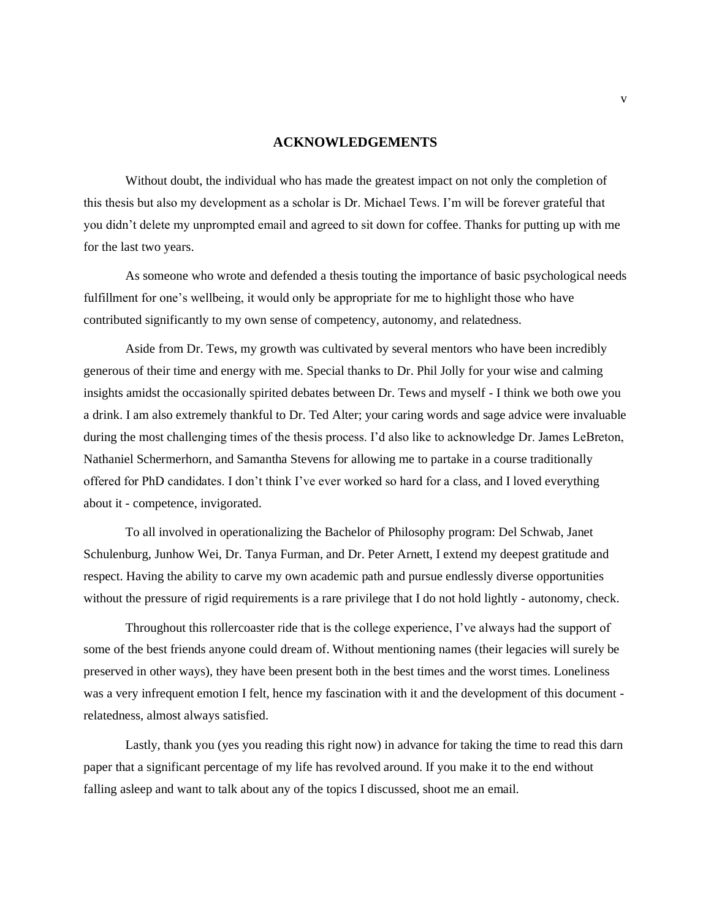# ACKNOWLEDGEMENTS

Without doubt, the individual who has made the greatest impact on not only the completion of this thesis but also my development as a scholar is Dr. Michael Tews. I'm will be forever grateful that you didn't delete my unprompted email and agreed to sit down for coffee. Thanks for putting up with me for the last two years.

As someone who wrote and defended a thesis touting the importance of basic psychological needs fulfillment for one's wellbeing, it would only be appropriate for me to highlight those who have contributed significantly to my own sense of competency, autonomy, and relatedness.

Aside from Dr. Tews, my growth was cultivated by several mentors who have been incredibly generous of their time and energy with me. Special thanks to Dr. Phil Jolly for your wise and calming insights amidst the occasionally spirited debates between Dr. Tews and myself - I think we both owe you a drink. I am also extremely thankful to Dr. Ted Alter; your caring words and sage advice were invaluable during the most challenging times of the thesis process. I'd also like to acknowledge Dr. James LeBreton, Nathaniel Schermerhorn, and Samantha Stevens for allowing me to partake in a course traditionally offered for PhD candidates. I don't think I've ever worked so hard for a class, and I loved everything about it - competence, invigorated.

To all involved in operationalizing the Bachelor of Philosophy program: Del Schwab, Janet Schulenburg, Junhow Wei, Dr. Tanya Furman, and Dr. Peter Arnett, I extend my deepest gratitude and respect. Having the ability to carve my own academic path and pursue endlessly diverse opportunities without the pressure of rigid requirements is a rare privilege that I do not hold lightly - autonomy, check.

Throughout this rollercoaster ride that is the college experience, I've always had the support of some of the best friends anyone could dream of. Without mentioning names (their legacies will surely be preserved in other ways), they have been present both in the best times and the worst times. Loneliness was a very infrequent emotion I felt, hence my fascination with it and the development of this document - relatedness, almost always satisfied.

Lastly, thank you (yes you reading this right now) in advance for taking the time to read this darn paper that a significant percentage of my life has revolved around. If you make it to the end without falling asleep and want to talk about any of the topics I discussed, shoot me an email.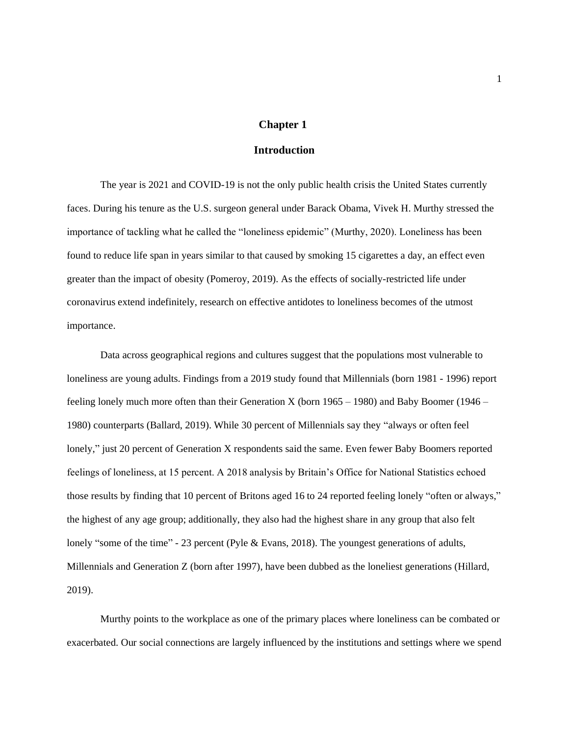# Chapter 1

## Introduction

The year is 2021 and COVID-19 is not the only public health crisis the United States currently faces. During his tenure as the U.S. surgeon general under Barack Obama, Vivek H. Murthy stressed the importance of tackling what he called the "loneliness epidemic" (Murthy, 2020). Loneliness has been found to reduce life span in years similar to that caused by smoking 15 cigarettes a day, an effect even greater than the impact of obesity (Pomeroy, 2019). As the effects of socially-restricted life under coronavirus extend indefinitely, research on effective antidotes to loneliness becomes of the utmost importance.

Data across geographical regions and cultures suggest that the populations most vulnerable to loneliness are young adults. Findings from a 2019 study found that Millennials (born 1981 - 1996) report feeling lonely much more often than their Generation X (born 1965 – 1980) and Baby Boomer (1946 – 1980) counterparts (Ballard, 2019). While 30 percent of Millennials say they "always or often feel lonely," just 20 percent of Generation X respondents said the same. Even fewer Baby Boomers reported feelings of loneliness, at 15 percent. A 2018 analysis by Britain's Office for National Statistics echoed those results by finding that 10 percent of Britons aged 16 to 24 reported feeling lonely "often or always," the highest of any age group; additionally, they also had the highest share in any group that also felt lonely "some of the time" - 23 percent (Pyle & Evans, 2018). The youngest generations of adults, Millennials and Generation Z (born after 1997), have been dubbed as the loneliest generations (Hillard, 2019).

Murthy points to the workplace as one of the primary places where loneliness can be combated or exacerbated. Our social connections are largely influenced by the institutions and settings where we spend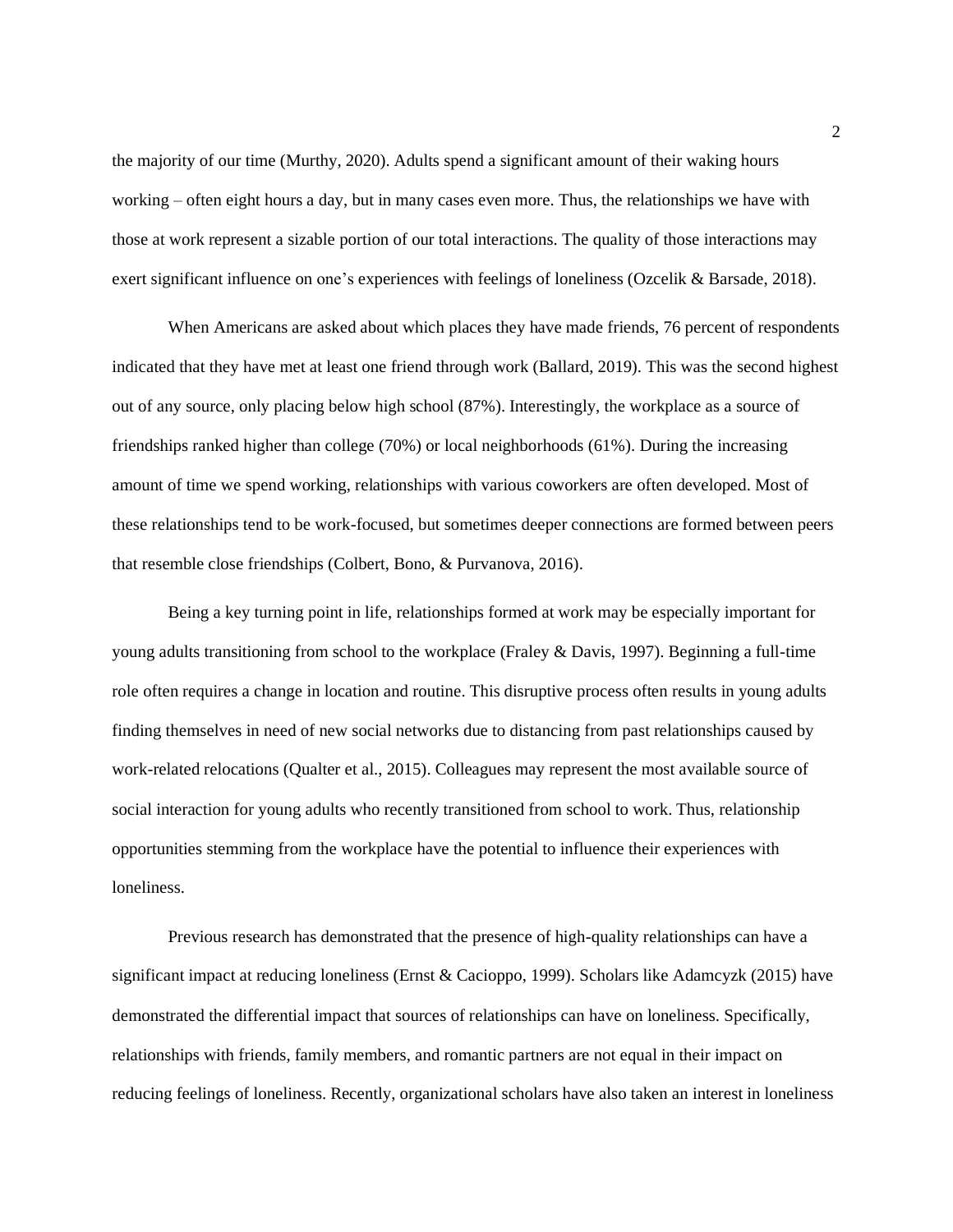the majority of our time (Murthy, 2020). Adults spend a significant amount of their waking hours working – often eight hours a day, but in many cases even more. Thus, the relationships we have with those at work represent a sizable portion of our total interactions. The quality of those interactions may exert significant influence on one's experiences with feelings of loneliness (Ozcelik & Barsade, 2018).

When Americans are asked about which places they have made friends, 76 percent of respondents indicated that they have met at least one friend through work (Ballard, 2019). This was the second highest out of any source, only placing below high school (87%). Interestingly, the workplace as a source of friendships ranked higher than college (70%) or local neighborhoods (61%). During the increasing amount of time we spend working, relationships with various coworkers are often developed. Most of these relationships tend to be work-focused, but sometimes deeper connections are formed between peers that resemble close friendships (Colbert, Bono, & Purvanova, 2016).

Being a key turning point in life, relationships formed at work may be especially important for young adults transitioning from school to the workplace (Fraley & Davis, 1997). Beginning a full-time role often requires a change in location and routine. This disruptive process often results in young adults finding themselves in need of new social networks due to distancing from past relationships caused by work-related relocations (Qualter et al., 2015). Colleagues may represent the most available source of social interaction for young adults who recently transitioned from school to work. Thus, relationship opportunities stemming from the workplace have the potential to influence their experiences with loneliness.

Previous research has demonstrated that the presence of high-quality relationships can have a significant impact at reducing loneliness (Ernst & Cacioppo, 1999). Scholars like Adamcyzk (2015) have demonstrated the differential impact that sources of relationships can have on loneliness. Specifically, relationships with friends, family members, and romantic partners are not equal in their impact on reducing feelings of loneliness. Recently, organizational scholars have also taken an interest in loneliness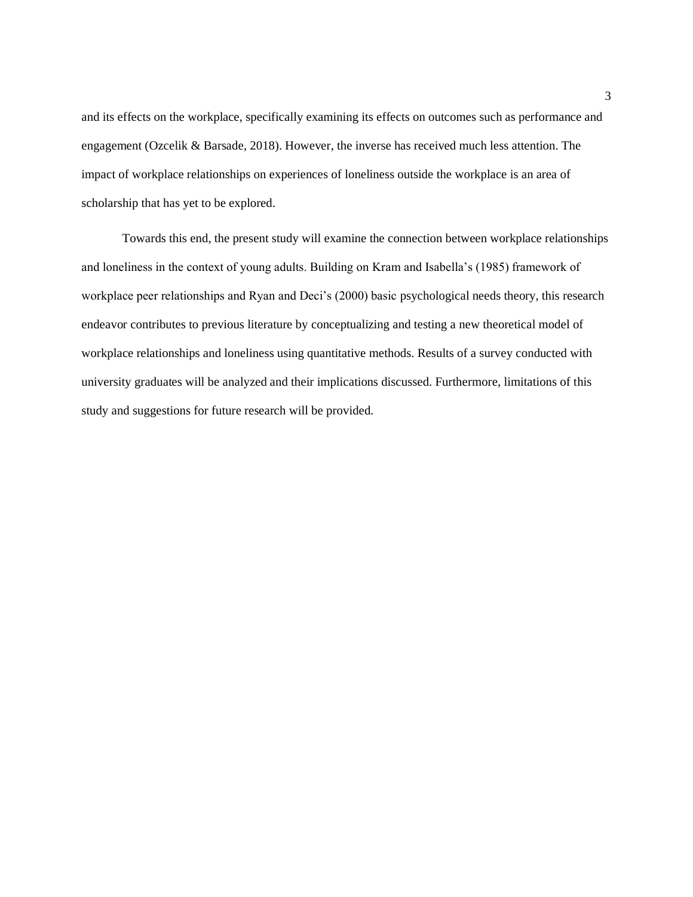and its effects on the workplace, specifically examining its effects on outcomes such as performance and engagement (Ozcelik & Barsade, 2018). However, the inverse has received much less attention. The impact of workplace relationships on experiences of loneliness outside the workplace is an area of scholarship that has yet to be explored.

Towards this end, the present study will examine the connection between workplace relationships and loneliness in the context of young adults. Building on Kram and Isabella's (1985) framework of workplace peer relationships and Ryan and Deci's (2000) basic psychological needs theory, this research endeavor contributes to previous literature by conceptualizing and testing a new theoretical model of workplace relationships and loneliness using quantitative methods. Results of a survey conducted with university graduates will be analyzed and their implications discussed. Furthermore, limitations of this study and suggestions for future research will be provided.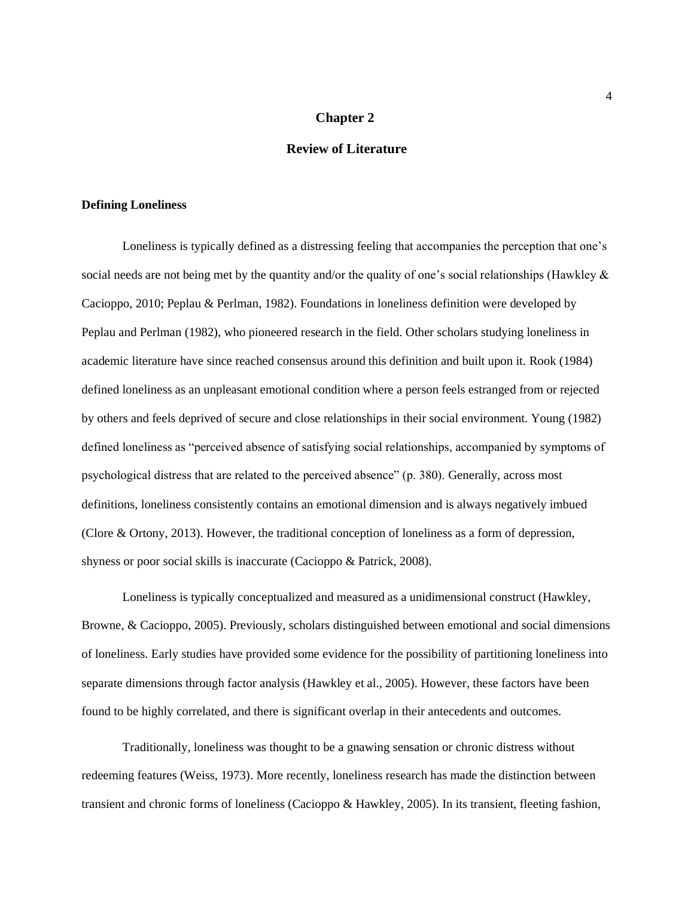# Chapter 2

## Review of Literature

### Defining Loneliness

Loneliness is typically defined as a distressing feeling that accompanies the perception that one's social needs are not being met by the quantity and/or the quality of one's social relationships (Hawkley & Cacioppo, 2010; Peplau & Perlman, 1982). Foundations in loneliness definition were developed by Peplau and Perlman (1982), who pioneered research in the field. Other scholars studying loneliness in academic literature have since reached consensus around this definition and built upon it. Rook (1984) defined loneliness as an unpleasant emotional condition where a person feels estranged from or rejected by others and feels deprived of secure and close relationships in their social environment. Young (1982) defined loneliness as "perceived absence of satisfying social relationships, accompanied by symptoms of psychological distress that are related to the perceived absence" (p. 380). Generally, across most definitions, loneliness consistently contains an emotional dimension and is always negatively imbued (Clore & Ortony, 2013). However, the traditional conception of loneliness as a form of depression, shyness or poor social skills is inaccurate (Cacioppo & Patrick, 2008).

Loneliness is typically conceptualized and measured as a unidimensional construct (Hawkley, Browne, & Cacioppo, 2005). Previously, scholars distinguished between emotional and social dimensions of loneliness. Early studies have provided some evidence for the possibility of partitioning loneliness into separate dimensions through factor analysis (Hawkley et al., 2005). However, these factors have been found to be highly correlated, and there is significant overlap in their antecedents and outcomes.

Traditionally, loneliness was thought to be a gnawing sensation or chronic distress without redeeming features (Weiss, 1973). More recently, loneliness research has made the distinction between transient and chronic forms of loneliness (Cacioppo & Hawkley, 2005). In its transient, fleeting fashion,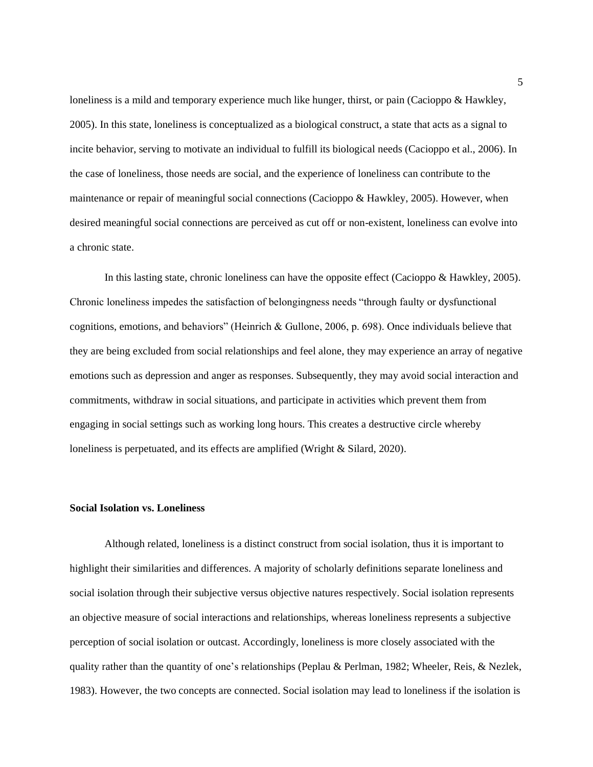loneliness is a mild and temporary experience much like hunger, thirst, or pain (Cacioppo & Hawkley, 2005). In this state, loneliness is conceptualized as a biological construct, a state that acts as a signal to incite behavior, serving to motivate an individual to fulfill its biological needs (Cacioppo et al., 2006). In the case of loneliness, those needs are social, and the experience of loneliness can contribute to the maintenance or repair of meaningful social connections (Cacioppo & Hawkley, 2005). However, when desired meaningful social connections are perceived as cut off or non-existent, loneliness can evolve into a chronic state.

In this lasting state, chronic loneliness can have the opposite effect (Cacioppo & Hawkley, 2005). Chronic loneliness impedes the satisfaction of belongingness needs "through faulty or dysfunctional cognitions, emotions, and behaviors" (Heinrich & Gullone, 2006, p. 698). Once individuals believe that they are being excluded from social relationships and feel alone, they may experience an array of negative emotions such as depression and anger as responses. Subsequently, they may avoid social interaction and commitments, withdraw in social situations, and participate in activities which prevent them from engaging in social settings such as working long hours. This creates a destructive circle whereby loneliness is perpetuated, and its effects are amplified (Wright & Silard, 2020).

**Social Isolation vs. Loneliness**

Although related, loneliness is a distinct construct from social isolation, thus it is important to highlight their similarities and differences. A majority of scholarly definitions separate loneliness and social isolation through their subjective versus objective natures respectively. Social isolation represents an objective measure of social interactions and relationships, whereas loneliness represents a subjective perception of social isolation or outcast. Accordingly, loneliness is more closely associated with the quality rather than the quantity of one's relationships (Peplau & Perlman, 1982; Wheeler, Reis, & Nezlek, 1983). However, the two concepts are connected. Social isolation may lead to loneliness if the isolation is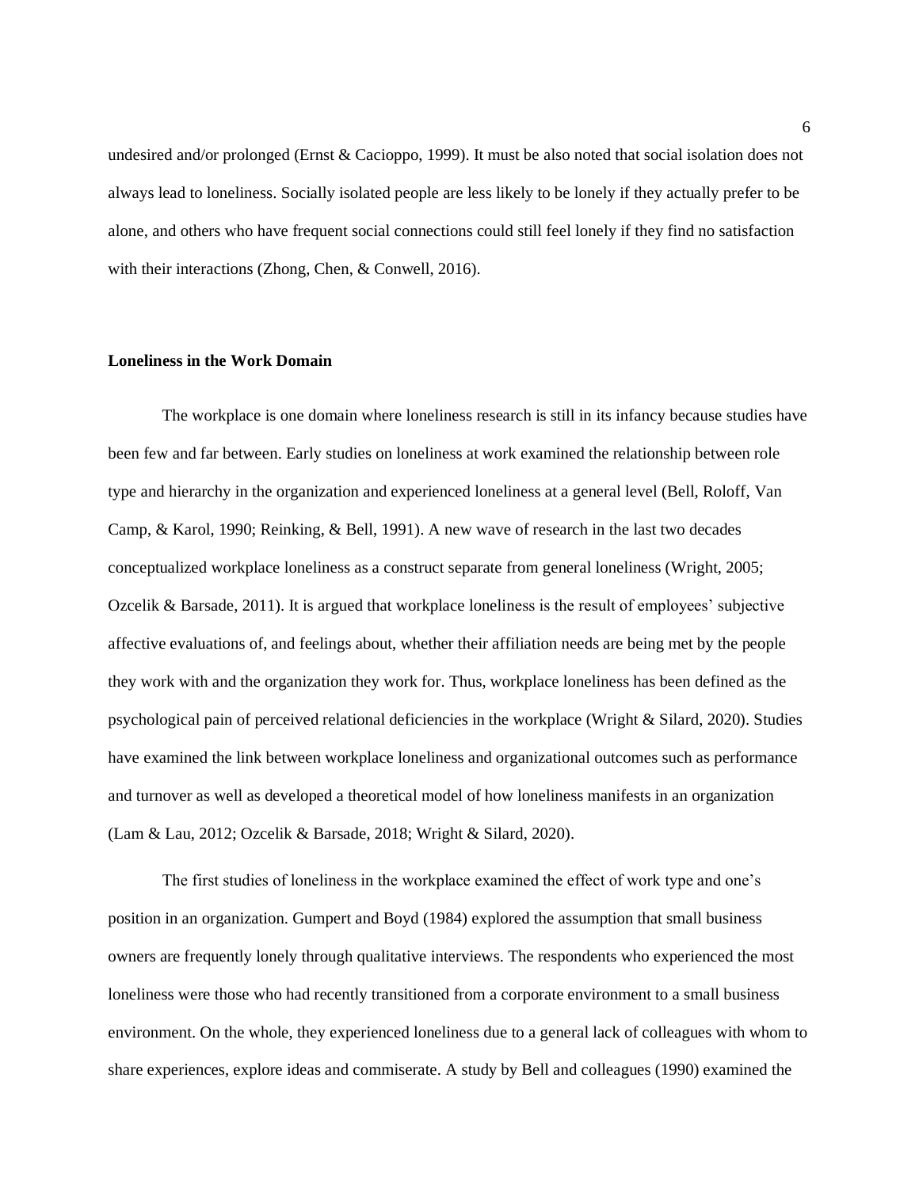undesired and/or prolonged (Ernst & Cacioppo, 1999). It must be also noted that social isolation does not always lead to loneliness. Socially isolated people are less likely to be lonely if they actually prefer to be alone, and others who have frequent social connections could still feel lonely if they find no satisfaction with their interactions (Zhong, Chen, & Conwell, 2016).

### Loneliness in the Work Domain

The workplace is one domain where loneliness research is still in its infancy because studies have been few and far between. Early studies on loneliness at work examined the relationship between role type and hierarchy in the organization and experienced loneliness at a general level (Bell, Roloff, Van Camp, & Karol, 1990; Reinking, & Bell, 1991). A new wave of research in the last two decades conceptualized workplace loneliness as a construct separate from general loneliness (Wright, 2005; Ozcelik & Barsade, 2011). It is argued that workplace loneliness is the result of employees' subjective affective evaluations of, and feelings about, whether their affiliation needs are being met by the people they work with and the organization they work for. Thus, workplace loneliness has been defined as the psychological pain of perceived relational deficiencies in the workplace (Wright & Silard, 2020). Studies have examined the link between workplace loneliness and organizational outcomes such as performance and turnover as well as developed a theoretical model of how loneliness manifests in an organization (Lam & Lau, 2012; Ozcelik & Barsade, 2018; Wright & Silard, 2020).

The first studies of loneliness in the workplace examined the effect of work type and one's position in an organization. Gumpert and Boyd (1984) explored the assumption that small business owners are frequently lonely through qualitative interviews. The respondents who experienced the most loneliness were those who had recently transitioned from a corporate environment to a small business environment. On the whole, they experienced loneliness due to a general lack of colleagues with whom to share experiences, explore ideas and commiserate. A study by Bell and colleagues (1990) examined the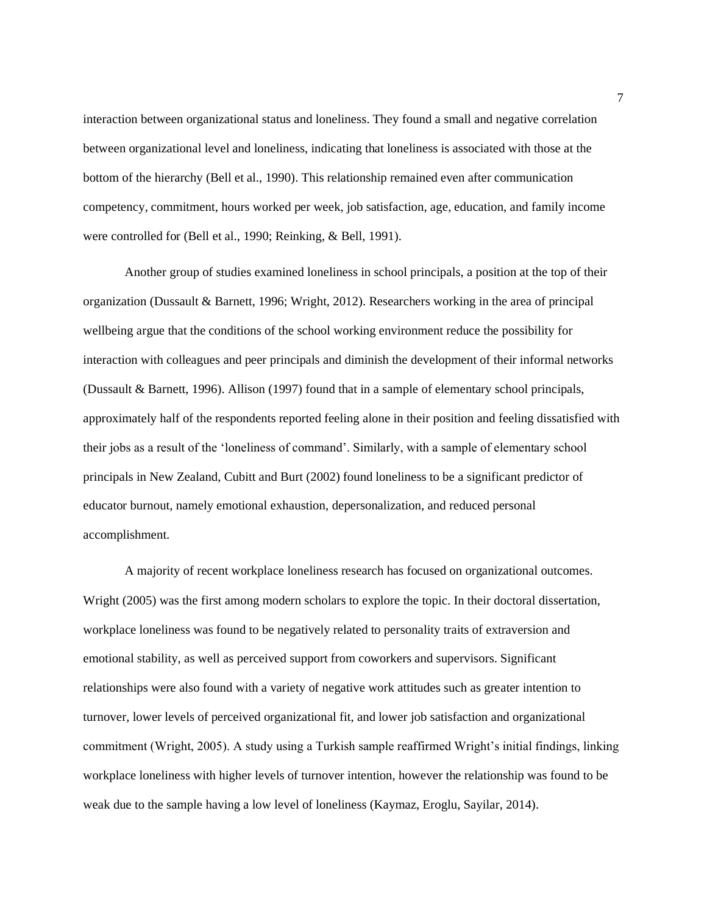interaction between organizational status and loneliness. They found a small and negative correlation between organizational level and loneliness, indicating that loneliness is associated with those at the bottom of the hierarchy (Bell et al., 1990). This relationship remained even after communication competency, commitment, hours worked per week, job satisfaction, age, education, and family income were controlled for (Bell et al., 1990; Reinking, & Bell, 1991).

Another group of studies examined loneliness in school principals, a position at the top of their organization (Dussault & Barnett, 1996; Wright, 2012). Researchers working in the area of principal wellbeing argue that the conditions of the school working environment reduce the possibility for interaction with colleagues and peer principals and diminish the development of their informal networks (Dussault & Barnett, 1996). Allison (1997) found that in a sample of elementary school principals, approximately half of the respondents reported feeling alone in their position and feeling dissatisfied with their jobs as a result of the 'loneliness of command'. Similarly, with a sample of elementary school principals in New Zealand, Cubitt and Burt (2002) found loneliness to be a significant predictor of educator burnout, namely emotional exhaustion, depersonalization, and reduced personal accomplishment.

A majority of recent workplace loneliness research has focused on organizational outcomes. Wright (2005) was the first among modern scholars to explore the topic. In their doctoral dissertation, workplace loneliness was found to be negatively related to personality traits of extraversion and emotional stability, as well as perceived support from coworkers and supervisors. Significant relationships were also found with a variety of negative work attitudes such as greater intention to turnover, lower levels of perceived organizational fit, and lower job satisfaction and organizational commitment (Wright, 2005). A study using a Turkish sample reaffirmed Wright's initial findings, linking workplace loneliness with higher levels of turnover intention, however the relationship was found to be weak due to the sample having a low level of loneliness (Kaymaz, Eroglu, Sayilar, 2014).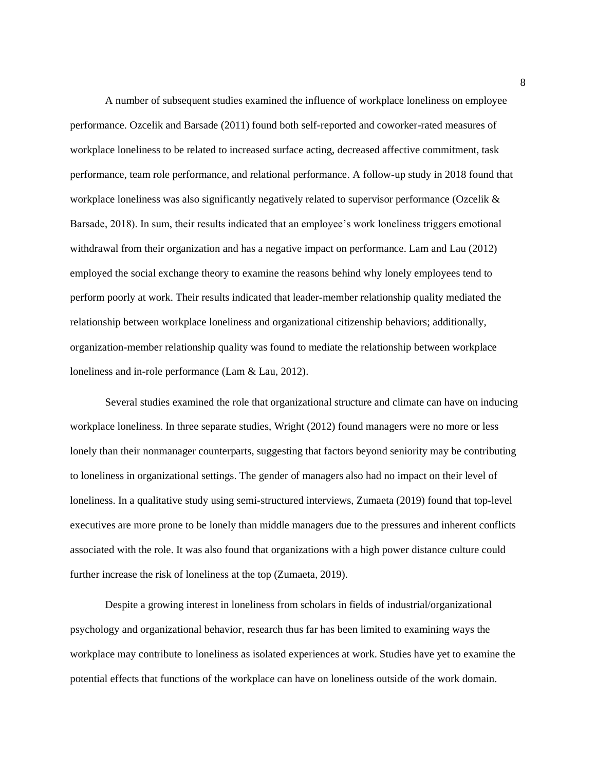A number of subsequent studies examined the influence of workplace loneliness on employee performance. Ozcelik and Barsade (2011) found both self-reported and coworker-rated measures of workplace loneliness to be related to increased surface acting, decreased affective commitment, task performance, team role performance, and relational performance. A follow-up study in 2018 found that workplace loneliness was also significantly negatively related to supervisor performance (Ozcelik & Barsade, 2018). In sum, their results indicated that an employee's work loneliness triggers emotional withdrawal from their organization and has a negative impact on performance. Lam and Lau (2012) employed the social exchange theory to examine the reasons behind why lonely employees tend to perform poorly at work. Their results indicated that leader-member relationship quality mediated the relationship between workplace loneliness and organizational citizenship behaviors; additionally, organization-member relationship quality was found to mediate the relationship between workplace loneliness and in-role performance (Lam & Lau, 2012).

Several studies examined the role that organizational structure and climate can have on inducing workplace loneliness. In three separate studies, Wright (2012) found managers were no more or less lonely than their nonmanager counterparts, suggesting that factors beyond seniority may be contributing to loneliness in organizational settings. The gender of managers also had no impact on their level of loneliness. In a qualitative study using semi-structured interviews, Zumaeta (2019) found that top-level executives are more prone to be lonely than middle managers due to the pressures and inherent conflicts associated with the role. It was also found that organizations with a high power distance culture could further increase the risk of loneliness at the top (Zumaeta, 2019).

Despite a growing interest in loneliness from scholars in fields of industrial/organizational psychology and organizational behavior, research thus far has been limited to examining ways the workplace may contribute to loneliness as isolated experiences at work. Studies have yet to examine the potential effects that functions of the workplace can have on loneliness outside of the work domain.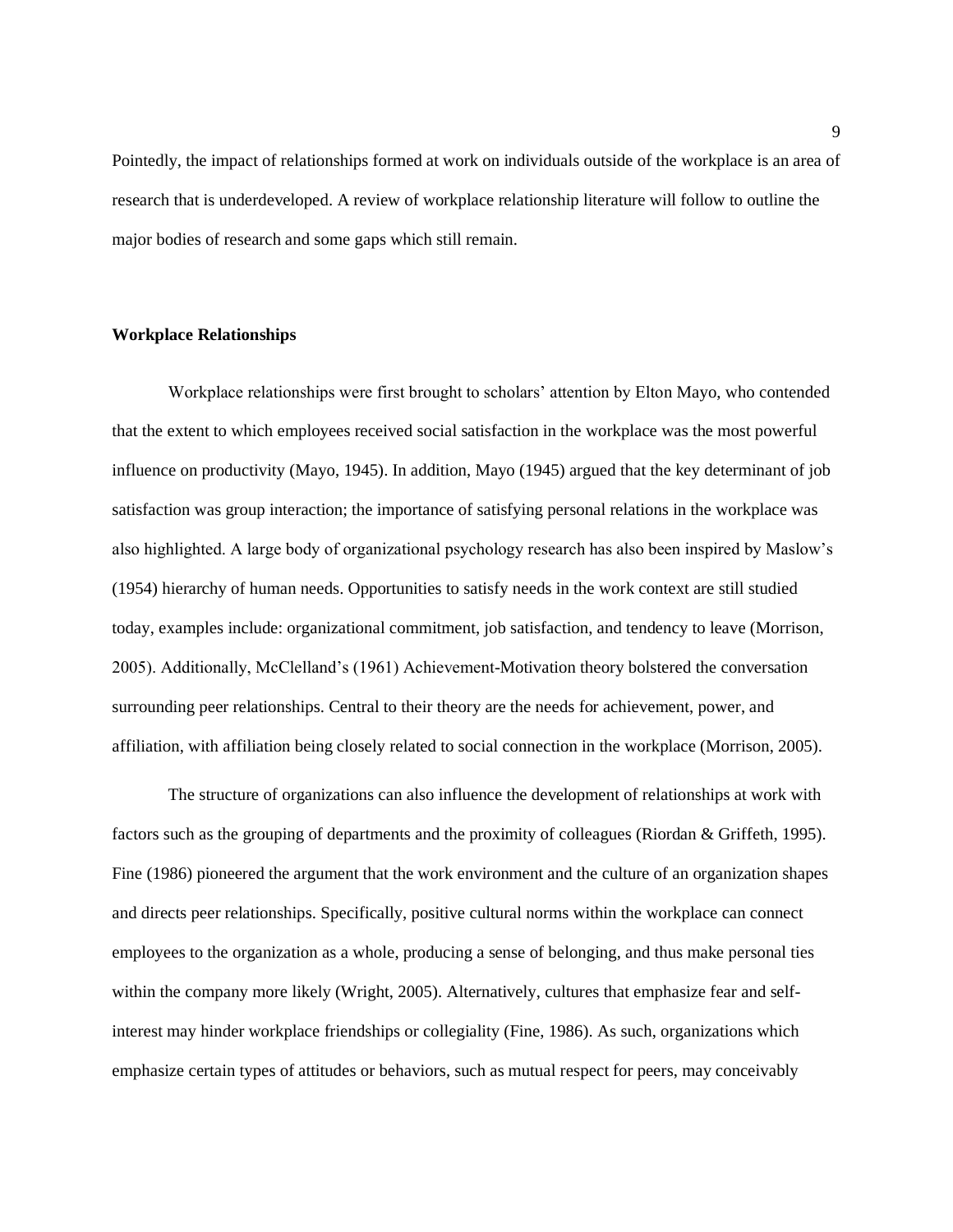Pointedly, the impact of relationships formed at work on individuals outside of the workplace is an area of research that is underdeveloped. A review of workplace relationship literature will follow to outline the major bodies of research and some gaps which still remain.

### Workplace Relationships

Workplace relationships were first brought to scholars' attention by Elton Mayo, who contended that the extent to which employees received social satisfaction in the workplace was the most powerful influence on productivity (Mayo, 1945). In addition, Mayo (1945) argued that the key determinant of job satisfaction was group interaction; the importance of satisfying personal relations in the workplace was also highlighted. A large body of organizational psychology research has also been inspired by Maslow's (1954) hierarchy of human needs. Opportunities to satisfy needs in the work context are still studied today, examples include: organizational commitment, job satisfaction, and tendency to leave (Morrison, 2005). Additionally, McClelland's (1961) Achievement-Motivation theory bolstered the conversation surrounding peer relationships. Central to their theory are the needs for achievement, power, and affiliation, with affiliation being closely related to social connection in the workplace (Morrison, 2005).

The structure of organizations can also influence the development of relationships at work with factors such as the grouping of departments and the proximity of colleagues (Riordan & Griffeth, 1995). Fine (1986) pioneered the argument that the work environment and the culture of an organization shapes and directs peer relationships. Specifically, positive cultural norms within the workplace can connect employees to the organization as a whole, producing a sense of belonging, and thus make personal ties within the company more likely (Wright, 2005). Alternatively, cultures that emphasize fear and self-interest may hinder workplace friendships or collegiality (Fine, 1986). As such, organizations which emphasize certain types of attitudes or behaviors, such as mutual respect for peers, may conceivably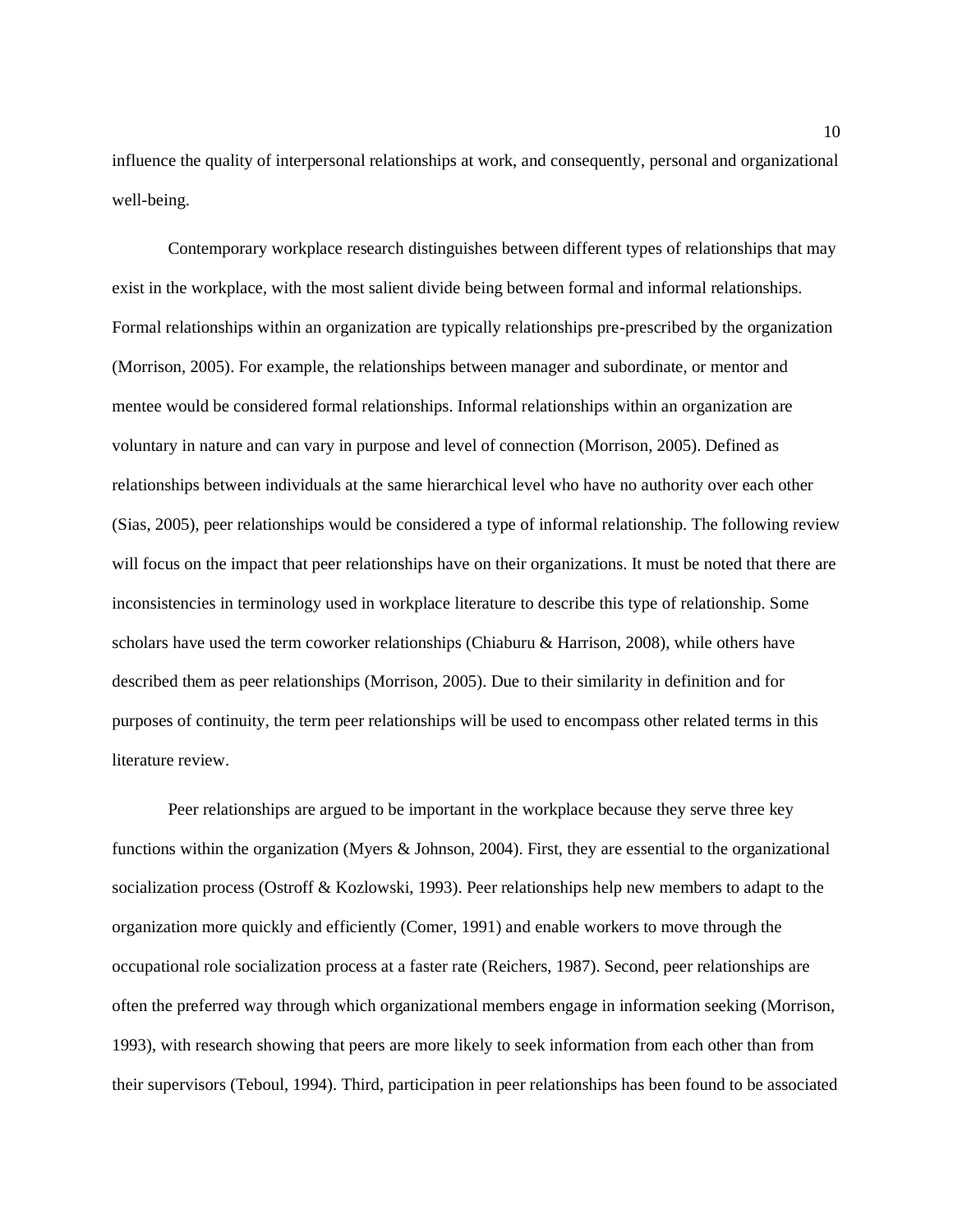influence the quality of interpersonal relationships at work, and consequently, personal and organizational well-being.

Contemporary workplace research distinguishes between different types of relationships that may exist in the workplace, with the most salient divide being between formal and informal relationships. Formal relationships within an organization are typically relationships pre-prescribed by the organization (Morrison, 2005). For example, the relationships between manager and subordinate, or mentor and mentee would be considered formal relationships. Informal relationships within an organization are voluntary in nature and can vary in purpose and level of connection (Morrison, 2005). Defined as relationships between individuals at the same hierarchical level who have no authority over each other (Sias, 2005), peer relationships would be considered a type of informal relationship. The following review will focus on the impact that peer relationships have on their organizations. It must be noted that there are inconsistencies in terminology used in workplace literature to describe this type of relationship. Some scholars have used the term coworker relationships (Chiaburu & Harrison, 2008), while others have described them as peer relationships (Morrison, 2005). Due to their similarity in definition and for purposes of continuity, the term peer relationships will be used to encompass other related terms in this literature review.

Peer relationships are argued to be important in the workplace because they serve three key functions within the organization (Myers & Johnson, 2004). First, they are essential to the organizational socialization process (Ostroff & Kozlowski, 1993). Peer relationships help new members to adapt to the organization more quickly and efficiently (Comer, 1991) and enable workers to move through the occupational role socialization process at a faster rate (Reichers, 1987). Second, peer relationships are often the preferred way through which organizational members engage in information seeking (Morrison, 1993), with research showing that peers are more likely to seek information from each other than from their supervisors (Teboul, 1994). Third, participation in peer relationships has been found to be associated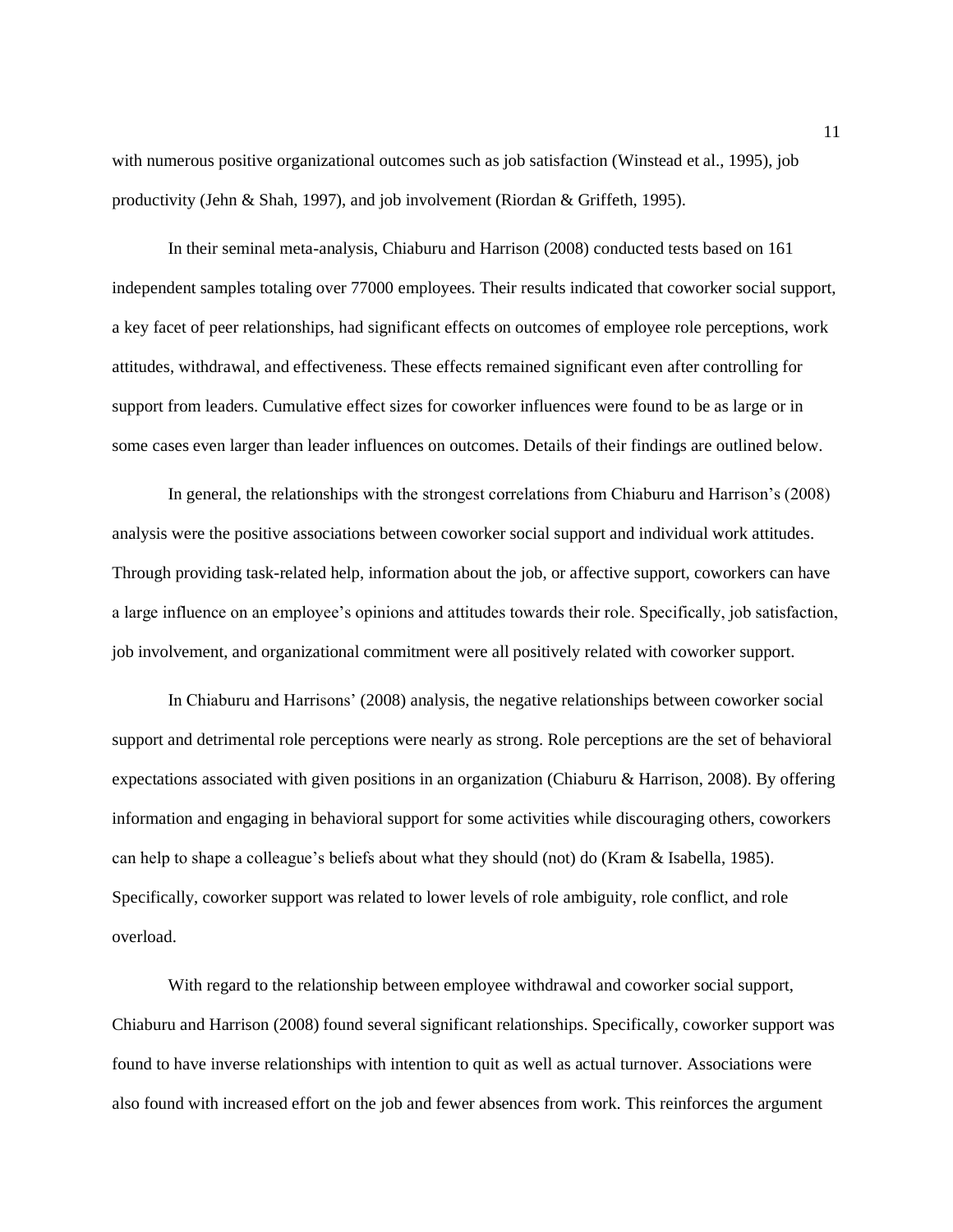with numerous positive organizational outcomes such as job satisfaction (Winstead et al., 1995), job productivity (Jehn & Shah, 1997), and job involvement (Riordan & Griffeth, 1995).

In their seminal meta-analysis, Chiaburu and Harrison (2008) conducted tests based on 161 independent samples totaling over 77000 employees. Their results indicated that coworker social support, a key facet of peer relationships, had significant effects on outcomes of employee role perceptions, work attitudes, withdrawal, and effectiveness. These effects remained significant even after controlling for support from leaders. Cumulative effect sizes for coworker influences were found to be as large or in some cases even larger than leader influences on outcomes. Details of their findings are outlined below.

In general, the relationships with the strongest correlations from Chiaburu and Harrison's (2008) analysis were the positive associations between coworker social support and individual work attitudes. Through providing task-related help, information about the job, or affective support, coworkers can have a large influence on an employee's opinions and attitudes towards their role. Specifically, job satisfaction, job involvement, and organizational commitment were all positively related with coworker support.

In Chiaburu and Harrisons' (2008) analysis, the negative relationships between coworker social support and detrimental role perceptions were nearly as strong. Role perceptions are the set of behavioral expectations associated with given positions in an organization (Chiaburu & Harrison, 2008). By offering information and engaging in behavioral support for some activities while discouraging others, coworkers can help to shape a colleague's beliefs about what they should (not) do (Kram & Isabella, 1985). Specifically, coworker support was related to lower levels of role ambiguity, role conflict, and role overload.

With regard to the relationship between employee withdrawal and coworker social support, Chiaburu and Harrison (2008) found several significant relationships. Specifically, coworker support was found to have inverse relationships with intention to quit as well as actual turnover. Associations were also found with increased effort on the job and fewer absences from work. This reinforces the argument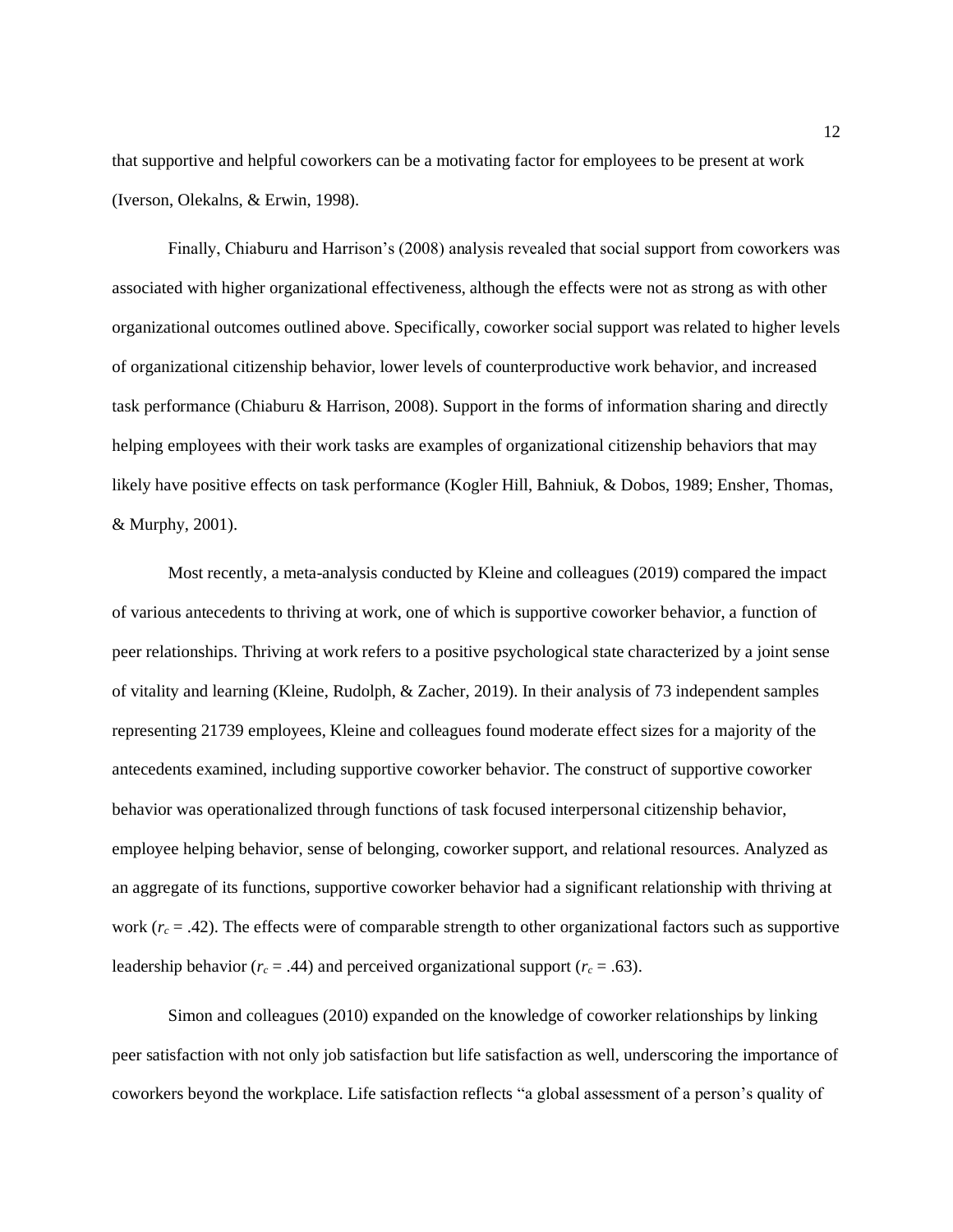that supportive and helpful coworkers can be a motivating factor for employees to be present at work (Iverson, Olekalns, & Erwin, 1998).

Finally, Chiaburu and Harrison's (2008) analysis revealed that social support from coworkers was associated with higher organizational effectiveness, although the effects were not as strong as with other organizational outcomes outlined above. Specifically, coworker social support was related to higher levels of organizational citizenship behavior, lower levels of counterproductive work behavior, and increased task performance (Chiaburu & Harrison, 2008). Support in the forms of information sharing and directly helping employees with their work tasks are examples of organizational citizenship behaviors that may likely have positive effects on task performance (Kogler Hill, Bahniuk, & Dobos, 1989; Ensher, Thomas, & Murphy, 2001).

Most recently, a meta-analysis conducted by Kleine and colleagues (2019) compared the impact of various antecedents to thriving at work, one of which is supportive coworker behavior, a function of peer relationships. Thriving at work refers to a positive psychological state characterized by a joint sense of vitality and learning (Kleine, Rudolph, & Zacher, 2019). In their analysis of 73 independent samples representing 21739 employees, Kleine and colleagues found moderate effect sizes for a majority of the antecedents examined, including supportive coworker behavior. The construct of supportive coworker behavior was operationalized through functions of task focused interpersonal citizenship behavior, employee helping behavior, sense of belonging, coworker support, and relational resources. Analyzed as an aggregate of its functions, supportive coworker behavior had a significant relationship with thriving at work ($r_c = .42$). The effects were of comparable strength to other organizational factors such as supportive leadership behavior ($r_c = .44$) and perceived organizational support ($r_c = .63$).

Simon and colleagues (2010) expanded on the knowledge of coworker relationships by linking peer satisfaction with not only job satisfaction but life satisfaction as well, underscoring the importance of coworkers beyond the workplace. Life satisfaction reflects "a global assessment of a person's quality of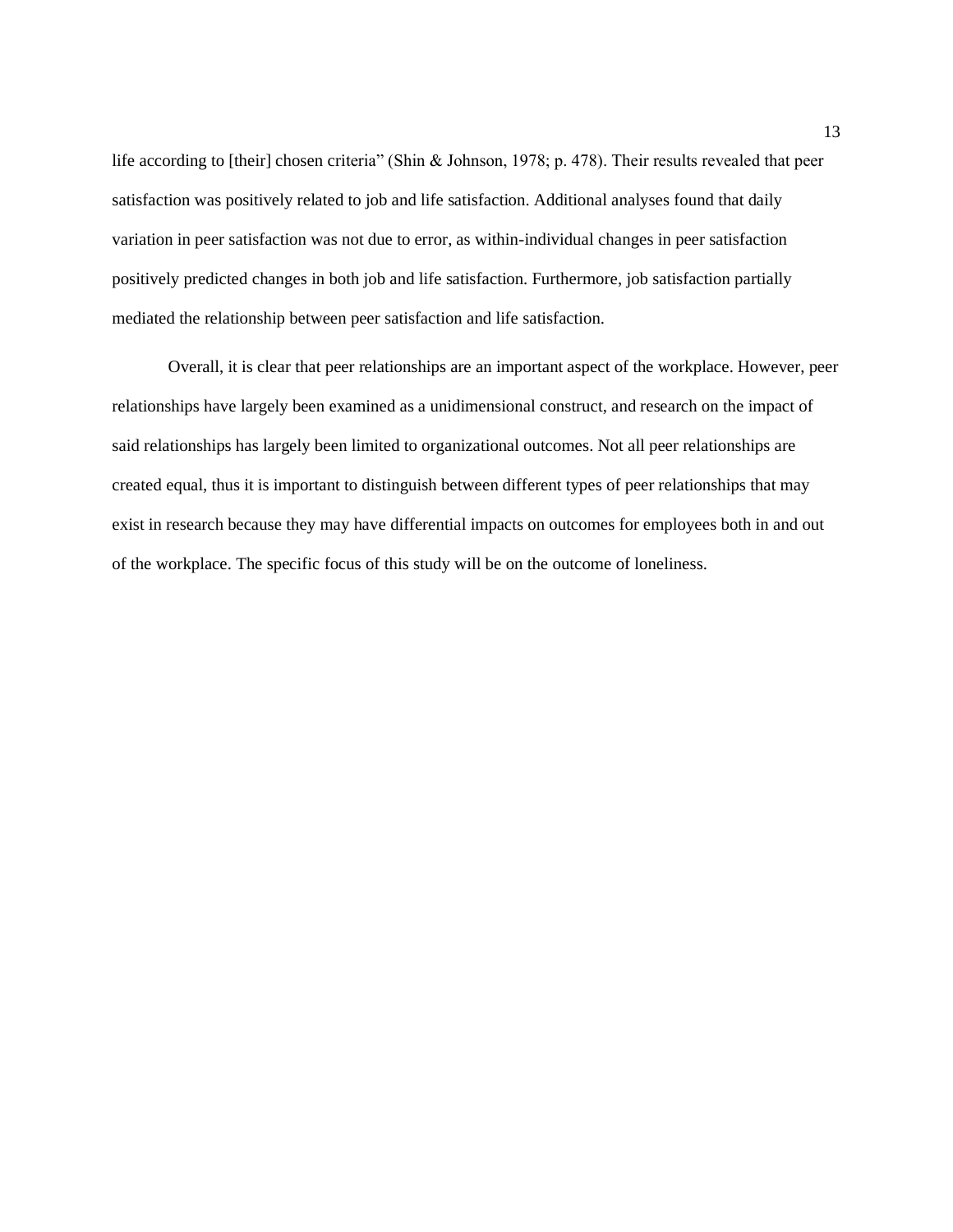life according to [their] chosen criteria" (Shin & Johnson, 1978; p. 478). Their results revealed that peer satisfaction was positively related to job and life satisfaction. Additional analyses found that daily variation in peer satisfaction was not due to error, as within-individual changes in peer satisfaction positively predicted changes in both job and life satisfaction. Furthermore, job satisfaction partially mediated the relationship between peer satisfaction and life satisfaction.

Overall, it is clear that peer relationships are an important aspect of the workplace. However, peer relationships have largely been examined as a unidimensional construct, and research on the impact of said relationships has largely been limited to organizational outcomes. Not all peer relationships are created equal, thus it is important to distinguish between different types of peer relationships that may exist in research because they may have differential impacts on outcomes for employees both in and out of the workplace. The specific focus of this study will be on the outcome of loneliness.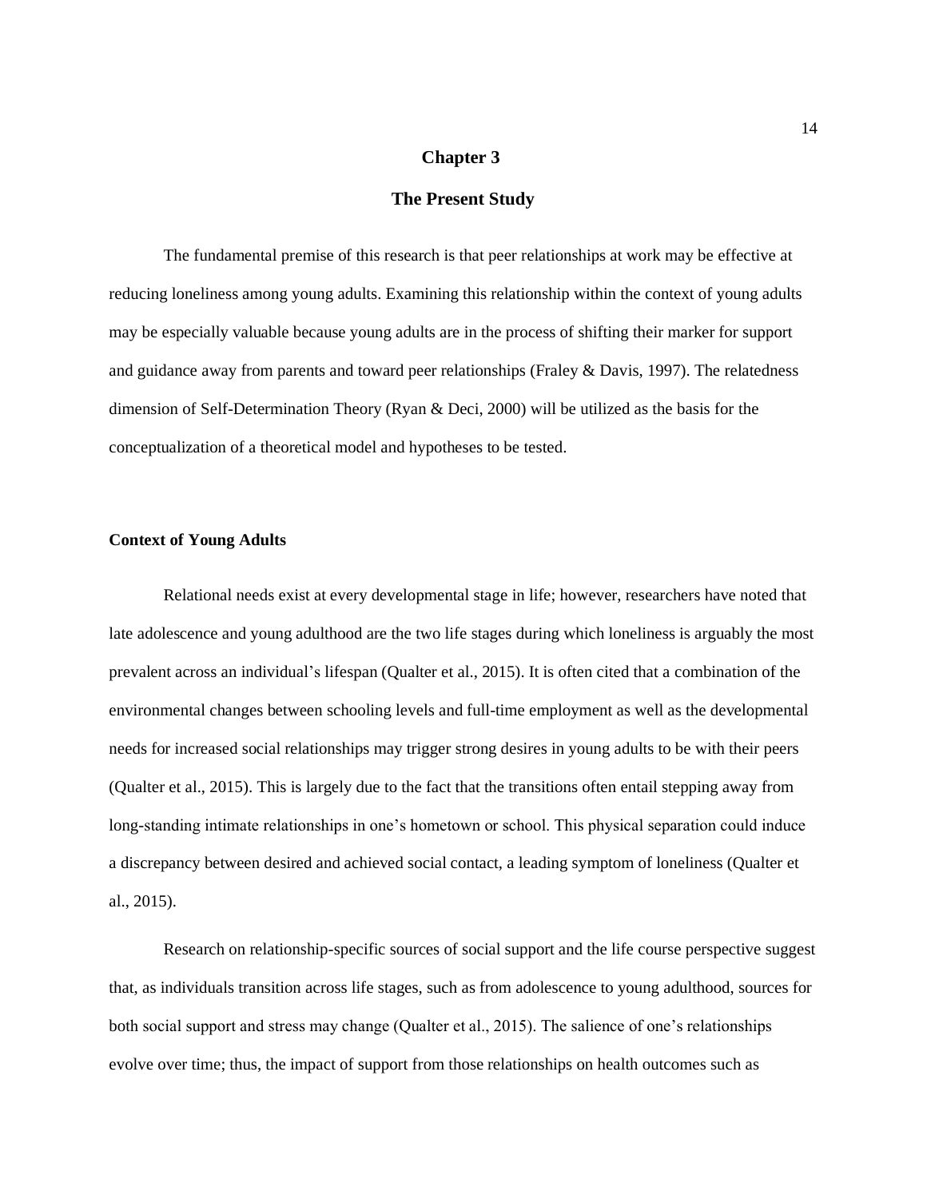# Chapter 3

## The Present Study

The fundamental premise of this research is that peer relationships at work may be effective at reducing loneliness among young adults. Examining this relationship within the context of young adults may be especially valuable because young adults are in the process of shifting their marker for support and guidance away from parents and toward peer relationships (Fraley & Davis, 1997). The relatedness dimension of Self-Determination Theory (Ryan & Deci, 2000) will be utilized as the basis for the conceptualization of a theoretical model and hypotheses to be tested.

### Context of Young Adults

Relational needs exist at every developmental stage in life; however, researchers have noted that late adolescence and young adulthood are the two life stages during which loneliness is arguably the most prevalent across an individual's lifespan (Qualter et al., 2015). It is often cited that a combination of the environmental changes between schooling levels and full-time employment as well as the developmental needs for increased social relationships may trigger strong desires in young adults to be with their peers (Qualter et al., 2015). This is largely due to the fact that the transitions often entail stepping away from long-standing intimate relationships in one's hometown or school. This physical separation could induce a discrepancy between desired and achieved social contact, a leading symptom of loneliness (Qualter et al., 2015).

Research on relationship-specific sources of social support and the life course perspective suggest that, as individuals transition across life stages, such as from adolescence to young adulthood, sources for both social support and stress may change (Qualter et al., 2015). The salience of one's relationships evolve over time; thus, the impact of support from those relationships on health outcomes such as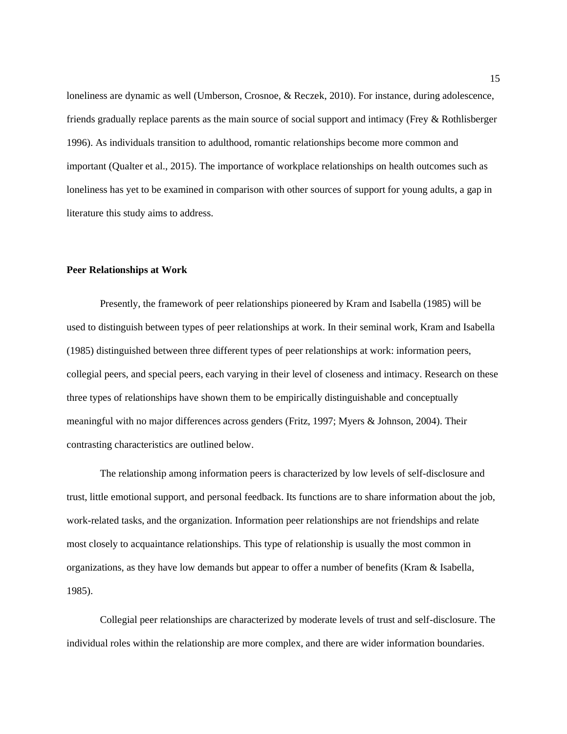loneliness are dynamic as well (Umberson, Crosnoe, & Reczek, 2010). For instance, during adolescence, friends gradually replace parents as the main source of social support and intimacy (Frey & Rothlisberger 1996). As individuals transition to adulthood, romantic relationships become more common and important (Qualter et al., 2015). The importance of workplace relationships on health outcomes such as loneliness has yet to be examined in comparison with other sources of support for young adults, a gap in literature this study aims to address.

**Peer Relationships at Work**

Presently, the framework of peer relationships pioneered by Kram and Isabella (1985) will be used to distinguish between types of peer relationships at work. In their seminal work, Kram and Isabella (1985) distinguished between three different types of peer relationships at work: information peers, collegial peers, and special peers, each varying in their level of closeness and intimacy. Research on these three types of relationships have shown them to be empirically distinguishable and conceptually meaningful with no major differences across genders (Fritz, 1997; Myers & Johnson, 2004). Their contrasting characteristics are outlined below.

The relationship among information peers is characterized by low levels of self-disclosure and trust, little emotional support, and personal feedback. Its functions are to share information about the job, work-related tasks, and the organization. Information peer relationships are not friendships and relate most closely to acquaintance relationships. This type of relationship is usually the most common in organizations, as they have low demands but appear to offer a number of benefits (Kram & Isabella, 1985).

Collegial peer relationships are characterized by moderate levels of trust and self-disclosure. The individual roles within the relationship are more complex, and there are wider information boundaries.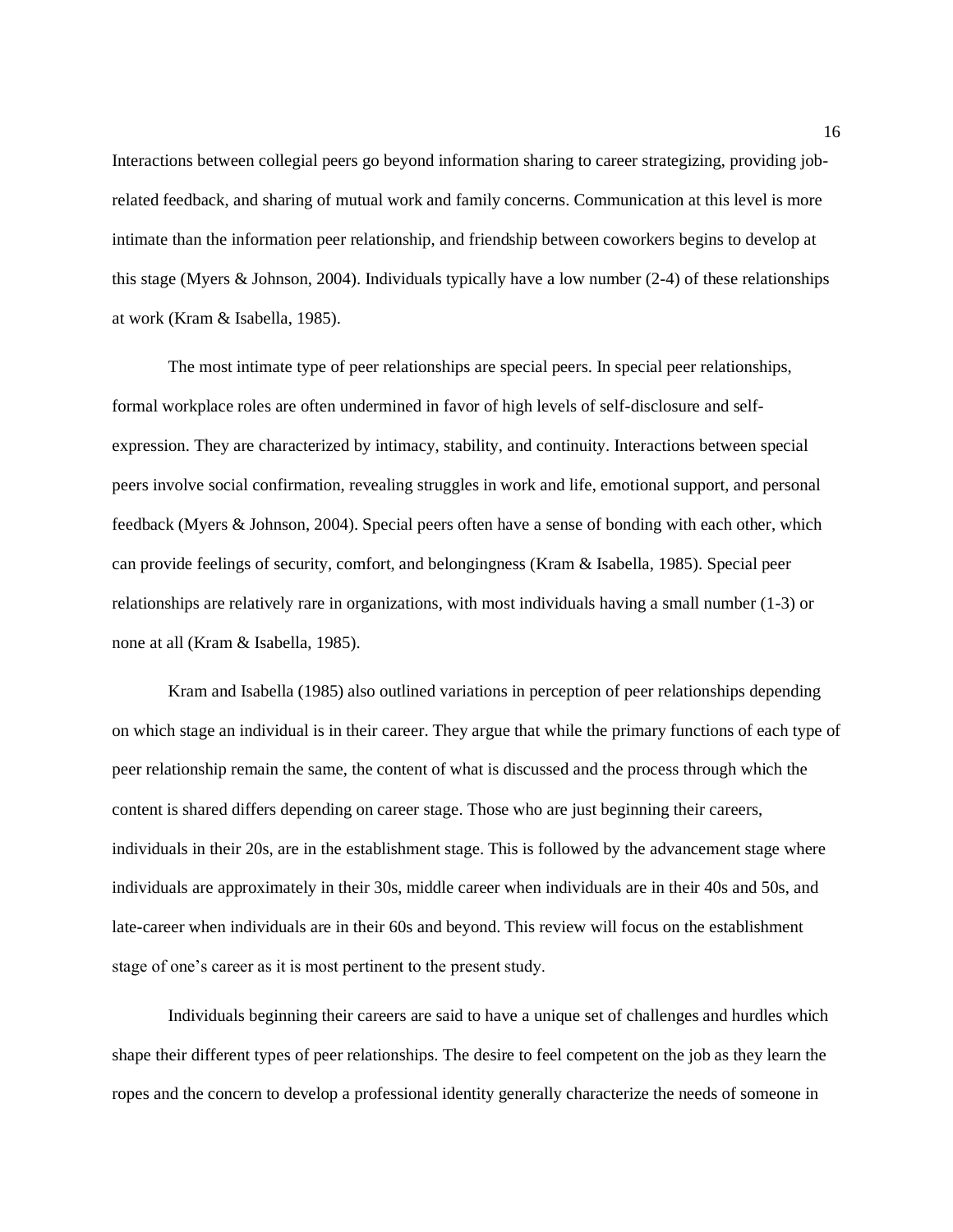Interactions between collegial peers go beyond information sharing to career strategizing, providing job-related feedback, and sharing of mutual work and family concerns. Communication at this level is more intimate than the information peer relationship, and friendship between coworkers begins to develop at this stage (Myers & Johnson, 2004). Individuals typically have a low number (2-4) of these relationships at work (Kram & Isabella, 1985).

The most intimate type of peer relationships are special peers. In special peer relationships, formal workplace roles are often undermined in favor of high levels of self-disclosure and self-expression. They are characterized by intimacy, stability, and continuity. Interactions between special peers involve social confirmation, revealing struggles in work and life, emotional support, and personal feedback (Myers & Johnson, 2004). Special peers often have a sense of bonding with each other, which can provide feelings of security, comfort, and belongingness (Kram & Isabella, 1985). Special peer relationships are relatively rare in organizations, with most individuals having a small number (1-3) or none at all (Kram & Isabella, 1985).

Kram and Isabella (1985) also outlined variations in perception of peer relationships depending on which stage an individual is in their career. They argue that while the primary functions of each type of peer relationship remain the same, the content of what is discussed and the process through which the content is shared differs depending on career stage. Those who are just beginning their careers, individuals in their 20s, are in the establishment stage. This is followed by the advancement stage where individuals are approximately in their 30s, middle career when individuals are in their 40s and 50s, and late-career when individuals are in their 60s and beyond. This review will focus on the establishment stage of one's career as it is most pertinent to the present study.

Individuals beginning their careers are said to have a unique set of challenges and hurdles which shape their different types of peer relationships. The desire to feel competent on the job as they learn the ropes and the concern to develop a professional identity generally characterize the needs of someone in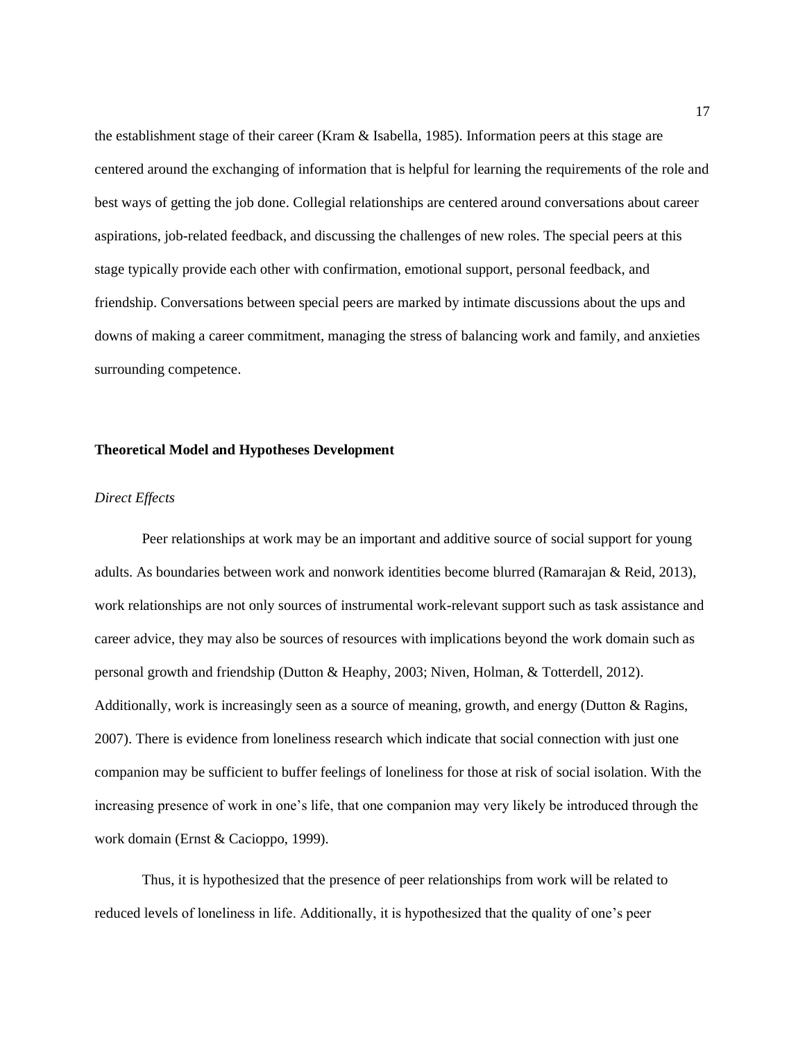the establishment stage of their career (Kram & Isabella, 1985). Information peers at this stage are centered around the exchanging of information that is helpful for learning the requirements of the role and best ways of getting the job done. Collegial relationships are centered around conversations about career aspirations, job-related feedback, and discussing the challenges of new roles. The special peers at this stage typically provide each other with confirmation, emotional support, personal feedback, and friendship. Conversations between special peers are marked by intimate discussions about the ups and downs of making a career commitment, managing the stress of balancing work and family, and anxieties surrounding competence.

## Theoretical Model and Hypotheses Development

### *Direct Effects*

Peer relationships at work may be an important and additive source of social support for young adults. As boundaries between work and nonwork identities become blurred (Ramarajan & Reid, 2013), work relationships are not only sources of instrumental work-relevant support such as task assistance and career advice, they may also be sources of resources with implications beyond the work domain such as personal growth and friendship (Dutton & Heaphy, 2003; Niven, Holman, & Totterdell, 2012). Additionally, work is increasingly seen as a source of meaning, growth, and energy (Dutton & Ragins, 2007). There is evidence from loneliness research which indicate that social connection with just one companion may be sufficient to buffer feelings of loneliness for those at risk of social isolation. With the increasing presence of work in one's life, that one companion may very likely be introduced through the work domain (Ernst & Cacioppo, 1999).

Thus, it is hypothesized that the presence of peer relationships from work will be related to reduced levels of loneliness in life. Additionally, it is hypothesized that the quality of one's peer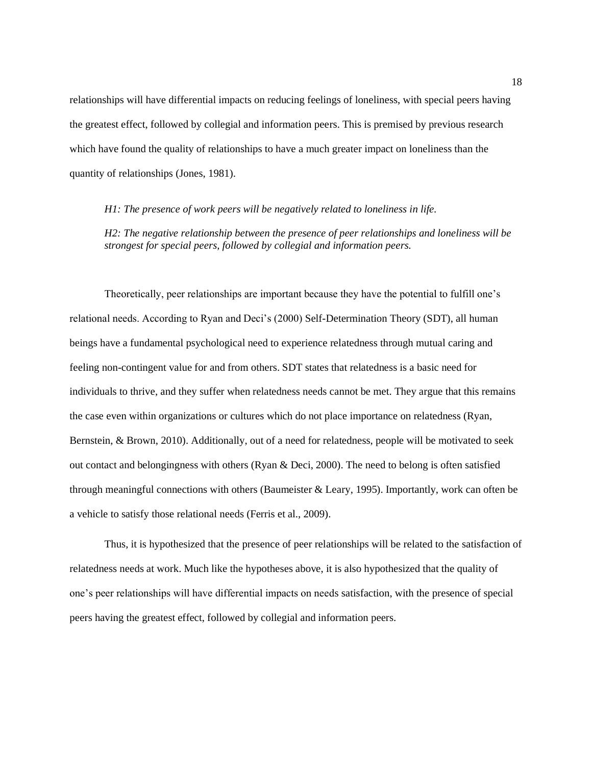relationships will have differential impacts on reducing feelings of loneliness, with special peers having the greatest effect, followed by collegial and information peers. This is premised by previous research which have found the quality of relationships to have a much greater impact on loneliness than the quantity of relationships (Jones, 1981).

*H1: The presence of work peers will be negatively related to loneliness in life.*

*H2: The negative relationship between the presence of peer relationships and loneliness will be strongest for special peers, followed by collegial and information peers.*

Theoretically, peer relationships are important because they have the potential to fulfill one's relational needs. According to Ryan and Deci's (2000) Self-Determination Theory (SDT), all human beings have a fundamental psychological need to experience relatedness through mutual caring and feeling non-contingent value for and from others. SDT states that relatedness is a basic need for individuals to thrive, and they suffer when relatedness needs cannot be met. They argue that this remains the case even within organizations or cultures which do not place importance on relatedness (Ryan, Bernstein, & Brown, 2010). Additionally, out of a need for relatedness, people will be motivated to seek out contact and belongingness with others (Ryan & Deci, 2000). The need to belong is often satisfied through meaningful connections with others (Baumeister & Leary, 1995). Importantly, work can often be a vehicle to satisfy those relational needs (Ferris et al., 2009).

Thus, it is hypothesized that the presence of peer relationships will be related to the satisfaction of relatedness needs at work. Much like the hypotheses above, it is also hypothesized that the quality of one's peer relationships will have differential impacts on needs satisfaction, with the presence of special peers having the greatest effect, followed by collegial and information peers.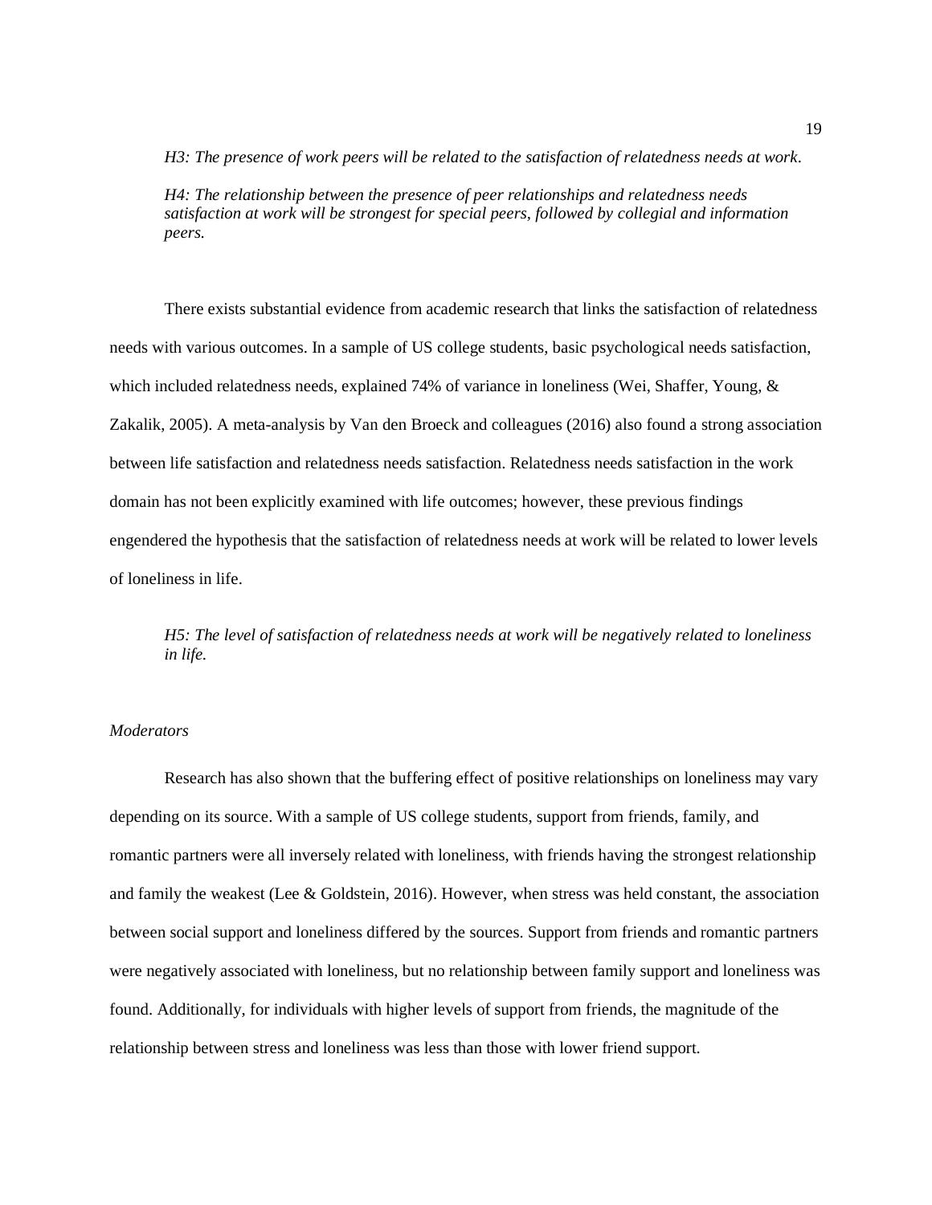*H3: The presence of work peers will be related to the satisfaction of relatedness needs at work.*

*H4: The relationship between the presence of peer relationships and relatedness needs satisfaction at work will be strongest for special peers, followed by collegial and information peers.*

There exists substantial evidence from academic research that links the satisfaction of relatedness needs with various outcomes. In a sample of US college students, basic psychological needs satisfaction, which included relatedness needs, explained 74% of variance in loneliness (Wei, Shaffer, Young, & Zakalik, 2005). A meta-analysis by Van den Broeck and colleagues (2016) also found a strong association between life satisfaction and relatedness needs satisfaction. Relatedness needs satisfaction in the work domain has not been explicitly examined with life outcomes; however, these previous findings engendered the hypothesis that the satisfaction of relatedness needs at work will be related to lower levels of loneliness in life.

*H5: The level of satisfaction of relatedness needs at work will be negatively related to loneliness in life.*

### *Moderators*

Research has also shown that the buffering effect of positive relationships on loneliness may vary depending on its source. With a sample of US college students, support from friends, family, and romantic partners were all inversely related with loneliness, with friends having the strongest relationship and family the weakest (Lee & Goldstein, 2016). However, when stress was held constant, the association between social support and loneliness differed by the sources. Support from friends and romantic partners were negatively associated with loneliness, but no relationship between family support and loneliness was found. Additionally, for individuals with higher levels of support from friends, the magnitude of the relationship between stress and loneliness was less than those with lower friend support.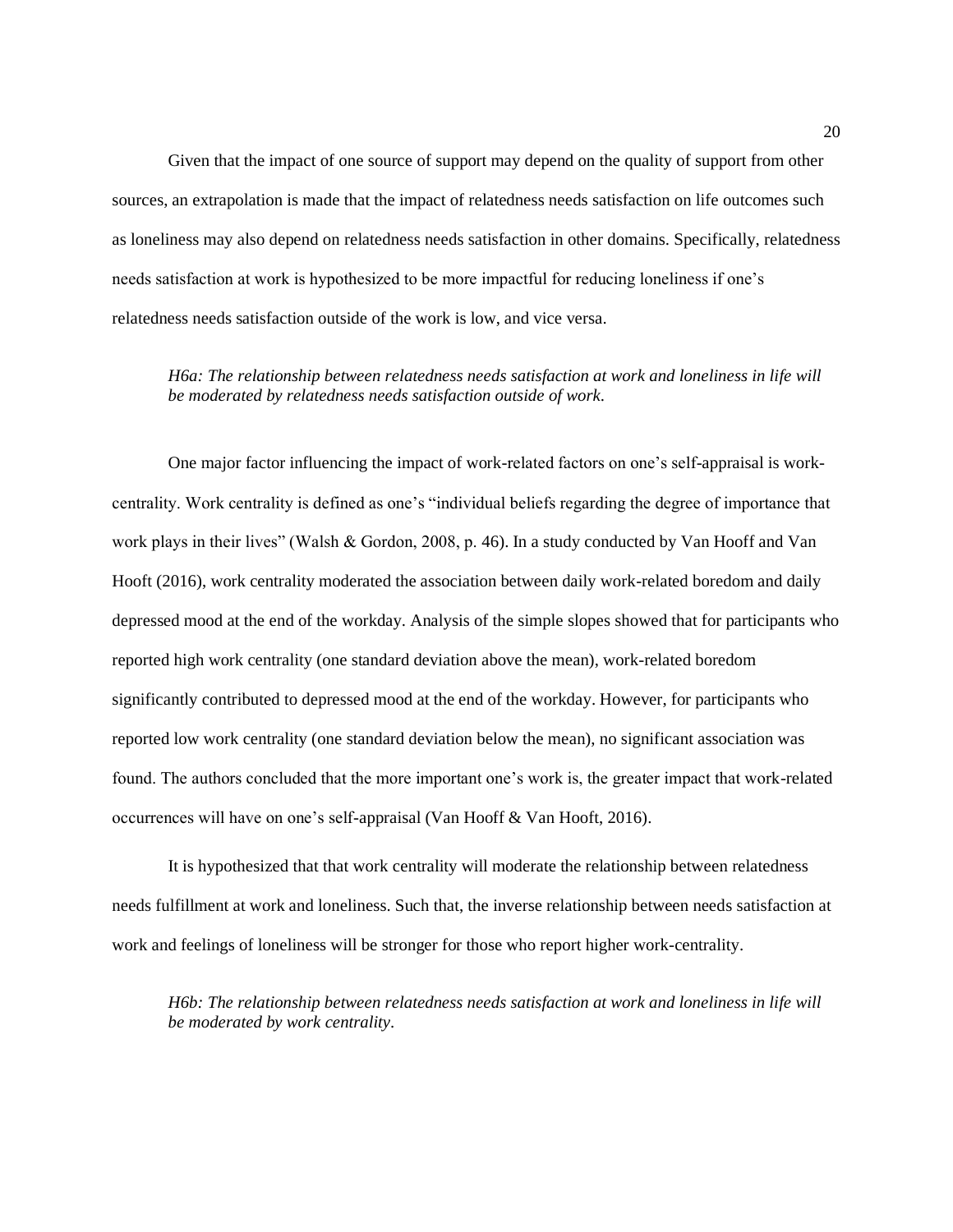Given that the impact of one source of support may depend on the quality of support from other sources, an extrapolation is made that the impact of relatedness needs satisfaction on life outcomes such as loneliness may also depend on relatedness needs satisfaction in other domains. Specifically, relatedness needs satisfaction at work is hypothesized to be more impactful for reducing loneliness if one's relatedness needs satisfaction outside of the work is low, and vice versa.

> *H6a: The relationship between relatedness needs satisfaction at work and loneliness in life will be moderated by relatedness needs satisfaction outside of work.*

One major factor influencing the impact of work-related factors on one's self-appraisal is work-centrality. Work centrality is defined as one's "individual beliefs regarding the degree of importance that work plays in their lives" (Walsh & Gordon, 2008, p. 46). In a study conducted by Van Hooff and Van Hooft (2016), work centrality moderated the association between daily work-related boredom and daily depressed mood at the end of the workday. Analysis of the simple slopes showed that for participants who reported high work centrality (one standard deviation above the mean), work-related boredom significantly contributed to depressed mood at the end of the workday. However, for participants who reported low work centrality (one standard deviation below the mean), no significant association was found. The authors concluded that the more important one's work is, the greater impact that work-related occurrences will have on one's self-appraisal (Van Hooff & Van Hooft, 2016).

It is hypothesized that that work centrality will moderate the relationship between relatedness needs fulfillment at work and loneliness. Such that, the inverse relationship between needs satisfaction at work and feelings of loneliness will be stronger for those who report higher work-centrality.

> *H6b: The relationship between relatedness needs satisfaction at work and loneliness in life will be moderated by work centrality.*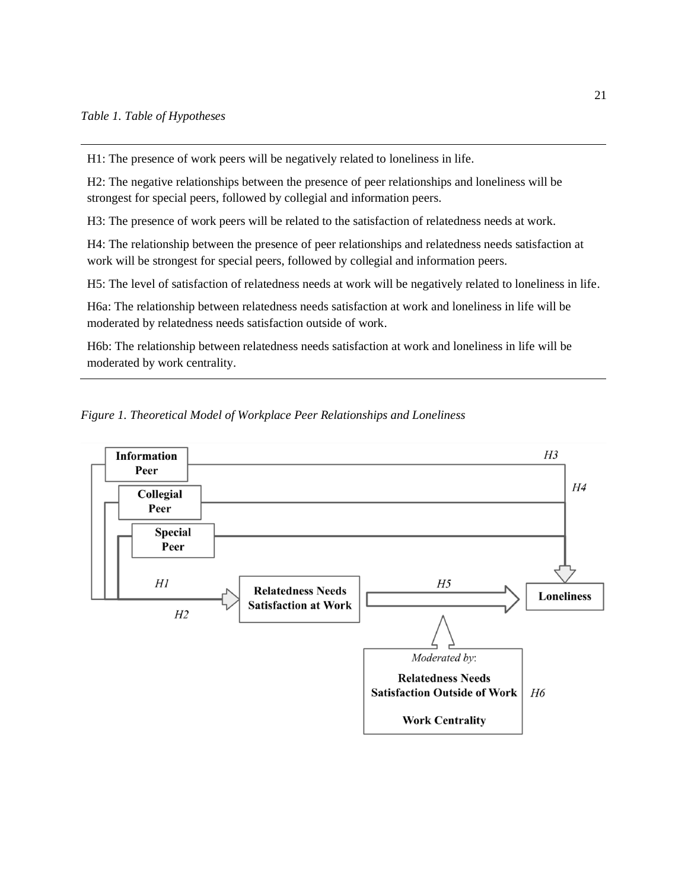*Table 1. Table of Hypotheses*

H1: The presence of work peers will be negatively related to loneliness in life.

H2: The negative relationships between the presence of peer relationships and loneliness will be strongest for special peers, followed by collegial and information peers.

H3: The presence of work peers will be related to the satisfaction of relatedness needs at work.

H4: The relationship between the presence of peer relationships and relatedness needs satisfaction at work will be strongest for special peers, followed by collegial and information peers.

H5: The level of satisfaction of relatedness needs at work will be negatively related to loneliness in life.

H6a: The relationship between relatedness needs satisfaction at work and loneliness in life will be moderated by relatedness needs satisfaction outside of work.

H6b: The relationship between relatedness needs satisfaction at work and loneliness in life will be moderated by work centrality.

*Figure 1. Theoretical Model of Workplace Peer Relationships and Loneliness*

**Information Peer**

**Collegial Peer**

**Special Peer**

*H1*

*H2*

*H3*

*H4*

**Relatedness Needs Satisfaction at Work**

*H5*

**Loneliness**

*Moderated by*:

**Relatedness Needs Satisfaction Outside of Work**

**Work Centrality**

*H6*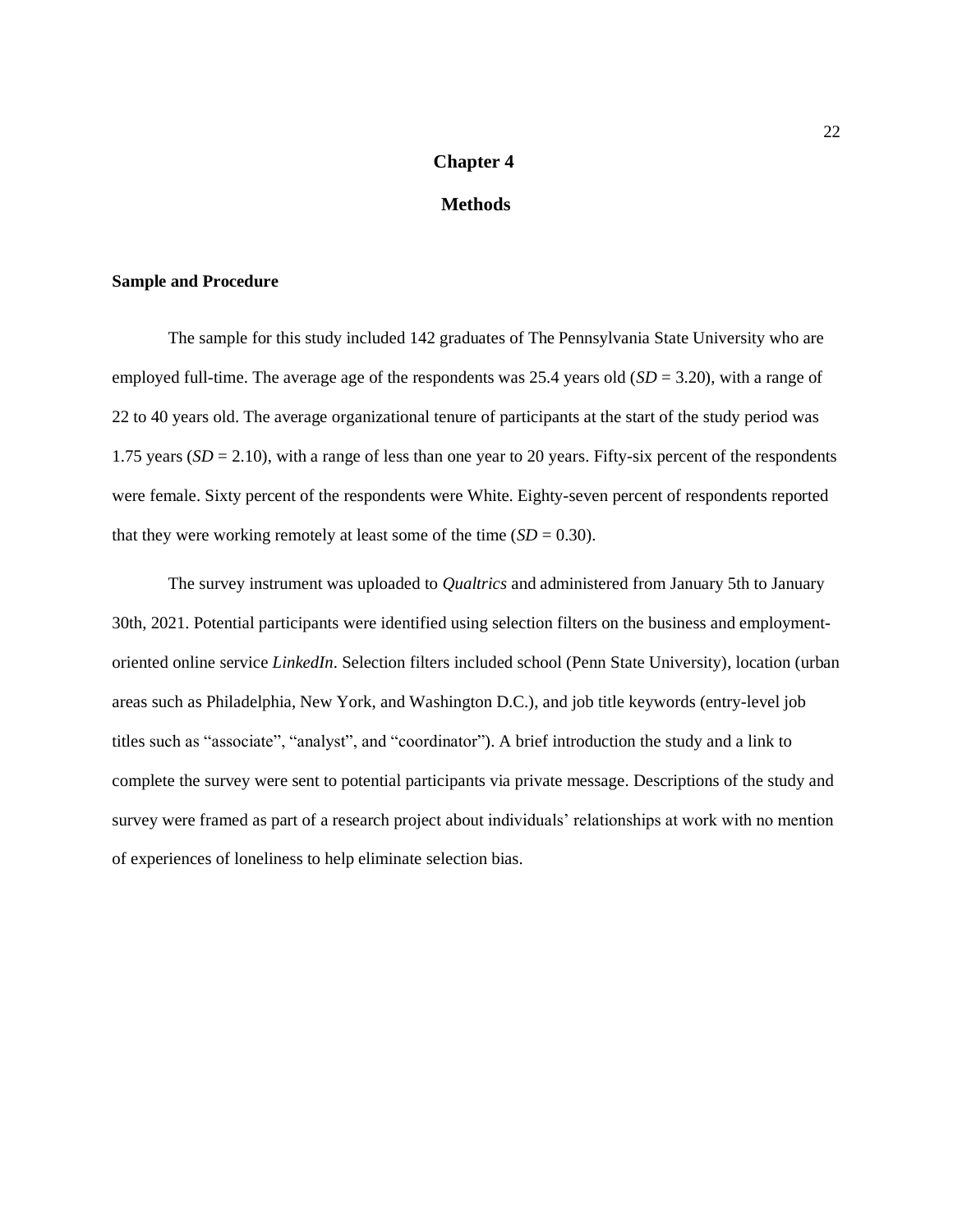# Chapter 4

# Methods

### Sample and Procedure

The sample for this study included 142 graduates of The Pennsylvania State University who are employed full-time. The average age of the respondents was 25.4 years old (*SD* = 3.20), with a range of 22 to 40 years old. The average organizational tenure of participants at the start of the study period was 1.75 years (*SD* = 2.10), with a range of less than one year to 20 years. Fifty-six percent of the respondents were female. Sixty percent of the respondents were White. Eighty-seven percent of respondents reported that they were working remotely at least some of the time (*SD* = 0.30).

The survey instrument was uploaded to *Qualtrics* and administered from January 5th to January 30th, 2021. Potential participants were identified using selection filters on the business and employment-oriented online service *LinkedIn*. Selection filters included school (Penn State University), location (urban areas such as Philadelphia, New York, and Washington D.C.), and job title keywords (entry-level job titles such as "associate", "analyst", and "coordinator"). A brief introduction the study and a link to complete the survey were sent to potential participants via private message. Descriptions of the study and survey were framed as part of a research project about individuals' relationships at work with no mention of experiences of loneliness to help eliminate selection bias.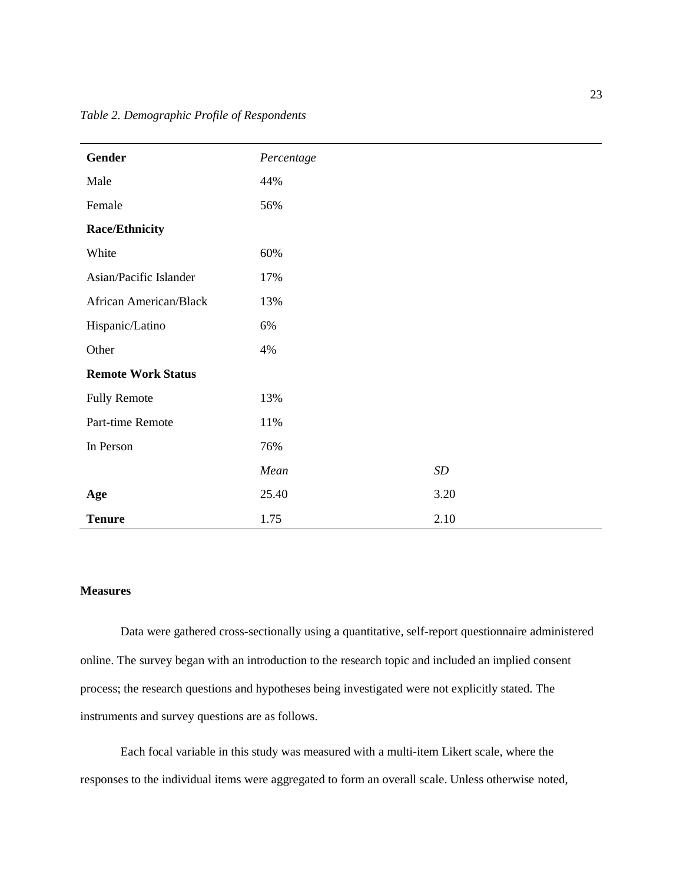*Table 2. Demographic Profile of Respondents*

| **Gender** | *Percentage* | |
|---|---|---|
| Male | 44% | |
| Female | 56% | |
| **Race/Ethnicity** | | |
| White | 60% | |
| Asian/Pacific Islander | 17% | |
| African American/Black | 13% | |
| Hispanic/Latino | 6% | |
| Other | 4% | |
| **Remote Work Status** | | |
| Fully Remote | 13% | |
| Part-time Remote | 11% | |
| In Person | 76% | |
| | *Mean* | *SD* |
| **Age** | 25.40 | 3.20 |
| **Tenure** | 1.75 | 2.10 |

**Measures**

Data were gathered cross-sectionally using a quantitative, self-report questionnaire administered online. The survey began with an introduction to the research topic and included an implied consent process; the research questions and hypotheses being investigated were not explicitly stated. The instruments and survey questions are as follows.

Each focal variable in this study was measured with a multi-item Likert scale, where the responses to the individual items were aggregated to form an overall scale. Unless otherwise noted,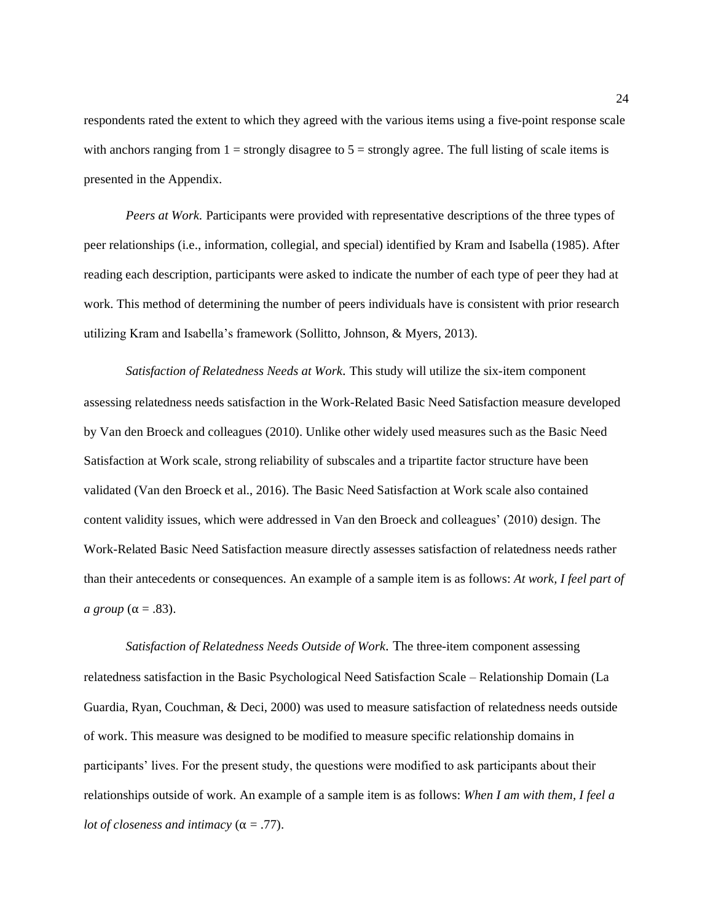respondents rated the extent to which they agreed with the various items using a five-point response scale with anchors ranging from 1 = strongly disagree to 5 = strongly agree. The full listing of scale items is presented in the Appendix.

*Peers at Work.* Participants were provided with representative descriptions of the three types of peer relationships (i.e., information, collegial, and special) identified by Kram and Isabella (1985). After reading each description, participants were asked to indicate the number of each type of peer they had at work. This method of determining the number of peers individuals have is consistent with prior research utilizing Kram and Isabella's framework (Sollitto, Johnson, & Myers, 2013).

*Satisfaction of Relatedness Needs at Work.* This study will utilize the six-item component assessing relatedness needs satisfaction in the Work-Related Basic Need Satisfaction measure developed by Van den Broeck and colleagues (2010). Unlike other widely used measures such as the Basic Need Satisfaction at Work scale, strong reliability of subscales and a tripartite factor structure have been validated (Van den Broeck et al., 2016). The Basic Need Satisfaction at Work scale also contained content validity issues, which were addressed in Van den Broeck and colleagues' (2010) design. The Work-Related Basic Need Satisfaction measure directly assesses satisfaction of relatedness needs rather than their antecedents or consequences. An example of a sample item is as follows: *At work, I feel part of a group* ($\alpha = .83$).

*Satisfaction of Relatedness Needs Outside of Work.* The three-item component assessing relatedness satisfaction in the Basic Psychological Need Satisfaction Scale – Relationship Domain (La Guardia, Ryan, Couchman, & Deci, 2000) was used to measure satisfaction of relatedness needs outside of work. This measure was designed to be modified to measure specific relationship domains in participants' lives. For the present study, the questions were modified to ask participants about their relationships outside of work. An example of a sample item is as follows: *When I am with them, I feel a lot of closeness and intimacy* ($\alpha = .77$).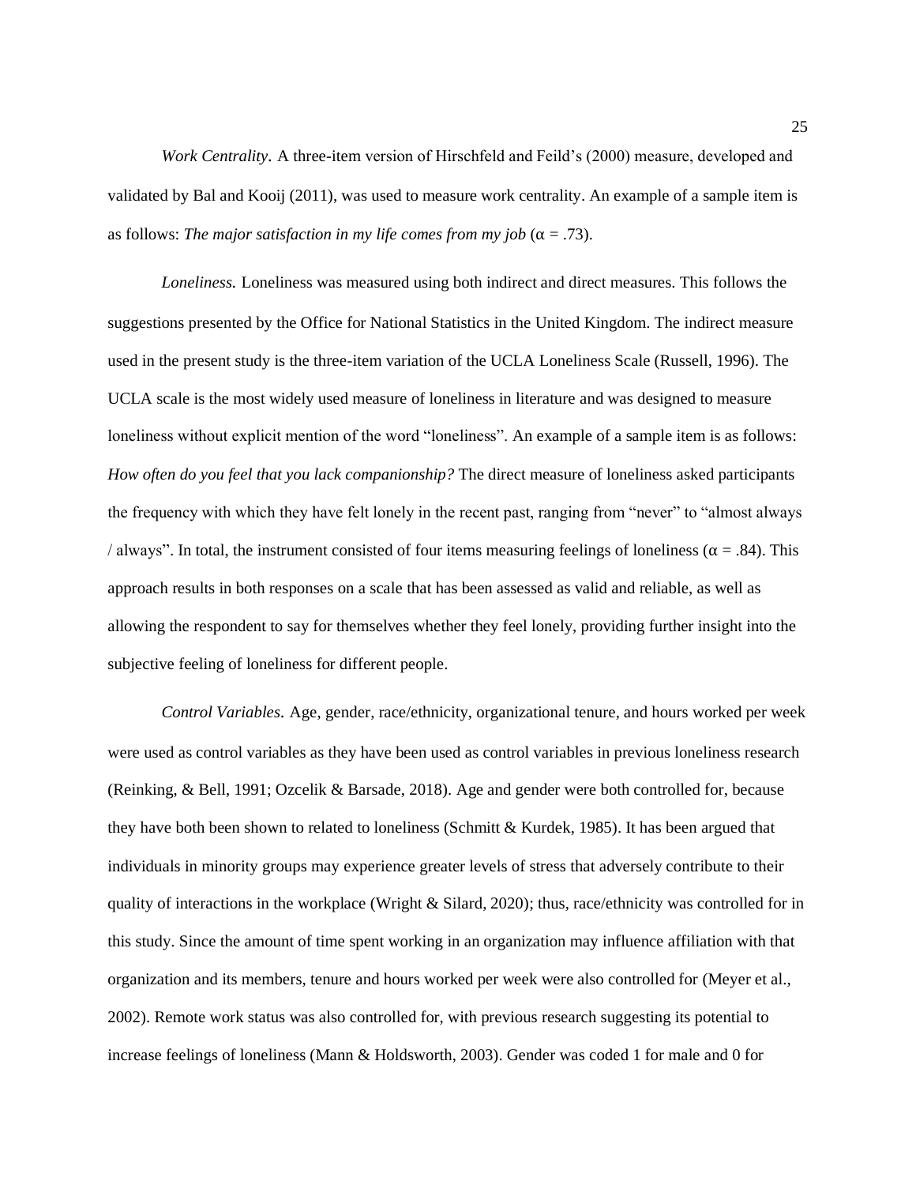*Work Centrality*. A three-item version of Hirschfeld and Feild's (2000) measure, developed and validated by Bal and Kooij (2011), was used to measure work centrality. An example of a sample item is as follows: *The major satisfaction in my life comes from my job* ($\alpha$ = .73).

*Loneliness.* Loneliness was measured using both indirect and direct measures. This follows the suggestions presented by the Office for National Statistics in the United Kingdom. The indirect measure used in the present study is the three-item variation of the UCLA Loneliness Scale (Russell, 1996). The UCLA scale is the most widely used measure of loneliness in literature and was designed to measure loneliness without explicit mention of the word "loneliness". An example of a sample item is as follows: *How often do you feel that you lack companionship?* The direct measure of loneliness asked participants the frequency with which they have felt lonely in the recent past, ranging from "never" to "almost always / always". In total, the instrument consisted of four items measuring feelings of loneliness ($\alpha$ = .84). This approach results in both responses on a scale that has been assessed as valid and reliable, as well as allowing the respondent to say for themselves whether they feel lonely, providing further insight into the subjective feeling of loneliness for different people.

*Control Variables*. Age, gender, race/ethnicity, organizational tenure, and hours worked per week were used as control variables as they have been used as control variables in previous loneliness research (Reinking, & Bell, 1991; Ozcelik & Barsade, 2018). Age and gender were both controlled for, because they have both been shown to related to loneliness (Schmitt & Kurdek, 1985). It has been argued that individuals in minority groups may experience greater levels of stress that adversely contribute to their quality of interactions in the workplace (Wright & Silard, 2020); thus, race/ethnicity was controlled for in this study. Since the amount of time spent working in an organization may influence affiliation with that organization and its members, tenure and hours worked per week were also controlled for (Meyer et al., 2002). Remote work status was also controlled for, with previous research suggesting its potential to increase feelings of loneliness (Mann & Holdsworth, 2003). Gender was coded 1 for male and 0 for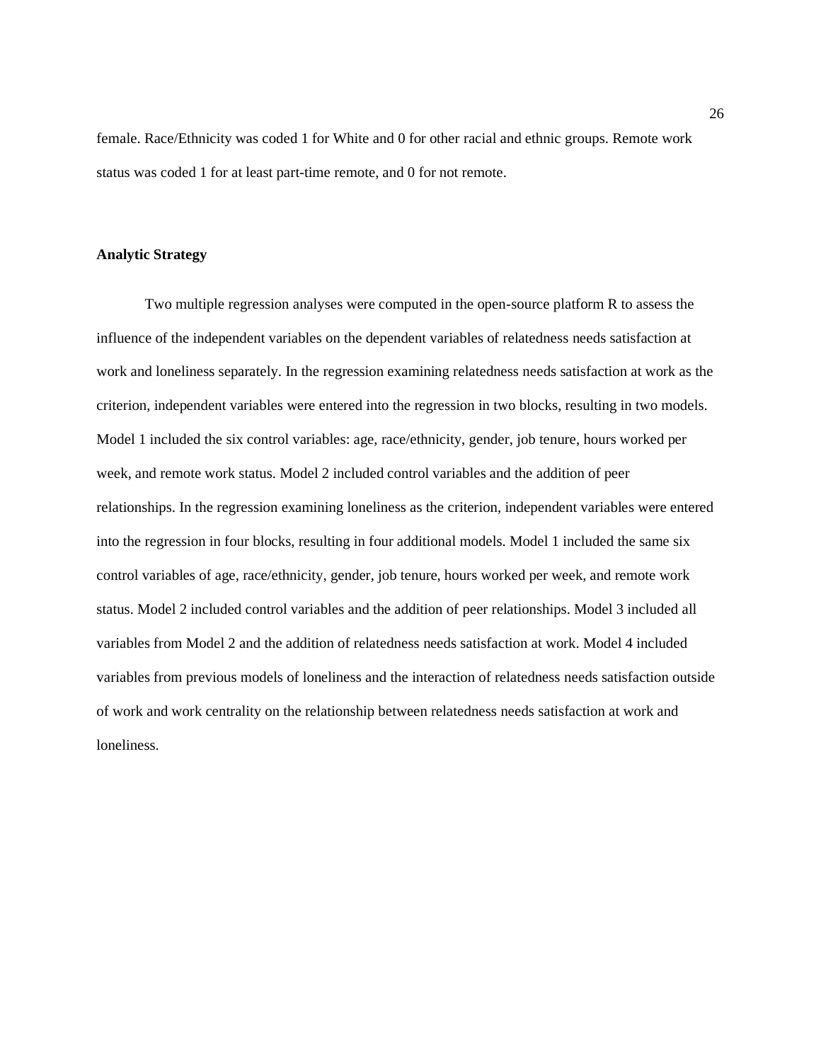female. Race/Ethnicity was coded 1 for White and 0 for other racial and ethnic groups. Remote work status was coded 1 for at least part-time remote, and 0 for not remote.

**Analytic Strategy**

Two multiple regression analyses were computed in the open-source platform R to assess the influence of the independent variables on the dependent variables of relatedness needs satisfaction at work and loneliness separately. In the regression examining relatedness needs satisfaction at work as the criterion, independent variables were entered into the regression in two blocks, resulting in two models. Model 1 included the six control variables: age, race/ethnicity, gender, job tenure, hours worked per week, and remote work status. Model 2 included control variables and the addition of peer relationships. In the regression examining loneliness as the criterion, independent variables were entered into the regression in four blocks, resulting in four additional models. Model 1 included the same six control variables of age, race/ethnicity, gender, job tenure, hours worked per week, and remote work status. Model 2 included control variables and the addition of peer relationships. Model 3 included all variables from Model 2 and the addition of relatedness needs satisfaction at work. Model 4 included variables from previous models of loneliness and the interaction of relatedness needs satisfaction outside of work and work centrality on the relationship between relatedness needs satisfaction at work and loneliness.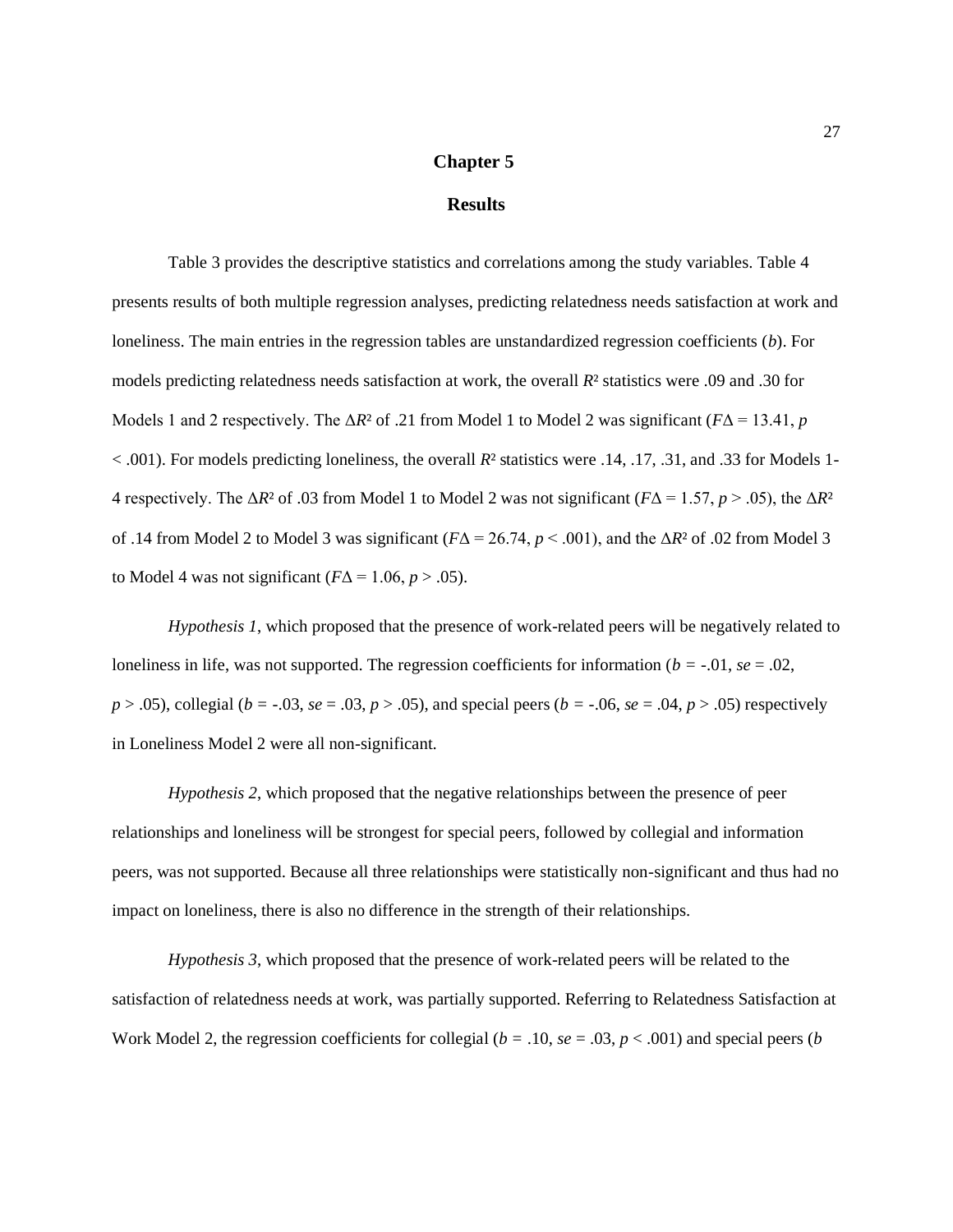# Chapter 5

## Results

Table 3 provides the descriptive statistics and correlations among the study variables. Table 4 presents results of both multiple regression analyses, predicting relatedness needs satisfaction at work and loneliness. The main entries in the regression tables are unstandardized regression coefficients (*b*). For models predicting relatedness needs satisfaction at work, the overall $R^2$ statistics were .09 and .30 for Models 1 and 2 respectively. The $\Delta R^2$ of .21 from Model 1 to Model 2 was significant ($F\Delta = 13.41$, $p < .001$). For models predicting loneliness, the overall $R^2$ statistics were .14, .17, .31, and .33 for Models 1-4 respectively. The $\Delta R^2$ of .03 from Model 1 to Model 2 was not significant ($F\Delta = 1.57$, $p > .05$), the $\Delta R^2$ of .14 from Model 2 to Model 3 was significant ($F\Delta = 26.74$, $p < .001$), and the $\Delta R^2$ of .02 from Model 3 to Model 4 was not significant ($F\Delta = 1.06$, $p > .05$).

*Hypothesis 1*, which proposed that the presence of work-related peers will be negatively related to loneliness in life, was not supported. The regression coefficients for information ($b = -.01$, $se = .02$, $p > .05$), collegial ($b = -.03$, $se = .03$, $p > .05$), and special peers ($b = -.06$, $se = .04$, $p > .05$) respectively in Loneliness Model 2 were all non-significant.

*Hypothesis 2*, which proposed that the negative relationships between the presence of peer relationships and loneliness will be strongest for special peers, followed by collegial and information peers, was not supported. Because all three relationships were statistically non-significant and thus had no impact on loneliness, there is also no difference in the strength of their relationships.

*Hypothesis 3*, which proposed that the presence of work-related peers will be related to the satisfaction of relatedness needs at work, was partially supported. Referring to Relatedness Satisfaction at Work Model 2, the regression coefficients for collegial ($b = .10$, $se = .03$, $p < .001$) and special peers (*b*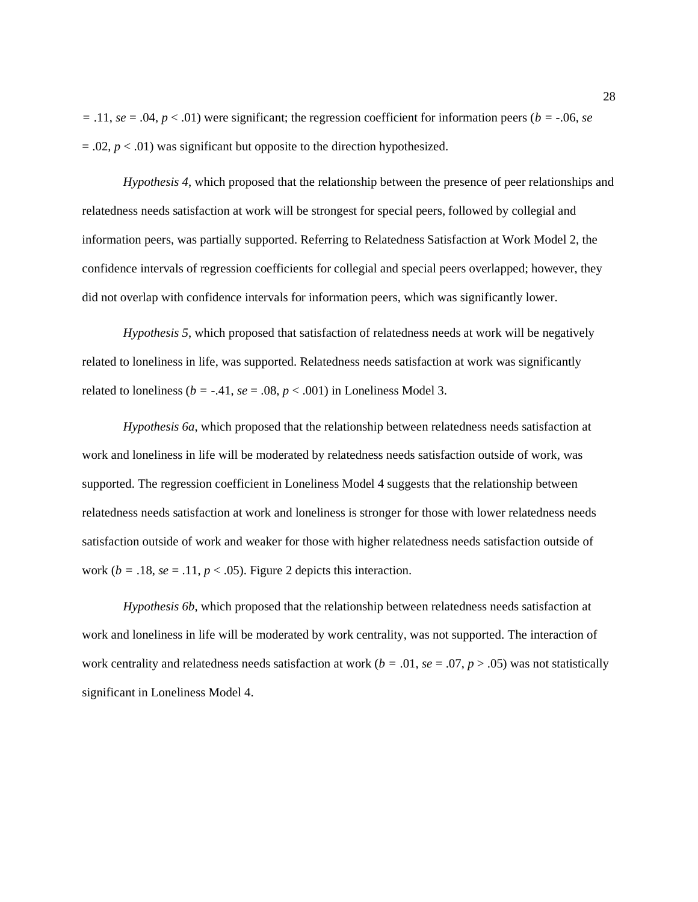$= .11$, $se = .04$, $p < .01$) were significant; the regression coefficient for information peers ($b = -.06$, $se = .02$, $p < .01$) was significant but opposite to the direction hypothesized.

*Hypothesis 4*, which proposed that the relationship between the presence of peer relationships and relatedness needs satisfaction at work will be strongest for special peers, followed by collegial and information peers, was partially supported. Referring to Relatedness Satisfaction at Work Model 2, the confidence intervals of regression coefficients for collegial and special peers overlapped; however, they did not overlap with confidence intervals for information peers, which was significantly lower.

*Hypothesis 5*, which proposed that satisfaction of relatedness needs at work will be negatively related to loneliness in life, was supported. Relatedness needs satisfaction at work was significantly related to loneliness ($b = -.41$, $se = .08$, $p < .001$) in Loneliness Model 3.

*Hypothesis 6a*, which proposed that the relationship between relatedness needs satisfaction at work and loneliness in life will be moderated by relatedness needs satisfaction outside of work, was supported. The regression coefficient in Loneliness Model 4 suggests that the relationship between relatedness needs satisfaction at work and loneliness is stronger for those with lower relatedness needs satisfaction outside of work and weaker for those with higher relatedness needs satisfaction outside of work ($b = .18$, $se = .11$, $p < .05$). Figure 2 depicts this interaction.

*Hypothesis 6b*, which proposed that the relationship between relatedness needs satisfaction at work and loneliness in life will be moderated by work centrality, was not supported. The interaction of work centrality and relatedness needs satisfaction at work ($b = .01$, $se = .07$, $p > .05$) was not statistically significant in Loneliness Model 4.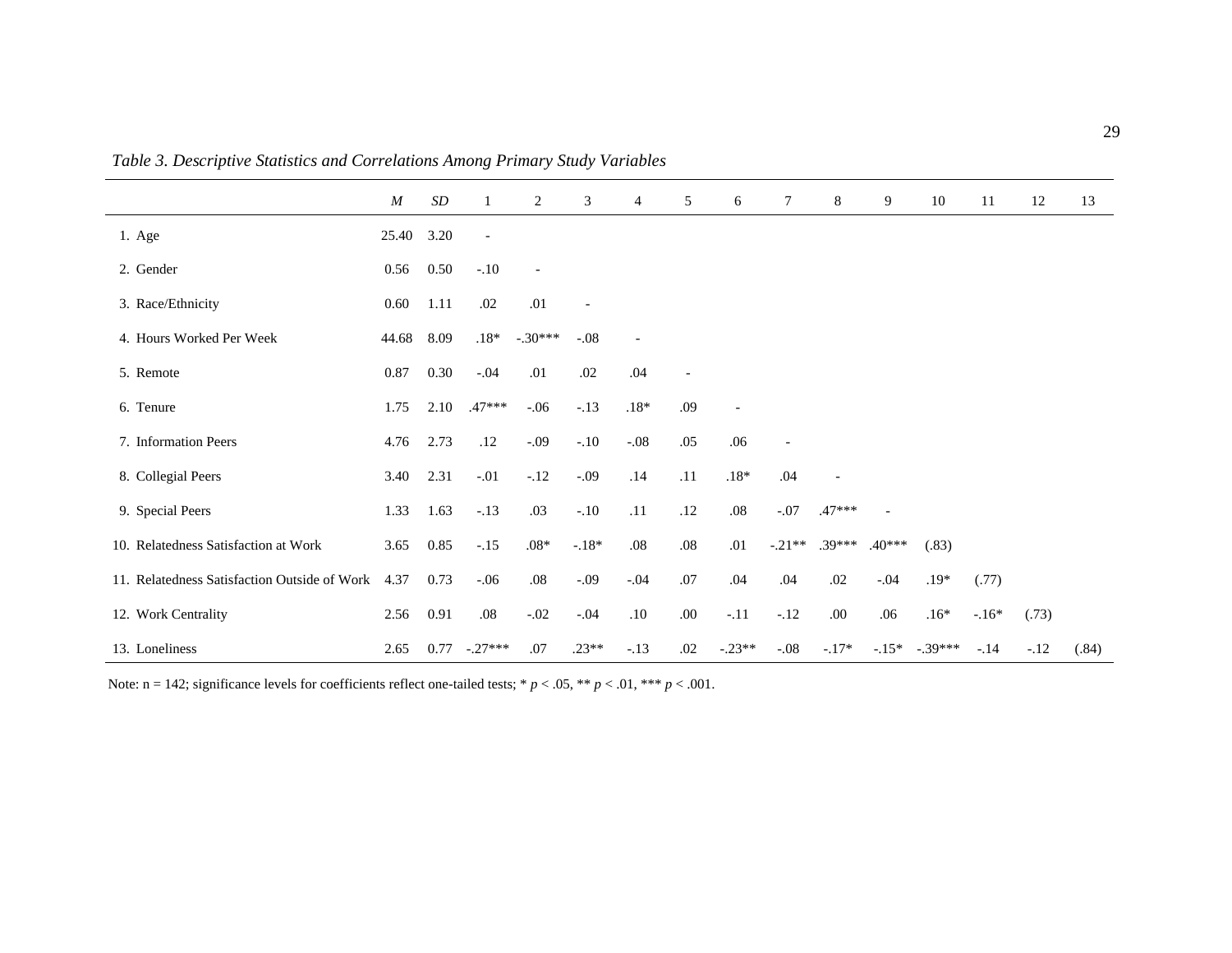*Table 3. Descriptive Statistics and Correlations Among Primary Study Variables*

| | *M* | *SD* | 1 | 2 | 3 | 4 | 5 | 6 | 7 | 8 | 9 | 10 | 11 | 12 | 13 |
|---|---|---|---|---|---|---|---|---|---|---|---|---|---|---|---|
| 1. Age | 25.40 | 3.20 | - | | | | | | | | | | | | |
| 2. Gender | 0.56 | 0.50 | -.10 | - | | | | | | | | | | | |
| 3. Race/Ethnicity | 0.60 | 1.11 | .02 | .01 | - | | | | | | | | | | |
| 4. Hours Worked Per Week | 44.68 | 8.09 | .18* | -.30*** | -.08 | - | | | | | | | | | |
| 5. Remote | 0.87 | 0.30 | -.04 | .01 | .02 | .04 | - | | | | | | | | |
| 6. Tenure | 1.75 | 2.10 | .47*** | -.06 | -.13 | .18* | .09 | - | | | | | | | |
| 7. Information Peers | 4.76 | 2.73 | .12 | -.09 | -.10 | -.08 | .05 | .06 | - | | | | | | |
| 8. Collegial Peers | 3.40 | 2.31 | -.01 | -.12 | -.09 | .14 | .11 | .18* | .04 | - | | | | | |
| 9. Special Peers | 1.33 | 1.63 | -.13 | .03 | -.10 | .11 | .12 | .08 | -.07 | .47*** | - | | | | |
| 10. Relatedness Satisfaction at Work | 3.65 | 0.85 | -.15 | .08* | -.18* | .08 | .08 | .01 | -.21** | .39*** | .40*** | (.83) | | | |
| 11. Relatedness Satisfaction Outside of Work | 4.37 | 0.73 | -.06 | .08 | -.09 | -.04 | .07 | .04 | .04 | .02 | -.04 | .19* | (.77) | | |
| 12. Work Centrality | 2.56 | 0.91 | .08 | -.02 | -.04 | .10 | .00 | -.11 | -.12 | .00 | .06 | .16* | -.16* | (.73) | |
| 13. Loneliness | 2.65 | 0.77 | -.27*** | .07 | .23** | -.13 | .02 | -.23** | -.08 | -.17* | -.15* | -.39*** | -.14 | -.12 | (.84) |

Note: n = 142; significance levels for coefficients reflect one-tailed tests; * $p < .05$, ** $p < .01$, *** $p < .001$.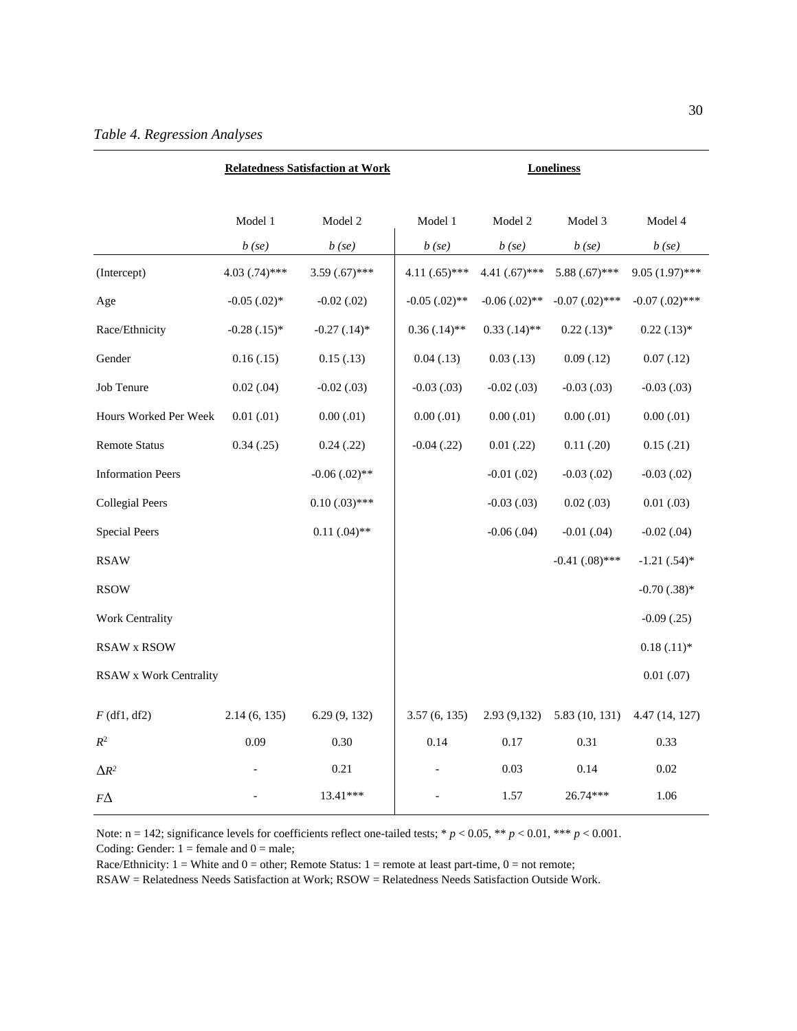*Table 4. Regression Analyses*

| | Relatedness Satisfaction at Work | | Loneliness | | | |
|---|---|---|---|---|---|---|
| | Model 1 | Model 2 | Model 1 | Model 2 | Model 3 | Model 4 |
| | *b (se)* | *b (se)* | *b (se)* | *b (se)* | *b (se)* | *b (se)* |
| (Intercept) | 4.03 (.74)*** | 3.59 (.67)*** | 4.11 (.65)*** | 4.41 (.67)*** | 5.88 (.67)*** | 9.05 (1.97)*** |
| Age | -0.05 (.02)* | -0.02 (.02) | -0.05 (.02)** | -0.06 (.02)** | -0.07 (.02)*** | -0.07 (.02)*** |
| Race/Ethnicity | -0.28 (.15)* | -0.27 (.14)* | 0.36 (.14)** | 0.33 (.14)** | 0.22 (.13)* | 0.22 (.13)* |
| Gender | 0.16 (.15) | 0.15 (.13) | 0.04 (.13) | 0.03 (.13) | 0.09 (.12) | 0.07 (.12) |
| Job Tenure | 0.02 (.04) | -0.02 (.03) | -0.03 (.03) | -0.02 (.03) | -0.03 (.03) | -0.03 (.03) |
| Hours Worked Per Week | 0.01 (.01) | 0.00 (.01) | 0.00 (.01) | 0.00 (.01) | 0.00 (.01) | 0.00 (.01) |
| Remote Status | 0.34 (.25) | 0.24 (.22) | -0.04 (.22) | 0.01 (.22) | 0.11 (.20) | 0.15 (.21) |
| Information Peers | | -0.06 (.02)** | | -0.01 (.02) | -0.03 (.02) | -0.03 (.02) |
| Collegial Peers | | 0.10 (.03)*** | | -0.03 (.03) | 0.02 (.03) | 0.01 (.03) |
| Special Peers | | 0.11 (.04)** | | -0.06 (.04) | -0.01 (.04) | -0.02 (.04) |
| RSAW | | | | | -0.41 (.08)*** | -1.21 (.54)* |
| RSOW | | | | | | -0.70 (.38)* |
| Work Centrality | | | | | | -0.09 (.25) |
| RSAW x RSOW | | | | | | 0.18 (.11)* |
| RSAW x Work Centrality | | | | | | 0.01 (.07) |
| $F$ (df1, df2) | 2.14 (6, 135) | 6.29 (9, 132) | 3.57 (6, 135) | 2.93 (9,132) | 5.83 (10, 131) | 4.47 (14, 127) |
| $R^2$ | 0.09 | 0.30 | 0.14 | 0.17 | 0.31 | 0.33 |
| $\Delta R^2$ | - | 0.21 | - | 0.03 | 0.14 | 0.02 |
| $F\Delta$ | - | 13.41*** | - | 1.57 | 26.74*** | 1.06 |

Note: n = 142; significance levels for coefficients reflect one-tailed tests; * $p < 0.05$, ** $p < 0.01$, *** $p < 0.001$.
Coding: Gender: 1 = female and 0 = male;
Race/Ethnicity: 1 = White and 0 = other; Remote Status: 1 = remote at least part-time, 0 = not remote;
RSAW = Relatedness Needs Satisfaction at Work; RSOW = Relatedness Needs Satisfaction Outside Work.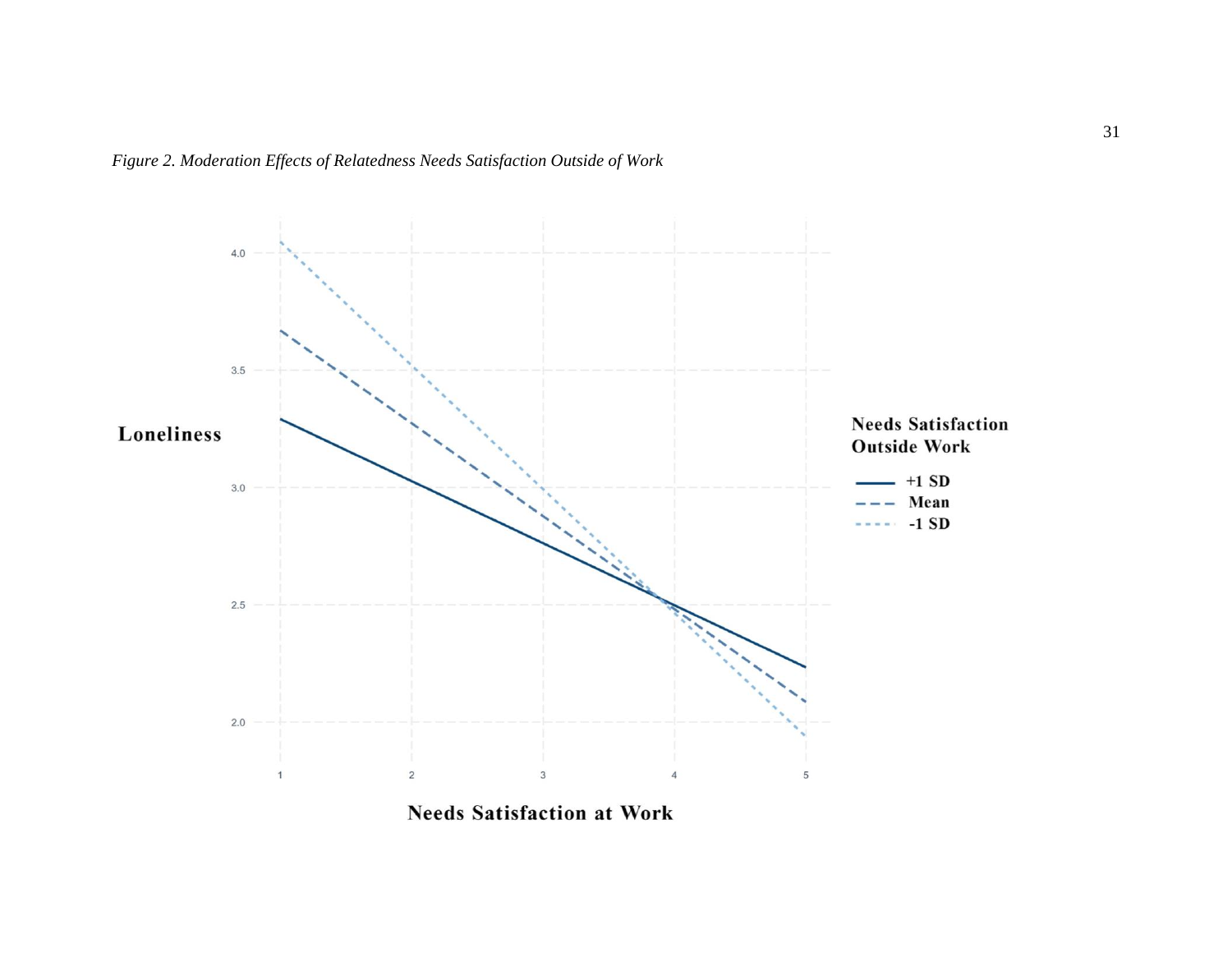*Figure 2. Moderation Effects of Relatedness Needs Satisfaction Outside of Work*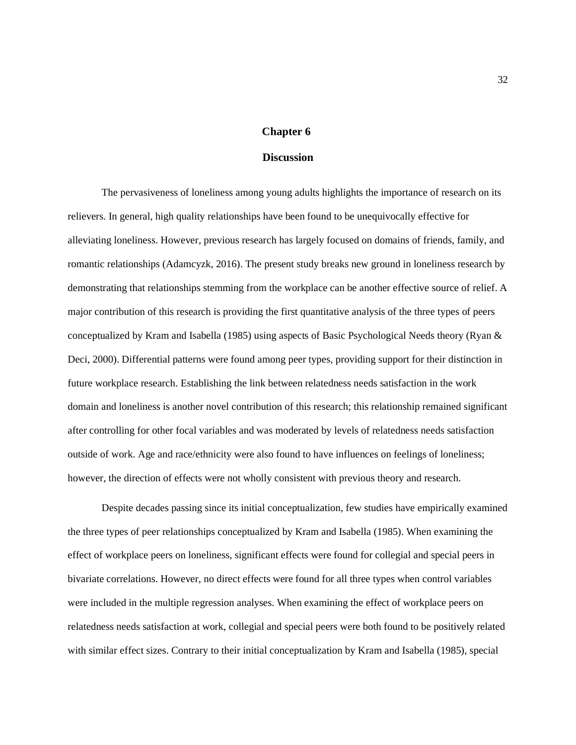# Chapter 6

## Discussion

The pervasiveness of loneliness among young adults highlights the importance of research on its relievers. In general, high quality relationships have been found to be unequivocally effective for alleviating loneliness. However, previous research has largely focused on domains of friends, family, and romantic relationships (Adamcyzk, 2016). The present study breaks new ground in loneliness research by demonstrating that relationships stemming from the workplace can be another effective source of relief. A major contribution of this research is providing the first quantitative analysis of the three types of peers conceptualized by Kram and Isabella (1985) using aspects of Basic Psychological Needs theory (Ryan & Deci, 2000). Differential patterns were found among peer types, providing support for their distinction in future workplace research. Establishing the link between relatedness needs satisfaction in the work domain and loneliness is another novel contribution of this research; this relationship remained significant after controlling for other focal variables and was moderated by levels of relatedness needs satisfaction outside of work. Age and race/ethnicity were also found to have influences on feelings of loneliness; however, the direction of effects were not wholly consistent with previous theory and research.

Despite decades passing since its initial conceptualization, few studies have empirically examined the three types of peer relationships conceptualized by Kram and Isabella (1985). When examining the effect of workplace peers on loneliness, significant effects were found for collegial and special peers in bivariate correlations. However, no direct effects were found for all three types when control variables were included in the multiple regression analyses. When examining the effect of workplace peers on relatedness needs satisfaction at work, collegial and special peers were both found to be positively related with similar effect sizes. Contrary to their initial conceptualization by Kram and Isabella (1985), special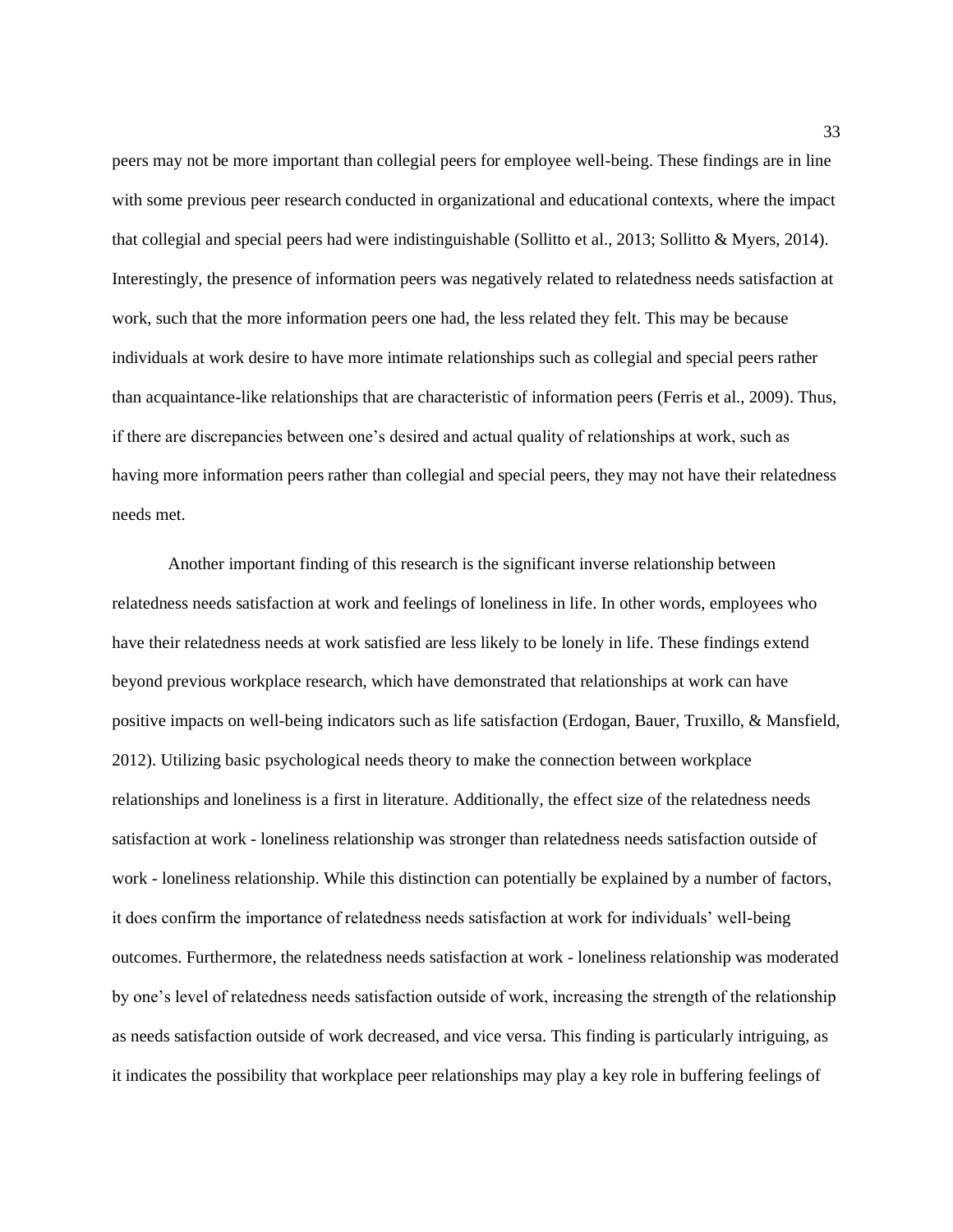peers may not be more important than collegial peers for employee well-being. These findings are in line with some previous peer research conducted in organizational and educational contexts, where the impact that collegial and special peers had were indistinguishable (Sollitto et al., 2013; Sollitto & Myers, 2014). Interestingly, the presence of information peers was negatively related to relatedness needs satisfaction at work, such that the more information peers one had, the less related they felt. This may be because individuals at work desire to have more intimate relationships such as collegial and special peers rather than acquaintance-like relationships that are characteristic of information peers (Ferris et al., 2009). Thus, if there are discrepancies between one's desired and actual quality of relationships at work, such as having more information peers rather than collegial and special peers, they may not have their relatedness needs met.

Another important finding of this research is the significant inverse relationship between relatedness needs satisfaction at work and feelings of loneliness in life. In other words, employees who have their relatedness needs at work satisfied are less likely to be lonely in life. These findings extend beyond previous workplace research, which have demonstrated that relationships at work can have positive impacts on well-being indicators such as life satisfaction (Erdogan, Bauer, Truxillo, & Mansfield, 2012). Utilizing basic psychological needs theory to make the connection between workplace relationships and loneliness is a first in literature. Additionally, the effect size of the relatedness needs satisfaction at work - loneliness relationship was stronger than relatedness needs satisfaction outside of work - loneliness relationship. While this distinction can potentially be explained by a number of factors, it does confirm the importance of relatedness needs satisfaction at work for individuals' well-being outcomes. Furthermore, the relatedness needs satisfaction at work - loneliness relationship was moderated by one's level of relatedness needs satisfaction outside of work, increasing the strength of the relationship as needs satisfaction outside of work decreased, and vice versa. This finding is particularly intriguing, as it indicates the possibility that workplace peer relationships may play a key role in buffering feelings of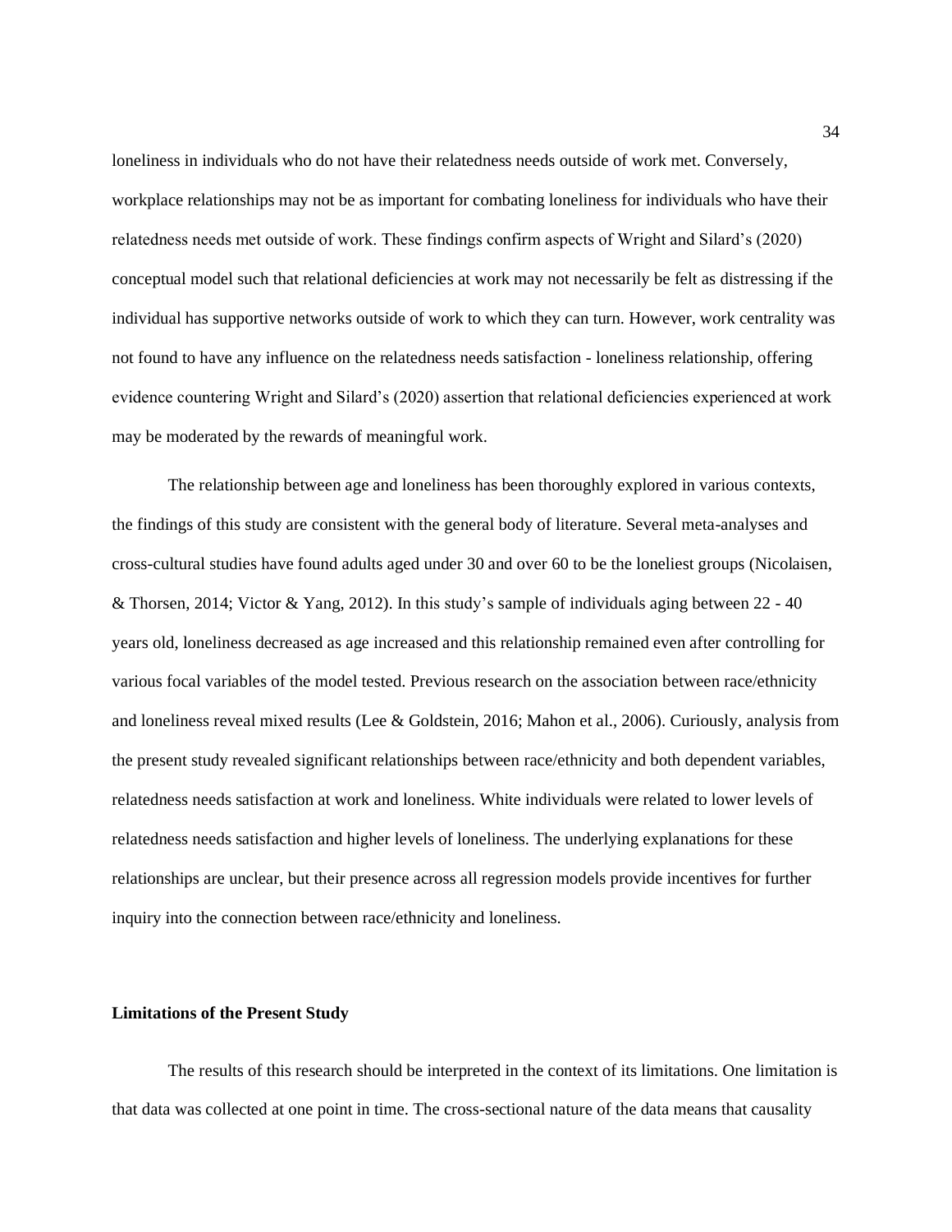loneliness in individuals who do not have their relatedness needs outside of work met. Conversely, workplace relationships may not be as important for combating loneliness for individuals who have their relatedness needs met outside of work. These findings confirm aspects of Wright and Silard's (2020) conceptual model such that relational deficiencies at work may not necessarily be felt as distressing if the individual has supportive networks outside of work to which they can turn. However, work centrality was not found to have any influence on the relatedness needs satisfaction - loneliness relationship, offering evidence countering Wright and Silard's (2020) assertion that relational deficiencies experienced at work may be moderated by the rewards of meaningful work.

The relationship between age and loneliness has been thoroughly explored in various contexts, the findings of this study are consistent with the general body of literature. Several meta-analyses and cross-cultural studies have found adults aged under 30 and over 60 to be the loneliest groups (Nicolaisen, & Thorsen, 2014; Victor & Yang, 2012). In this study's sample of individuals aging between 22 - 40 years old, loneliness decreased as age increased and this relationship remained even after controlling for various focal variables of the model tested. Previous research on the association between race/ethnicity and loneliness reveal mixed results (Lee & Goldstein, 2016; Mahon et al., 2006). Curiously, analysis from the present study revealed significant relationships between race/ethnicity and both dependent variables, relatedness needs satisfaction at work and loneliness. White individuals were related to lower levels of relatedness needs satisfaction and higher levels of loneliness. The underlying explanations for these relationships are unclear, but their presence across all regression models provide incentives for further inquiry into the connection between race/ethnicity and loneliness.

### Limitations of the Present Study

The results of this research should be interpreted in the context of its limitations. One limitation is that data was collected at one point in time. The cross-sectional nature of the data means that causality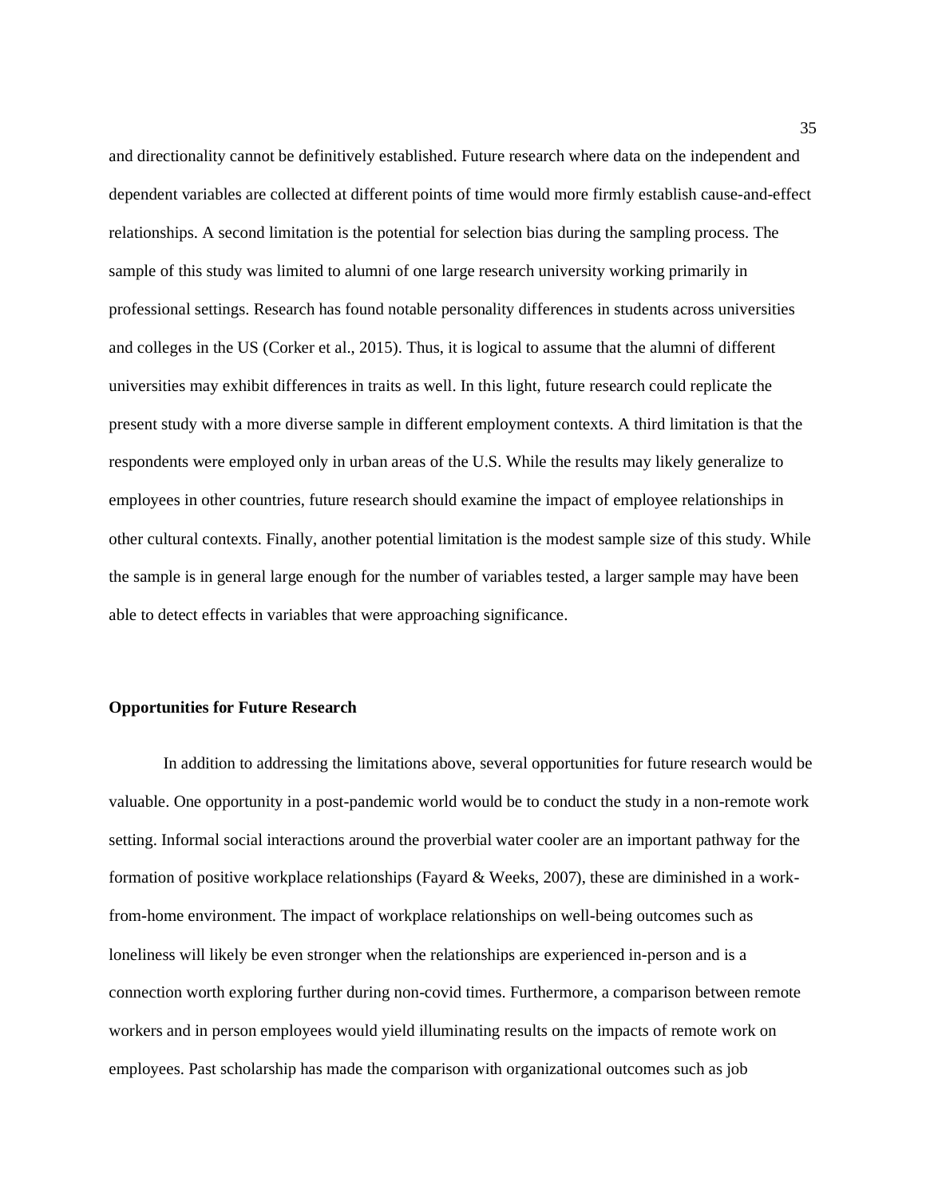and directionality cannot be definitively established. Future research where data on the independent and dependent variables are collected at different points of time would more firmly establish cause-and-effect relationships. A second limitation is the potential for selection bias during the sampling process. The sample of this study was limited to alumni of one large research university working primarily in professional settings. Research has found notable personality differences in students across universities and colleges in the US (Corker et al., 2015). Thus, it is logical to assume that the alumni of different universities may exhibit differences in traits as well. In this light, future research could replicate the present study with a more diverse sample in different employment contexts. A third limitation is that the respondents were employed only in urban areas of the U.S. While the results may likely generalize to employees in other countries, future research should examine the impact of employee relationships in other cultural contexts. Finally, another potential limitation is the modest sample size of this study. While the sample is in general large enough for the number of variables tested, a larger sample may have been able to detect effects in variables that were approaching significance.

### Opportunities for Future Research

In addition to addressing the limitations above, several opportunities for future research would be valuable. One opportunity in a post-pandemic world would be to conduct the study in a non-remote work setting. Informal social interactions around the proverbial water cooler are an important pathway for the formation of positive workplace relationships (Fayard & Weeks, 2007), these are diminished in a work-from-home environment. The impact of workplace relationships on well-being outcomes such as loneliness will likely be even stronger when the relationships are experienced in-person and is a connection worth exploring further during non-covid times. Furthermore, a comparison between remote workers and in person employees would yield illuminating results on the impacts of remote work on employees. Past scholarship has made the comparison with organizational outcomes such as job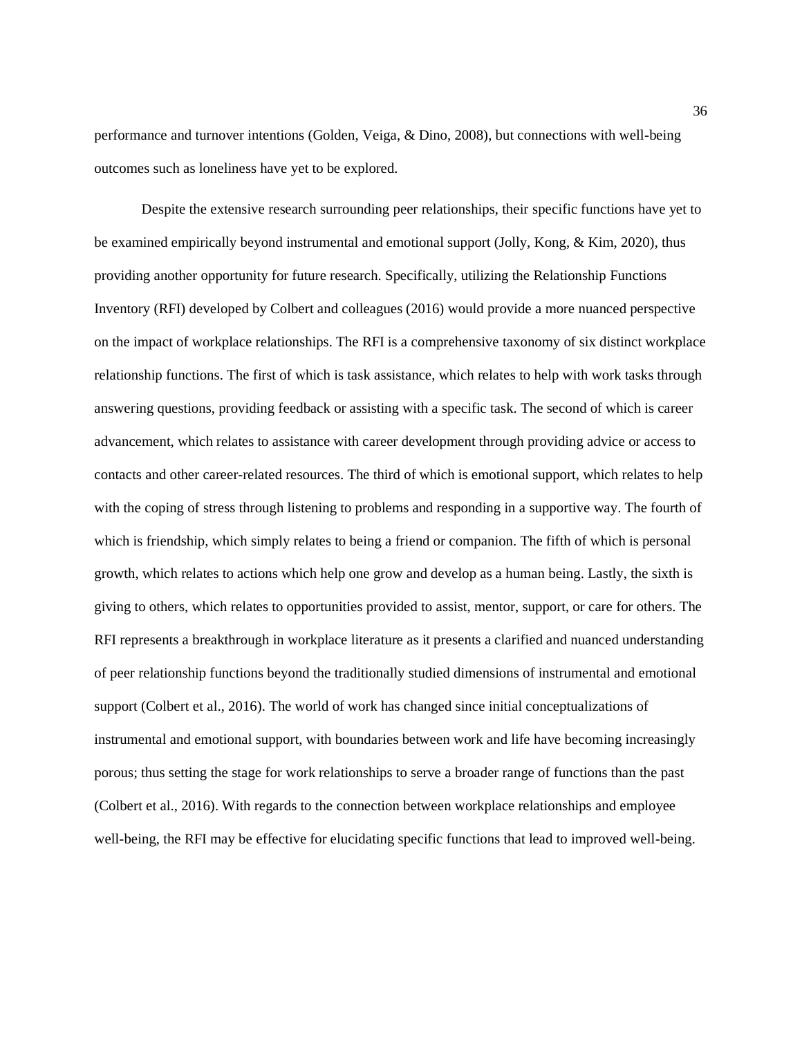performance and turnover intentions (Golden, Veiga, & Dino, 2008), but connections with well-being outcomes such as loneliness have yet to be explored.

Despite the extensive research surrounding peer relationships, their specific functions have yet to be examined empirically beyond instrumental and emotional support (Jolly, Kong, & Kim, 2020), thus providing another opportunity for future research. Specifically, utilizing the Relationship Functions Inventory (RFI) developed by Colbert and colleagues (2016) would provide a more nuanced perspective on the impact of workplace relationships. The RFI is a comprehensive taxonomy of six distinct workplace relationship functions. The first of which is task assistance, which relates to help with work tasks through answering questions, providing feedback or assisting with a specific task. The second of which is career advancement, which relates to assistance with career development through providing advice or access to contacts and other career-related resources. The third of which is emotional support, which relates to help with the coping of stress through listening to problems and responding in a supportive way. The fourth of which is friendship, which simply relates to being a friend or companion. The fifth of which is personal growth, which relates to actions which help one grow and develop as a human being. Lastly, the sixth is giving to others, which relates to opportunities provided to assist, mentor, support, or care for others. The RFI represents a breakthrough in workplace literature as it presents a clarified and nuanced understanding of peer relationship functions beyond the traditionally studied dimensions of instrumental and emotional support (Colbert et al., 2016). The world of work has changed since initial conceptualizations of instrumental and emotional support, with boundaries between work and life have becoming increasingly porous; thus setting the stage for work relationships to serve a broader range of functions than the past (Colbert et al., 2016). With regards to the connection between workplace relationships and employee well-being, the RFI may be effective for elucidating specific functions that lead to improved well-being.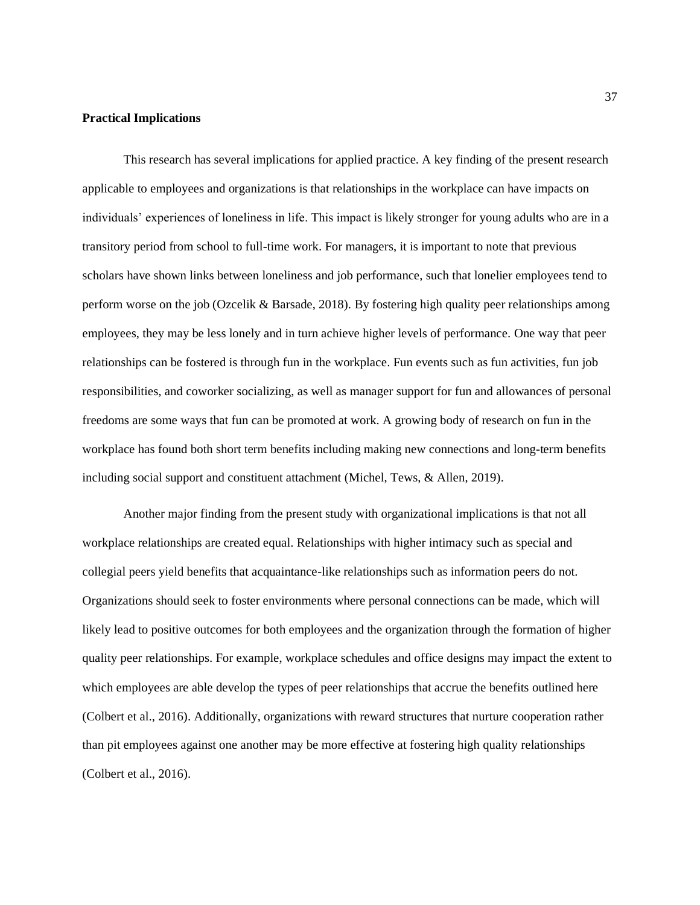### Practical Implications

This research has several implications for applied practice. A key finding of the present research applicable to employees and organizations is that relationships in the workplace can have impacts on individuals' experiences of loneliness in life. This impact is likely stronger for young adults who are in a transitory period from school to full-time work. For managers, it is important to note that previous scholars have shown links between loneliness and job performance, such that lonelier employees tend to perform worse on the job (Ozcelik & Barsade, 2018). By fostering high quality peer relationships among employees, they may be less lonely and in turn achieve higher levels of performance. One way that peer relationships can be fostered is through fun in the workplace. Fun events such as fun activities, fun job responsibilities, and coworker socializing, as well as manager support for fun and allowances of personal freedoms are some ways that fun can be promoted at work. A growing body of research on fun in the workplace has found both short term benefits including making new connections and long-term benefits including social support and constituent attachment (Michel, Tews, & Allen, 2019).

Another major finding from the present study with organizational implications is that not all workplace relationships are created equal. Relationships with higher intimacy such as special and collegial peers yield benefits that acquaintance-like relationships such as information peers do not. Organizations should seek to foster environments where personal connections can be made, which will likely lead to positive outcomes for both employees and the organization through the formation of higher quality peer relationships. For example, workplace schedules and office designs may impact the extent to which employees are able develop the types of peer relationships that accrue the benefits outlined here (Colbert et al., 2016). Additionally, organizations with reward structures that nurture cooperation rather than pit employees against one another may be more effective at fostering high quality relationships (Colbert et al., 2016).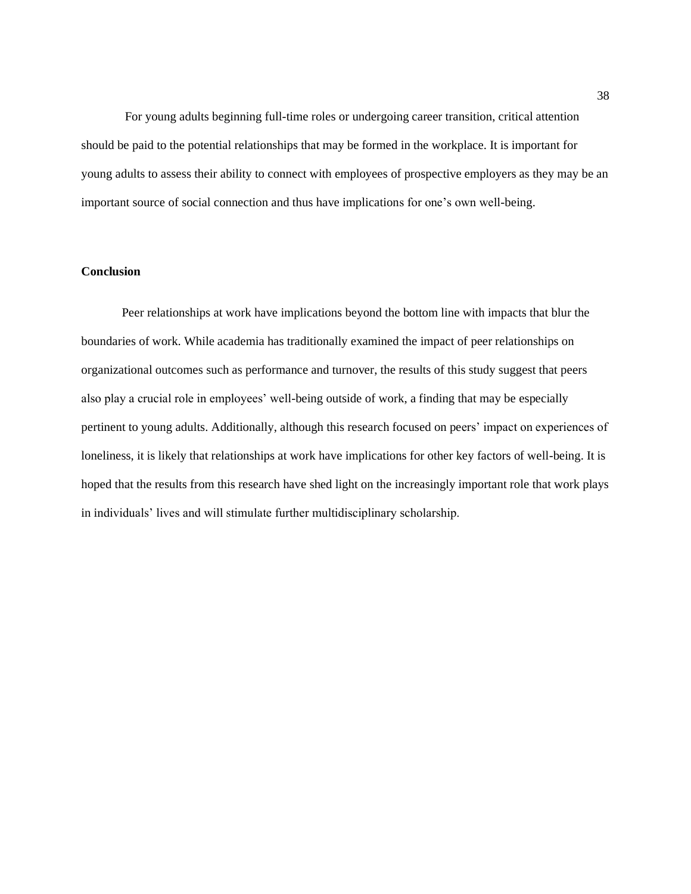For young adults beginning full-time roles or undergoing career transition, critical attention should be paid to the potential relationships that may be formed in the workplace. It is important for young adults to assess their ability to connect with employees of prospective employers as they may be an important source of social connection and thus have implications for one's own well-being.

**Conclusion**

Peer relationships at work have implications beyond the bottom line with impacts that blur the boundaries of work. While academia has traditionally examined the impact of peer relationships on organizational outcomes such as performance and turnover, the results of this study suggest that peers also play a crucial role in employees' well-being outside of work, a finding that may be especially pertinent to young adults. Additionally, although this research focused on peers' impact on experiences of loneliness, it is likely that relationships at work have implications for other key factors of well-being. It is hoped that the results from this research have shed light on the increasingly important role that work plays in individuals' lives and will stimulate further multidisciplinary scholarship.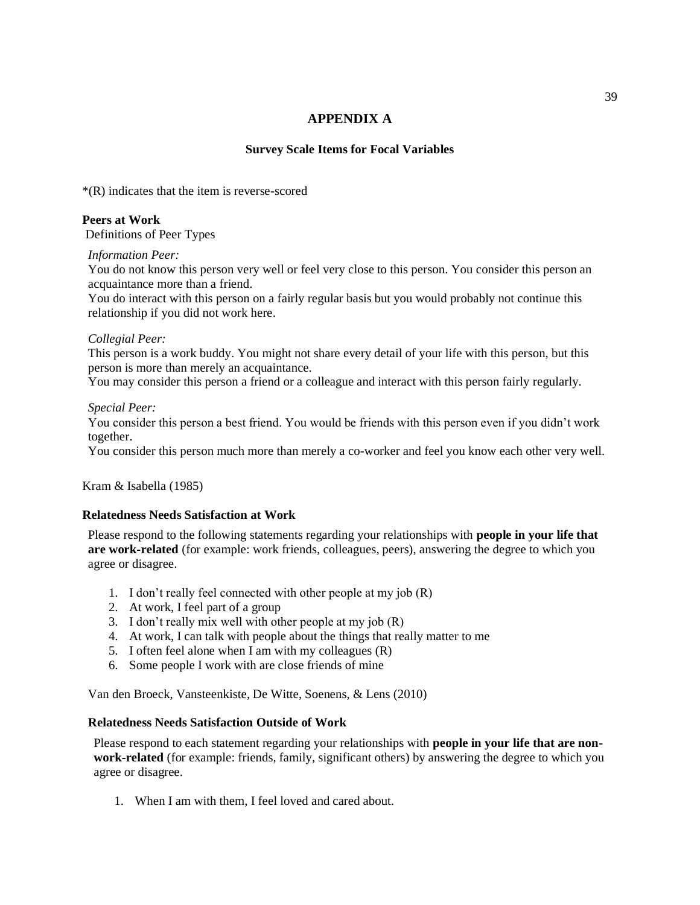# APPENDIX A

## Survey Scale Items for Focal Variables

*(R) indicates that the item is reverse-scored

**Peers at Work**

Definitions of Peer Types

*Information Peer:*

You do not know this person very well or feel very close to this person. You consider this person an acquaintance more than a friend.

You do interact with this person on a fairly regular basis but you would probably not continue this relationship if you did not work here.

*Collegial Peer:*

This person is a work buddy. You might not share every detail of your life with this person, but this person is more than merely an acquaintance.

You may consider this person a friend or a colleague and interact with this person fairly regularly.

*Special Peer:*

You consider this person a best friend. You would be friends with this person even if you didn't work together.

You consider this person much more than merely a co-worker and feel you know each other very well.

Kram & Isabella (1985)

**Relatedness Needs Satisfaction at Work**

Please respond to the following statements regarding your relationships with **people in your life that are work-related** (for example: work friends, colleagues, peers), answering the degree to which you agree or disagree.

1. I don't really feel connected with other people at my job (R)
2. At work, I feel part of a group
3. I don't really mix well with other people at my job (R)
4. At work, I can talk with people about the things that really matter to me
5. I often feel alone when I am with my colleagues (R)
6. Some people I work with are close friends of mine

Van den Broeck, Vansteenkiste, De Witte, Soenens, & Lens (2010)

**Relatedness Needs Satisfaction Outside of Work**

Please respond to each statement regarding your relationships with **people in your life that are non-work-related** (for example: friends, family, significant others) by answering the degree to which you agree or disagree.

1. When I am with them, I feel loved and cared about.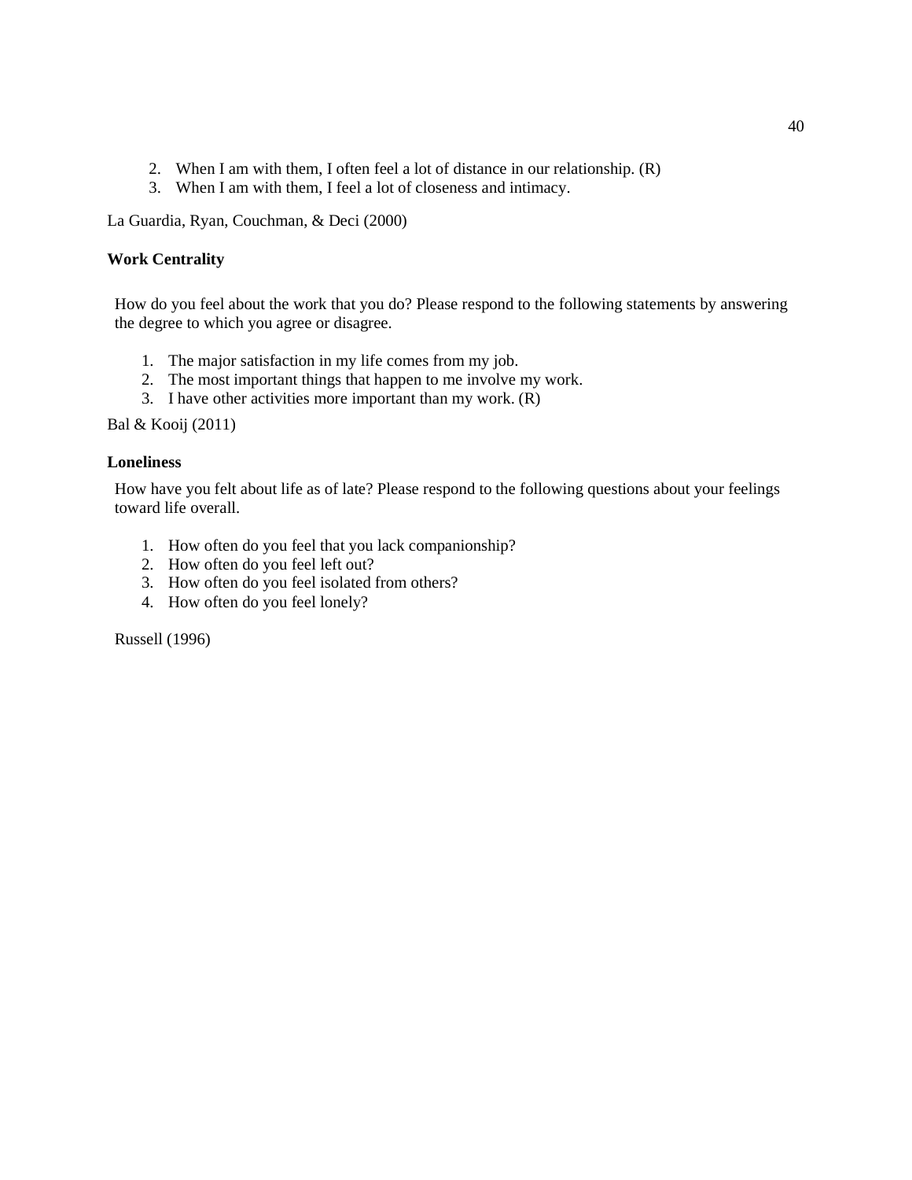2. When I am with them, I often feel a lot of distance in our relationship. (R)
3. When I am with them, I feel a lot of closeness and intimacy.

La Guardia, Ryan, Couchman, & Deci (2000)

**Work Centrality**

How do you feel about the work that you do? Please respond to the following statements by answering the degree to which you agree or disagree.

1. The major satisfaction in my life comes from my job.
2. The most important things that happen to me involve my work.
3. I have other activities more important than my work. (R)

Bal & Kooij (2011)

**Loneliness**

How have you felt about life as of late? Please respond to the following questions about your feelings toward life overall.

1. How often do you feel that you lack companionship?
2. How often do you feel left out?
3. How often do you feel isolated from others?
4. How often do you feel lonely?

Russell (1996)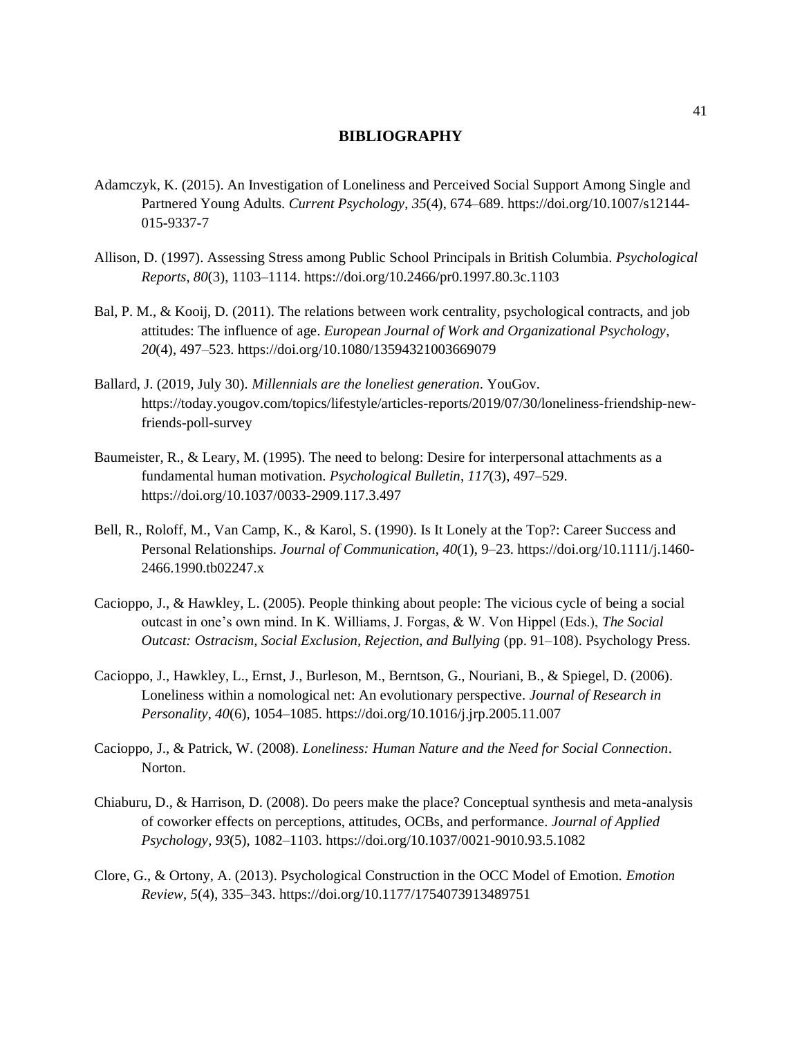# BIBLIOGRAPHY

Adamczyk, K. (2015). An Investigation of Loneliness and Perceived Social Support Among Single and Partnered Young Adults. *Current Psychology*, *35*(4), 674–689. https://doi.org/10.1007/s12144-015-9337-7

Allison, D. (1997). Assessing Stress among Public School Principals in British Columbia. *Psychological Reports*, *80*(3), 1103–1114. https://doi.org/10.2466/pr0.1997.80.3c.1103

Bal, P. M., & Kooij, D. (2011). The relations between work centrality, psychological contracts, and job attitudes: The influence of age. *European Journal of Work and Organizational Psychology*, *20*(4), 497–523. https://doi.org/10.1080/13594321003669079

Ballard, J. (2019, July 30). *Millennials are the loneliest generation*. YouGov. https://today.yougov.com/topics/lifestyle/articles-reports/2019/07/30/loneliness-friendship-new-friends-poll-survey

Baumeister, R., & Leary, M. (1995). The need to belong: Desire for interpersonal attachments as a fundamental human motivation. *Psychological Bulletin*, *117*(3), 497–529. https://doi.org/10.1037/0033-2909.117.3.497

Bell, R., Roloff, M., Van Camp, K., & Karol, S. (1990). Is It Lonely at the Top?: Career Success and Personal Relationships. *Journal of Communication*, *40*(1), 9–23. https://doi.org/10.1111/j.1460-2466.1990.tb02247.x

Cacioppo, J., & Hawkley, L. (2005). People thinking about people: The vicious cycle of being a social outcast in one's own mind. In K. Williams, J. Forgas, & W. Von Hippel (Eds.), *The Social Outcast: Ostracism, Social Exclusion, Rejection, and Bullying* (pp. 91–108). Psychology Press.

Cacioppo, J., Hawkley, L., Ernst, J., Burleson, M., Berntson, G., Nouriani, B., & Spiegel, D. (2006). Loneliness within a nomological net: An evolutionary perspective. *Journal of Research in Personality*, *40*(6), 1054–1085. https://doi.org/10.1016/j.jrp.2005.11.007

Cacioppo, J., & Patrick, W. (2008). *Loneliness: Human Nature and the Need for Social Connection*. Norton.

Chiaburu, D., & Harrison, D. (2008). Do peers make the place? Conceptual synthesis and meta-analysis of coworker effects on perceptions, attitudes, OCBs, and performance. *Journal of Applied Psychology*, *93*(5), 1082–1103. https://doi.org/10.1037/0021-9010.93.5.1082

Clore, G., & Ortony, A. (2013). Psychological Construction in the OCC Model of Emotion. *Emotion Review*, *5*(4), 335–343. https://doi.org/10.1177/1754073913489751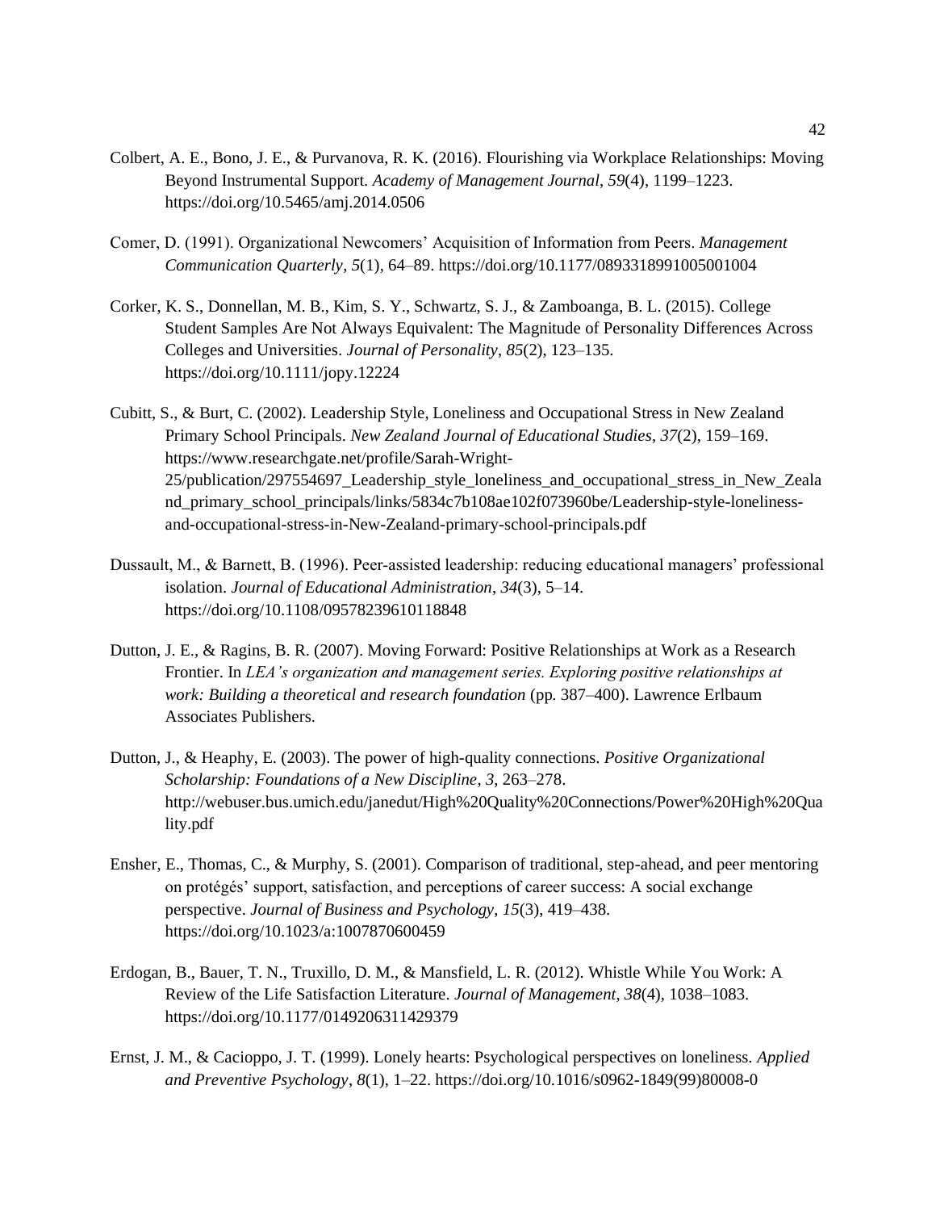Colbert, A. E., Bono, J. E., & Purvanova, R. K. (2016). Flourishing via Workplace Relationships: Moving Beyond Instrumental Support. *Academy of Management Journal*, *59*(4), 1199–1223. https://doi.org/10.5465/amj.2014.0506

Comer, D. (1991). Organizational Newcomers' Acquisition of Information from Peers. *Management Communication Quarterly*, *5*(1), 64–89. https://doi.org/10.1177/0893318991005001004

Corker, K. S., Donnellan, M. B., Kim, S. Y., Schwartz, S. J., & Zamboanga, B. L. (2015). College Student Samples Are Not Always Equivalent: The Magnitude of Personality Differences Across Colleges and Universities. *Journal of Personality*, *85*(2), 123–135. https://doi.org/10.1111/jopy.12224

Cubitt, S., & Burt, C. (2002). Leadership Style, Loneliness and Occupational Stress in New Zealand Primary School Principals. *New Zealand Journal of Educational Studies*, *37*(2), 159–169. https://www.researchgate.net/profile/Sarah-Wright-25/publication/297554697_Leadership_style_loneliness_and_occupational_stress_in_New_Zealand_primary_school_principals/links/5834c7b108ae102f073960be/Leadership-style-loneliness-and-occupational-stress-in-New-Zealand-primary-school-principals.pdf

Dussault, M., & Barnett, B. (1996). Peer-assisted leadership: reducing educational managers' professional isolation. *Journal of Educational Administration*, *34*(3), 5–14. https://doi.org/10.1108/09578239610118848

Dutton, J. E., & Ragins, B. R. (2007). Moving Forward: Positive Relationships at Work as a Research Frontier. In *LEA's organization and management series. Exploring positive relationships at work: Building a theoretical and research foundation* (pp. 387–400). Lawrence Erlbaum Associates Publishers.

Dutton, J., & Heaphy, E. (2003). The power of high-quality connections. *Positive Organizational Scholarship: Foundations of a New Discipline*, *3*, 263–278. http://webuser.bus.umich.edu/janedut/High%20Quality%20Connections/Power%20High%20Quality.pdf

Ensher, E., Thomas, C., & Murphy, S. (2001). Comparison of traditional, step-ahead, and peer mentoring on protégés' support, satisfaction, and perceptions of career success: A social exchange perspective. *Journal of Business and Psychology*, *15*(3), 419–438. https://doi.org/10.1023/a:1007870600459

Erdogan, B., Bauer, T. N., Truxillo, D. M., & Mansfield, L. R. (2012). Whistle While You Work: A Review of the Life Satisfaction Literature. *Journal of Management*, *38*(4), 1038–1083. https://doi.org/10.1177/0149206311429379

Ernst, J. M., & Cacioppo, J. T. (1999). Lonely hearts: Psychological perspectives on loneliness. *Applied and Preventive Psychology*, *8*(1), 1–22. https://doi.org/10.1016/s0962-1849(99)80008-0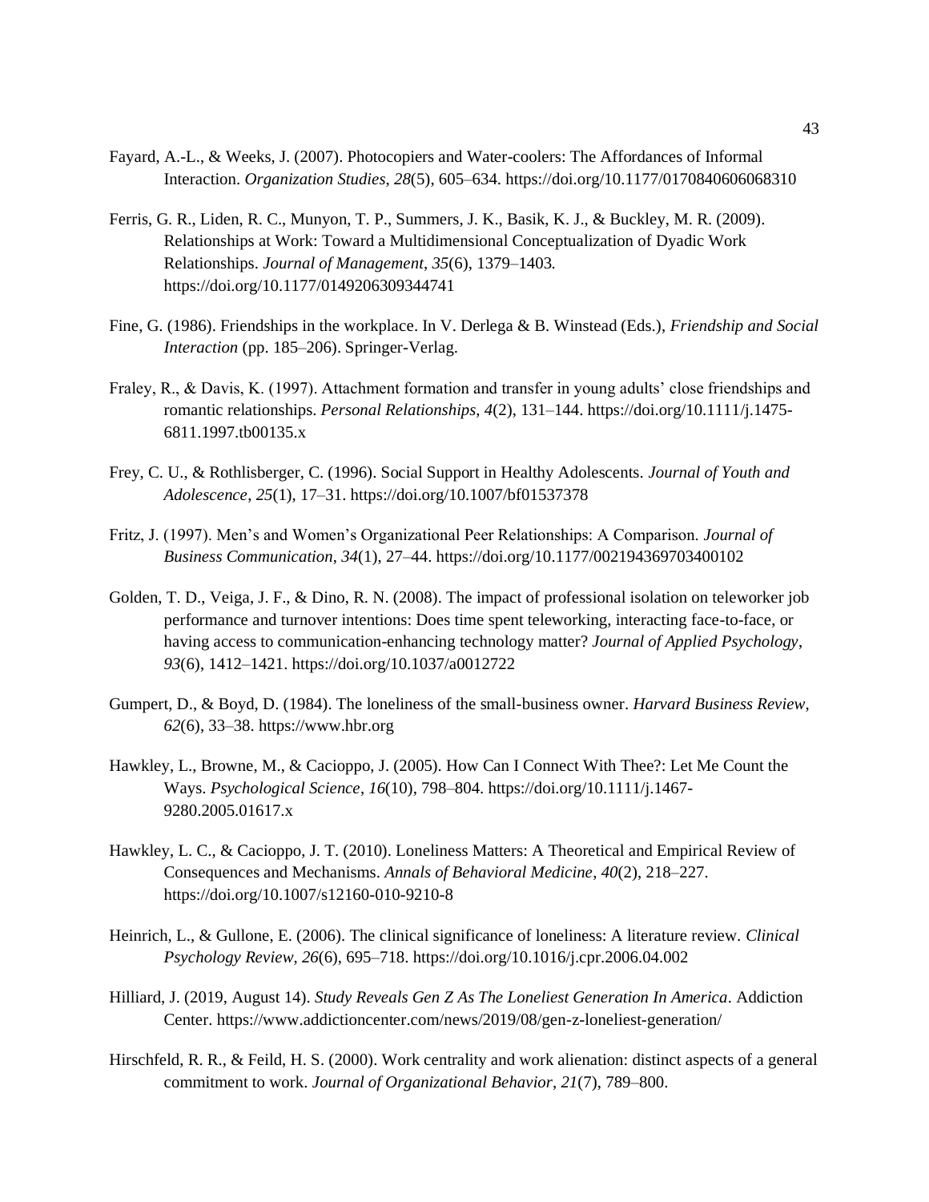Fayard, A.-L., & Weeks, J. (2007). Photocopiers and Water-coolers: The Affordances of Informal Interaction. *Organization Studies*, *28*(5), 605–634. https://doi.org/10.1177/0170840606068310

Ferris, G. R., Liden, R. C., Munyon, T. P., Summers, J. K., Basik, K. J., & Buckley, M. R. (2009). Relationships at Work: Toward a Multidimensional Conceptualization of Dyadic Work Relationships. *Journal of Management*, *35*(6), 1379–1403. https://doi.org/10.1177/0149206309344741

Fine, G. (1986). Friendships in the workplace. In V. Derlega & B. Winstead (Eds.), *Friendship and Social Interaction* (pp. 185–206). Springer-Verlag.

Fraley, R., & Davis, K. (1997). Attachment formation and transfer in young adults' close friendships and romantic relationships. *Personal Relationships*, *4*(2), 131–144. https://doi.org/10.1111/j.1475-6811.1997.tb00135.x

Frey, C. U., & Rothlisberger, C. (1996). Social Support in Healthy Adolescents. *Journal of Youth and Adolescence*, *25*(1), 17–31. https://doi.org/10.1007/bf01537378

Fritz, J. (1997). Men's and Women's Organizational Peer Relationships: A Comparison. *Journal of Business Communication*, *34*(1), 27–44. https://doi.org/10.1177/002194369703400102

Golden, T. D., Veiga, J. F., & Dino, R. N. (2008). The impact of professional isolation on teleworker job performance and turnover intentions: Does time spent teleworking, interacting face-to-face, or having access to communication-enhancing technology matter? *Journal of Applied Psychology*, *93*(6), 1412–1421. https://doi.org/10.1037/a0012722

Gumpert, D., & Boyd, D. (1984). The loneliness of the small-business owner. *Harvard Business Review*, *62*(6), 33–38. https://www.hbr.org

Hawkley, L., Browne, M., & Cacioppo, J. (2005). How Can I Connect With Thee?: Let Me Count the Ways. *Psychological Science*, *16*(10), 798–804. https://doi.org/10.1111/j.1467-9280.2005.01617.x

Hawkley, L. C., & Cacioppo, J. T. (2010). Loneliness Matters: A Theoretical and Empirical Review of Consequences and Mechanisms. *Annals of Behavioral Medicine*, *40*(2), 218–227. https://doi.org/10.1007/s12160-010-9210-8

Heinrich, L., & Gullone, E. (2006). The clinical significance of loneliness: A literature review. *Clinical Psychology Review*, *26*(6), 695–718. https://doi.org/10.1016/j.cpr.2006.04.002

Hilliard, J. (2019, August 14). *Study Reveals Gen Z As The Loneliest Generation In America*. Addiction Center. https://www.addictioncenter.com/news/2019/08/gen-z-loneliest-generation/

Hirschfeld, R. R., & Feild, H. S. (2000). Work centrality and work alienation: distinct aspects of a general commitment to work. *Journal of Organizational Behavior*, *21*(7), 789–800.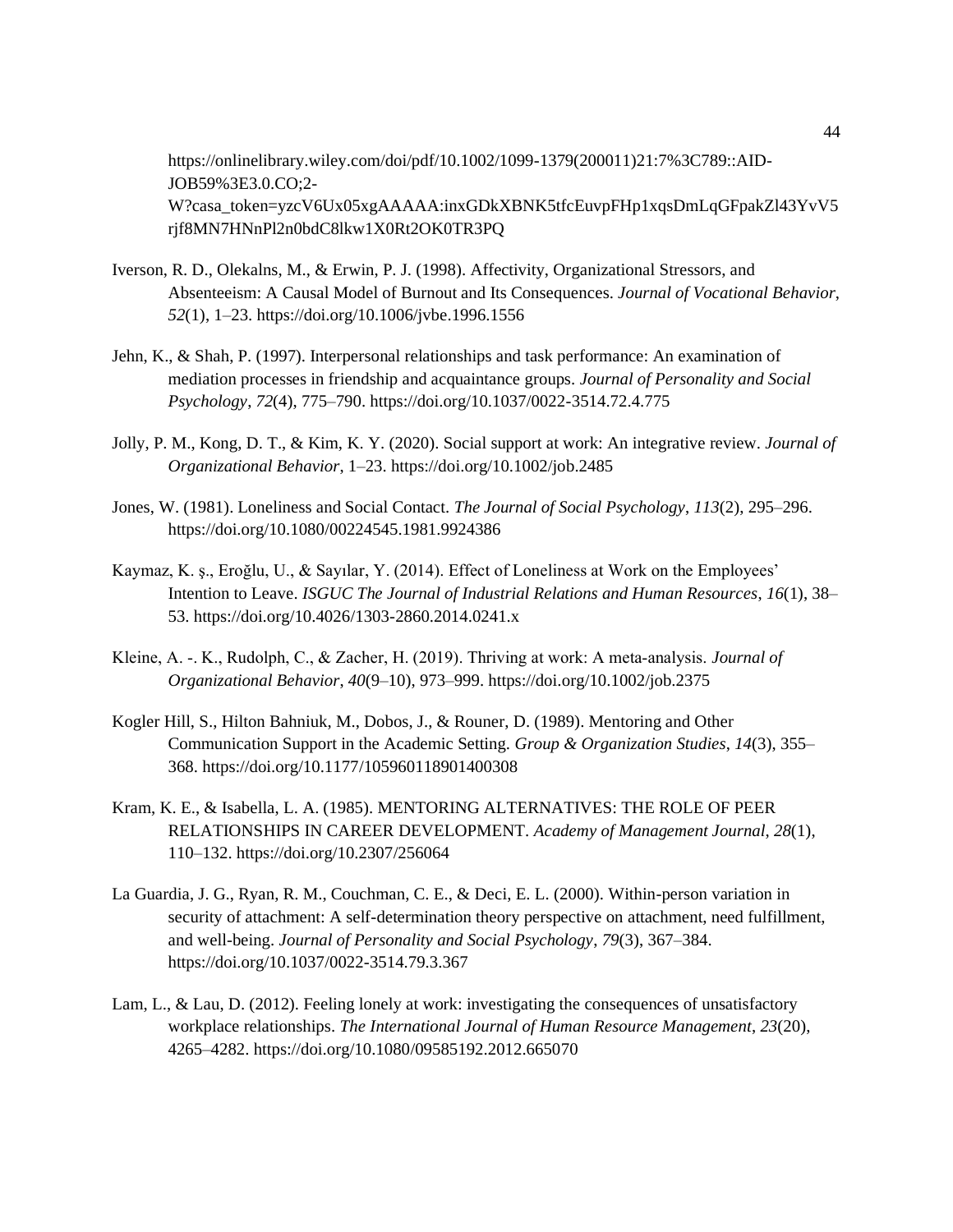https://onlinelibrary.wiley.com/doi/pdf/10.1002/1099-1379(200011)21:7%3C789::AID-JOB59%3E3.0.CO;2-W?casa_token=yzcV6Ux05xgAAAAA:inxGDkXBNK5tfcEuvpFHp1xqsDmLqGFpakZl43YvV5rjf8MN7HNnPl2n0bdC8lkw1X0Rt2OK0TR3PQ

Iverson, R. D., Olekalns, M., & Erwin, P. J. (1998). Affectivity, Organizational Stressors, and Absenteeism: A Causal Model of Burnout and Its Consequences. *Journal of Vocational Behavior*, *52*(1), 1–23. https://doi.org/10.1006/jvbe.1996.1556

Jehn, K., & Shah, P. (1997). Interpersonal relationships and task performance: An examination of mediation processes in friendship and acquaintance groups. *Journal of Personality and Social Psychology*, *72*(4), 775–790. https://doi.org/10.1037/0022-3514.72.4.775

Jolly, P. M., Kong, D. T., & Kim, K. Y. (2020). Social support at work: An integrative review. *Journal of Organizational Behavior*, 1–23. https://doi.org/10.1002/job.2485

Jones, W. (1981). Loneliness and Social Contact. *The Journal of Social Psychology*, *113*(2), 295–296. https://doi.org/10.1080/00224545.1981.9924386

Kaymaz, K. ş., Eroğlu, U., & Sayılar, Y. (2014). Effect of Loneliness at Work on the Employees' Intention to Leave. *ISGUC The Journal of Industrial Relations and Human Resources*, *16*(1), 38–53. https://doi.org/10.4026/1303-2860.2014.0241.x

Kleine, A. -. K., Rudolph, C., & Zacher, H. (2019). Thriving at work: A meta-analysis. *Journal of Organizational Behavior*, *40*(9–10), 973–999. https://doi.org/10.1002/job.2375

Kogler Hill, S., Hilton Bahniuk, M., Dobos, J., & Rouner, D. (1989). Mentoring and Other Communication Support in the Academic Setting. *Group & Organization Studies*, *14*(3), 355–368. https://doi.org/10.1177/105960118901400308

Kram, K. E., & Isabella, L. A. (1985). MENTORING ALTERNATIVES: THE ROLE OF PEER RELATIONSHIPS IN CAREER DEVELOPMENT. *Academy of Management Journal*, *28*(1), 110–132. https://doi.org/10.2307/256064

La Guardia, J. G., Ryan, R. M., Couchman, C. E., & Deci, E. L. (2000). Within-person variation in security of attachment: A self-determination theory perspective on attachment, need fulfillment, and well-being. *Journal of Personality and Social Psychology*, *79*(3), 367–384. https://doi.org/10.1037/0022-3514.79.3.367

Lam, L., & Lau, D. (2012). Feeling lonely at work: investigating the consequences of unsatisfactory workplace relationships. *The International Journal of Human Resource Management*, *23*(20), 4265–4282. https://doi.org/10.1080/09585192.2012.665070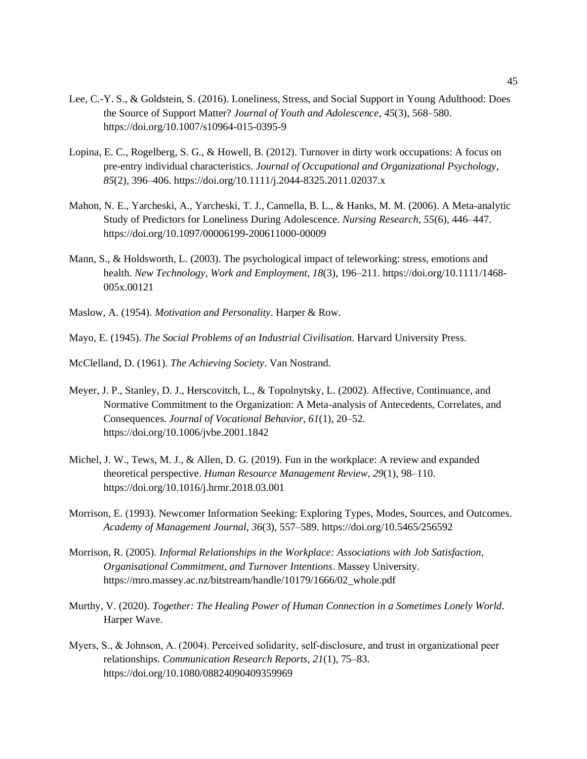Lee, C.-Y. S., & Goldstein, S. (2016). Loneliness, Stress, and Social Support in Young Adulthood: Does the Source of Support Matter? *Journal of Youth and Adolescence*, *45*(3), 568–580. https://doi.org/10.1007/s10964-015-0395-9

Lopina, E. C., Rogelberg, S. G., & Howell, B. (2012). Turnover in dirty work occupations: A focus on pre-entry individual characteristics. *Journal of Occupational and Organizational Psychology*, *85*(2), 396–406. https://doi.org/10.1111/j.2044-8325.2011.02037.x

Mahon, N. E., Yarcheski, A., Yarcheski, T. J., Cannella, B. L., & Hanks, M. M. (2006). A Meta-analytic Study of Predictors for Loneliness During Adolescence. *Nursing Research*, *55*(6), 446–447. https://doi.org/10.1097/00006199-200611000-00009

Mann, S., & Holdsworth, L. (2003). The psychological impact of teleworking: stress, emotions and health. *New Technology, Work and Employment*, *18*(3), 196–211. https://doi.org/10.1111/1468-005x.00121

Maslow, A. (1954). *Motivation and Personality*. Harper & Row.

Mayo, E. (1945). *The Social Problems of an Industrial Civilisation*. Harvard University Press.

McClelland, D. (1961). *The Achieving Society*. Van Nostrand.

Meyer, J. P., Stanley, D. J., Herscovitch, L., & Topolnytsky, L. (2002). Affective, Continuance, and Normative Commitment to the Organization: A Meta-analysis of Antecedents, Correlates, and Consequences. *Journal of Vocational Behavior*, *61*(1), 20–52. https://doi.org/10.1006/jvbe.2001.1842

Michel, J. W., Tews, M. J., & Allen, D. G. (2019). Fun in the workplace: A review and expanded theoretical perspective. *Human Resource Management Review*, *29*(1), 98–110. https://doi.org/10.1016/j.hrmr.2018.03.001

Morrison, E. (1993). Newcomer Information Seeking: Exploring Types, Modes, Sources, and Outcomes. *Academy of Management Journal*, *36*(3), 557–589. https://doi.org/10.5465/256592

Morrison, R. (2005). *Informal Relationships in the Workplace: Associations with Job Satisfaction, Organisational Commitment, and Turnover Intentions*. Massey University. https://mro.massey.ac.nz/bitstream/handle/10179/1666/02_whole.pdf

Murthy, V. (2020). *Together: The Healing Power of Human Connection in a Sometimes Lonely World*. Harper Wave.

Myers, S., & Johnson, A. (2004). Perceived solidarity, self-disclosure, and trust in organizational peer relationships. *Communication Research Reports*, *21*(1), 75–83. https://doi.org/10.1080/08824090409359969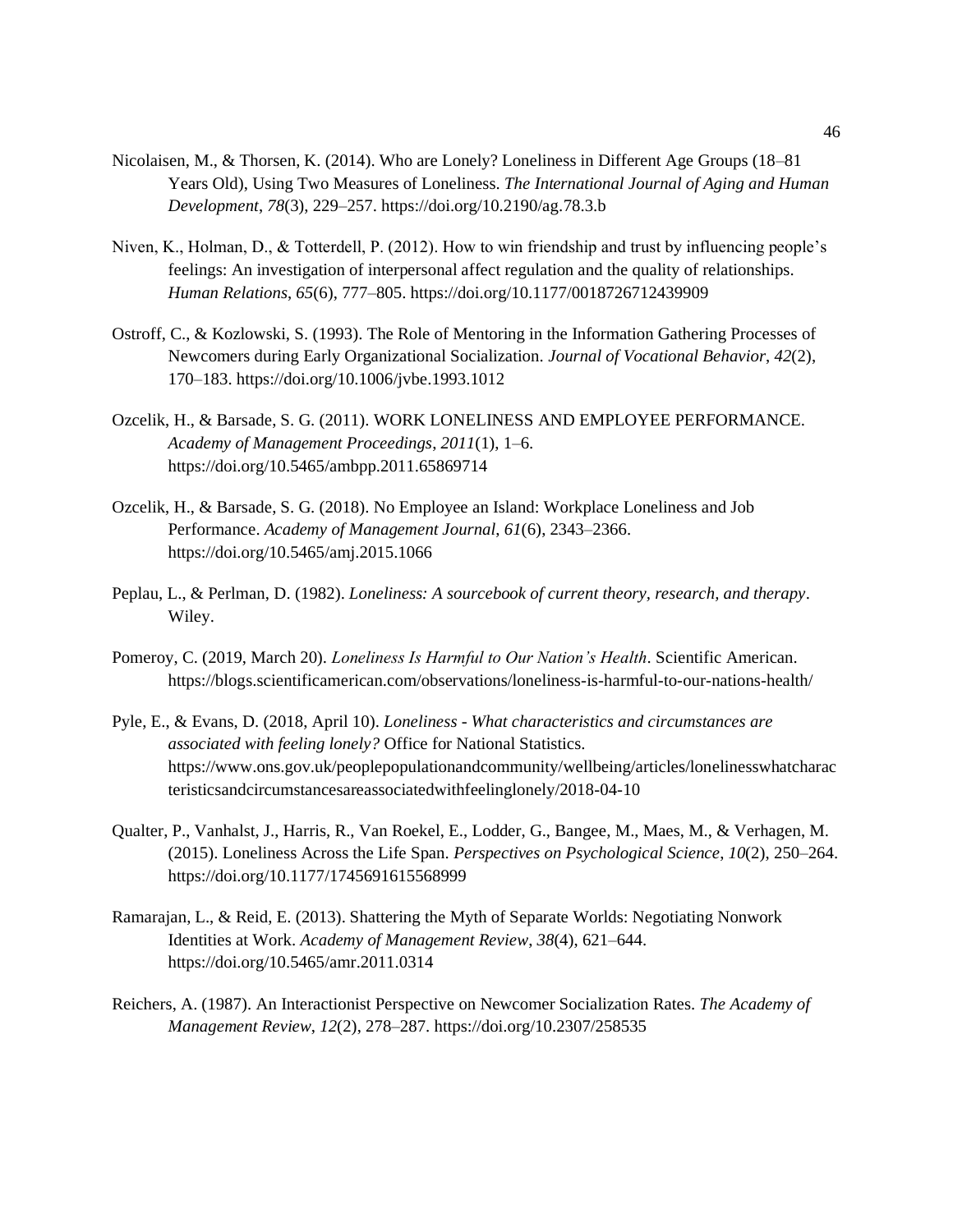Nicolaisen, M., & Thorsen, K. (2014). Who are Lonely? Loneliness in Different Age Groups (18–81 Years Old), Using Two Measures of Loneliness. *The International Journal of Aging and Human Development*, *78*(3), 229–257. https://doi.org/10.2190/ag.78.3.b

Niven, K., Holman, D., & Totterdell, P. (2012). How to win friendship and trust by influencing people's feelings: An investigation of interpersonal affect regulation and the quality of relationships. *Human Relations*, *65*(6), 777–805. https://doi.org/10.1177/0018726712439909

Ostroff, C., & Kozlowski, S. (1993). The Role of Mentoring in the Information Gathering Processes of Newcomers during Early Organizational Socialization. *Journal of Vocational Behavior*, *42*(2), 170–183. https://doi.org/10.1006/jvbe.1993.1012

Ozcelik, H., & Barsade, S. G. (2011). WORK LONELINESS AND EMPLOYEE PERFORMANCE. *Academy of Management Proceedings*, *2011*(1), 1–6. https://doi.org/10.5465/ambpp.2011.65869714

Ozcelik, H., & Barsade, S. G. (2018). No Employee an Island: Workplace Loneliness and Job Performance. *Academy of Management Journal*, *61*(6), 2343–2366. https://doi.org/10.5465/amj.2015.1066

Peplau, L., & Perlman, D. (1982). *Loneliness: A sourcebook of current theory, research, and therapy*. Wiley.

Pomeroy, C. (2019, March 20). *Loneliness Is Harmful to Our Nation's Health*. Scientific American. https://blogs.scientificamerican.com/observations/loneliness-is-harmful-to-our-nations-health/

Pyle, E., & Evans, D. (2018, April 10). *Loneliness - What characteristics and circumstances are associated with feeling lonely?* Office for National Statistics. https://www.ons.gov.uk/peoplepopulationandcommunity/wellbeing/articles/lonelinesswhatcharacteristicsandcircumstancesareassociatedwithfeelinglonely/2018-04-10

Qualter, P., Vanhalst, J., Harris, R., Van Roekel, E., Lodder, G., Bangee, M., Maes, M., & Verhagen, M. (2015). Loneliness Across the Life Span. *Perspectives on Psychological Science*, *10*(2), 250–264. https://doi.org/10.1177/1745691615568999

Ramarajan, L., & Reid, E. (2013). Shattering the Myth of Separate Worlds: Negotiating Nonwork Identities at Work. *Academy of Management Review*, *38*(4), 621–644. https://doi.org/10.5465/amr.2011.0314

Reichers, A. (1987). An Interactionist Perspective on Newcomer Socialization Rates. *The Academy of Management Review*, *12*(2), 278–287. https://doi.org/10.2307/258535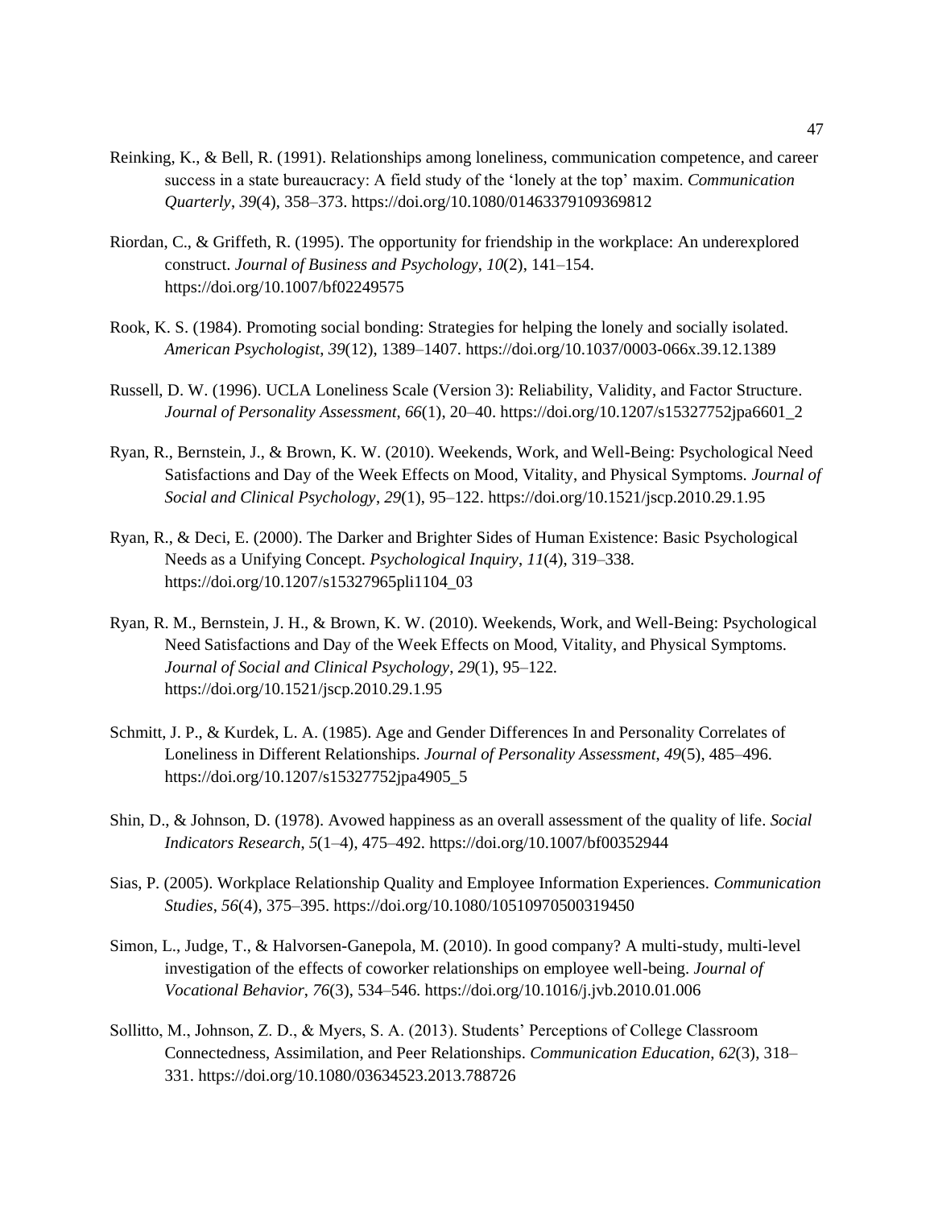Reinking, K., & Bell, R. (1991). Relationships among loneliness, communication competence, and career success in a state bureaucracy: A field study of the 'lonely at the top' maxim. *Communication Quarterly*, *39*(4), 358–373. https://doi.org/10.1080/01463379109369812

Riordan, C., & Griffeth, R. (1995). The opportunity for friendship in the workplace: An underexplored construct. *Journal of Business and Psychology*, *10*(2), 141–154. https://doi.org/10.1007/bf02249575

Rook, K. S. (1984). Promoting social bonding: Strategies for helping the lonely and socially isolated. *American Psychologist*, *39*(12), 1389–1407. https://doi.org/10.1037/0003-066x.39.12.1389

Russell, D. W. (1996). UCLA Loneliness Scale (Version 3): Reliability, Validity, and Factor Structure. *Journal of Personality Assessment*, *66*(1), 20–40. https://doi.org/10.1207/s15327752jpa6601_2

Ryan, R., Bernstein, J., & Brown, K. W. (2010). Weekends, Work, and Well-Being: Psychological Need Satisfactions and Day of the Week Effects on Mood, Vitality, and Physical Symptoms. *Journal of Social and Clinical Psychology*, *29*(1), 95–122. https://doi.org/10.1521/jscp.2010.29.1.95

Ryan, R., & Deci, E. (2000). The Darker and Brighter Sides of Human Existence: Basic Psychological Needs as a Unifying Concept. *Psychological Inquiry*, *11*(4), 319–338. https://doi.org/10.1207/s15327965pli1104_03

Ryan, R. M., Bernstein, J. H., & Brown, K. W. (2010). Weekends, Work, and Well-Being: Psychological Need Satisfactions and Day of the Week Effects on Mood, Vitality, and Physical Symptoms. *Journal of Social and Clinical Psychology*, *29*(1), 95–122. https://doi.org/10.1521/jscp.2010.29.1.95

Schmitt, J. P., & Kurdek, L. A. (1985). Age and Gender Differences In and Personality Correlates of Loneliness in Different Relationships. *Journal of Personality Assessment*, *49*(5), 485–496. https://doi.org/10.1207/s15327752jpa4905_5

Shin, D., & Johnson, D. (1978). Avowed happiness as an overall assessment of the quality of life. *Social Indicators Research*, *5*(1–4), 475–492. https://doi.org/10.1007/bf00352944

Sias, P. (2005). Workplace Relationship Quality and Employee Information Experiences. *Communication Studies*, *56*(4), 375–395. https://doi.org/10.1080/10510970500319450

Simon, L., Judge, T., & Halvorsen-Ganepola, M. (2010). In good company? A multi-study, multi-level investigation of the effects of coworker relationships on employee well-being. *Journal of Vocational Behavior*, *76*(3), 534–546. https://doi.org/10.1016/j.jvb.2010.01.006

Sollitto, M., Johnson, Z. D., & Myers, S. A. (2013). Students' Perceptions of College Classroom Connectedness, Assimilation, and Peer Relationships. *Communication Education*, *62*(3), 318–331. https://doi.org/10.1080/03634523.2013.788726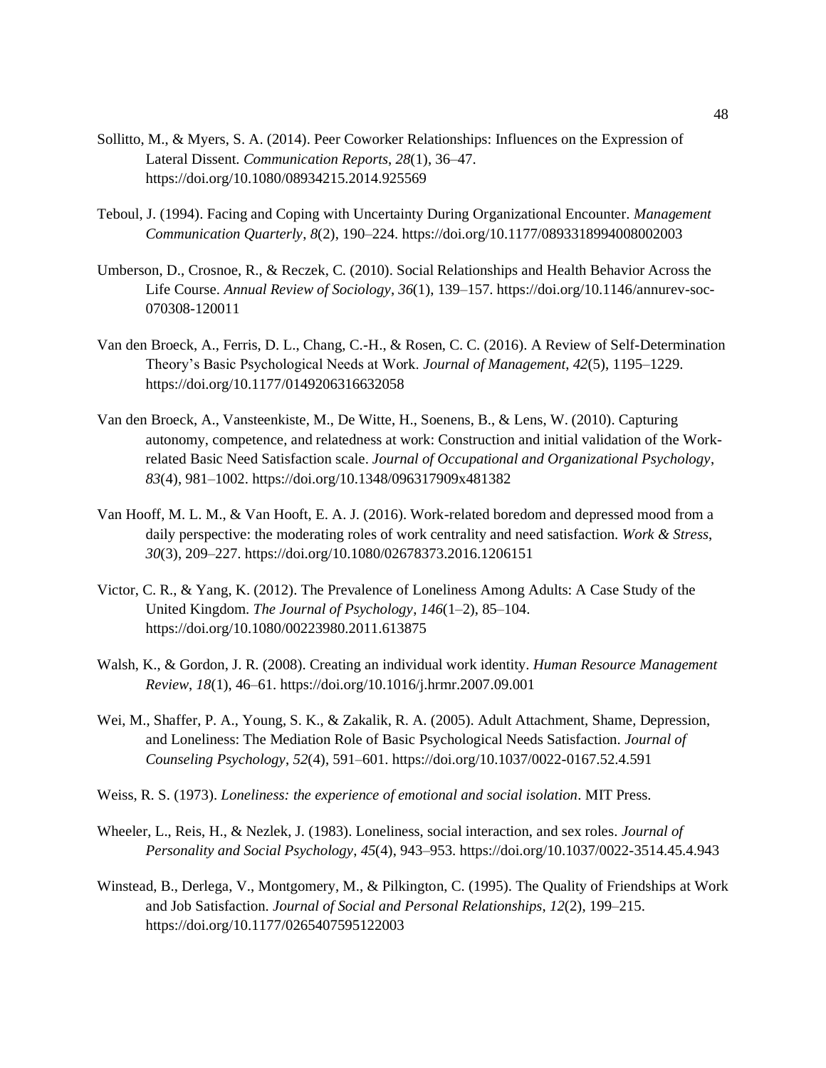Sollitto, M., & Myers, S. A. (2014). Peer Coworker Relationships: Influences on the Expression of Lateral Dissent. *Communication Reports*, *28*(1), 36–47. https://doi.org/10.1080/08934215.2014.925569

Teboul, J. (1994). Facing and Coping with Uncertainty During Organizational Encounter. *Management Communication Quarterly*, *8*(2), 190–224. https://doi.org/10.1177/0893318994008002003

Umberson, D., Crosnoe, R., & Reczek, C. (2010). Social Relationships and Health Behavior Across the Life Course. *Annual Review of Sociology*, *36*(1), 139–157. https://doi.org/10.1146/annurev-soc-070308-120011

Van den Broeck, A., Ferris, D. L., Chang, C.-H., & Rosen, C. C. (2016). A Review of Self-Determination Theory's Basic Psychological Needs at Work. *Journal of Management*, *42*(5), 1195–1229. https://doi.org/10.1177/0149206316632058

Van den Broeck, A., Vansteenkiste, M., De Witte, H., Soenens, B., & Lens, W. (2010). Capturing autonomy, competence, and relatedness at work: Construction and initial validation of the Work-related Basic Need Satisfaction scale. *Journal of Occupational and Organizational Psychology*, *83*(4), 981–1002. https://doi.org/10.1348/096317909x481382

Van Hooff, M. L. M., & Van Hooft, E. A. J. (2016). Work-related boredom and depressed mood from a daily perspective: the moderating roles of work centrality and need satisfaction. *Work & Stress*, *30*(3), 209–227. https://doi.org/10.1080/02678373.2016.1206151

Victor, C. R., & Yang, K. (2012). The Prevalence of Loneliness Among Adults: A Case Study of the United Kingdom. *The Journal of Psychology*, *146*(1–2), 85–104. https://doi.org/10.1080/00223980.2011.613875

Walsh, K., & Gordon, J. R. (2008). Creating an individual work identity. *Human Resource Management Review*, *18*(1), 46–61. https://doi.org/10.1016/j.hrmr.2007.09.001

Wei, M., Shaffer, P. A., Young, S. K., & Zakalik, R. A. (2005). Adult Attachment, Shame, Depression, and Loneliness: The Mediation Role of Basic Psychological Needs Satisfaction. *Journal of Counseling Psychology*, *52*(4), 591–601. https://doi.org/10.1037/0022-0167.52.4.591

Weiss, R. S. (1973). *Loneliness: the experience of emotional and social isolation*. MIT Press.

Wheeler, L., Reis, H., & Nezlek, J. (1983). Loneliness, social interaction, and sex roles. *Journal of Personality and Social Psychology*, *45*(4), 943–953. https://doi.org/10.1037/0022-3514.45.4.943

Winstead, B., Derlega, V., Montgomery, M., & Pilkington, C. (1995). The Quality of Friendships at Work and Job Satisfaction. *Journal of Social and Personal Relationships*, *12*(2), 199–215. https://doi.org/10.1177/0265407595122003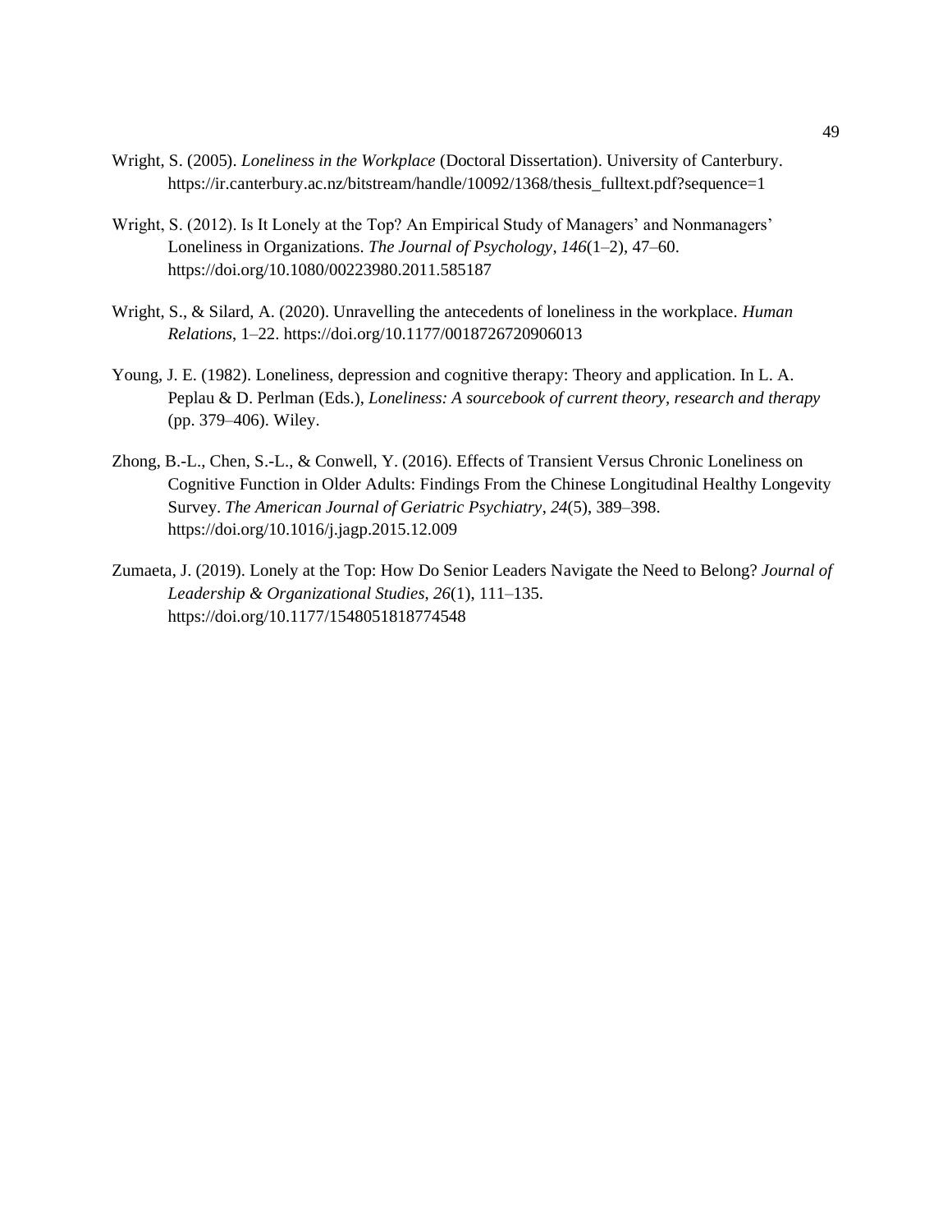Wright, S. (2005). *Loneliness in the Workplace* (Doctoral Dissertation). University of Canterbury. https://ir.canterbury.ac.nz/bitstream/handle/10092/1368/thesis_fulltext.pdf?sequence=1

Wright, S. (2012). Is It Lonely at the Top? An Empirical Study of Managers' and Nonmanagers' Loneliness in Organizations. *The Journal of Psychology*, *146*(1–2), 47–60. https://doi.org/10.1080/00223980.2011.585187

Wright, S., & Silard, A. (2020). Unravelling the antecedents of loneliness in the workplace. *Human Relations*, 1–22. https://doi.org/10.1177/0018726720906013

Young, J. E. (1982). Loneliness, depression and cognitive therapy: Theory and application. In L. A. Peplau & D. Perlman (Eds.), *Loneliness: A sourcebook of current theory, research and therapy* (pp. 379–406). Wiley.

Zhong, B.-L., Chen, S.-L., & Conwell, Y. (2016). Effects of Transient Versus Chronic Loneliness on Cognitive Function in Older Adults: Findings From the Chinese Longitudinal Healthy Longevity Survey. *The American Journal of Geriatric Psychiatry*, *24*(5), 389–398. https://doi.org/10.1016/j.jagp.2015.12.009

Zumaeta, J. (2019). Lonely at the Top: How Do Senior Leaders Navigate the Need to Belong? *Journal of Leadership & Organizational Studies*, *26*(1), 111–135. https://doi.org/10.1177/1548051818774548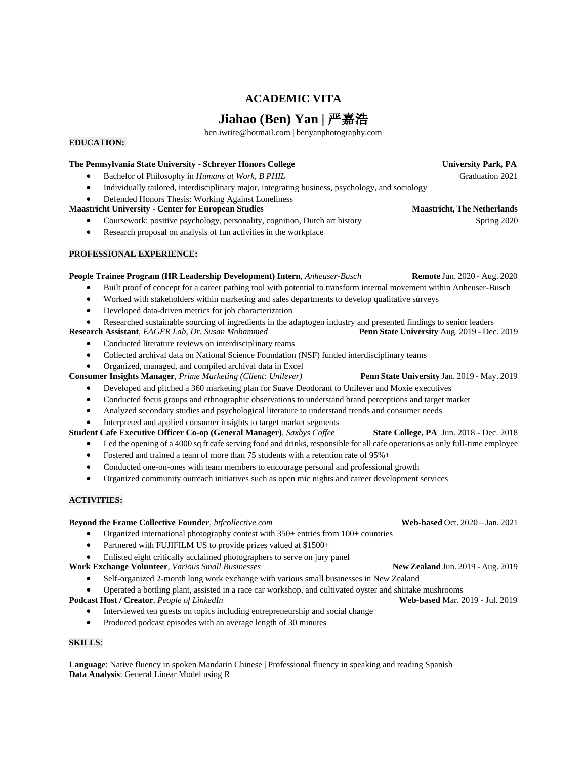# ACADEMIC VITA

## Jiahao (Ben) Yan | 严嘉浩

ben.iwrite@hotmail.com | benyanphotography.com

**EDUCATION:**

**The Pennsylvania State University - Schreyer Honors College** — **University Park, PA**

- Bachelor of Philosophy in *Humans at Work, B PHIL* — Graduation 2021
- Individually tailored, interdisciplinary major, integrating business, psychology, and sociology
- Defended Honors Thesis: Working Against Loneliness

**Maastricht University - Center for European Studies** — **Maastricht, The Netherlands**

- Coursework: positive psychology, personality, cognition, Dutch art history — Spring 2020
- Research proposal on analysis of fun activities in the workplace

**PROFESSIONAL EXPERIENCE:**

**People Trainee Program (HR Leadership Development) Intern**, *Anheuser-Busch* — **Remote** Jun. 2020 - Aug. 2020

- Built proof of concept for a career pathing tool with potential to transform internal movement within Anheuser-Busch
- Worked with stakeholders within marketing and sales departments to develop qualitative surveys
- Developed data-driven metrics for job characterization
- Researched sustainable sourcing of ingredients in the adaptogen industry and presented findings to senior leaders

**Research Assistant**, *EAGER Lab, Dr. Susan Mohammed* — **Penn State University** Aug. 2019 - Dec. 2019

- Conducted literature reviews on interdisciplinary teams
- Collected archival data on National Science Foundation (NSF) funded interdisciplinary teams
- Organized, managed, and compiled archival data in Excel

**Consumer Insights Manager**, *Prime Marketing (Client: Unilever)* — **Penn State University** Jan. 2019 - May. 2019

- Developed and pitched a 360 marketing plan for Suave Deodorant to Unilever and Moxie executives
- Conducted focus groups and ethnographic observations to understand brand perceptions and target market
- Analyzed secondary studies and psychological literature to understand trends and consumer needs
- Interpreted and applied consumer insights to target market segments

**Student Cafe Executive Officer Co-op (General Manager)**, *Saxbys Coffee* — **State College, PA** Jun. 2018 - Dec. 2018

- Led the opening of a 4000 sq ft cafe serving food and drinks, responsible for all cafe operations as only full-time employee
- Fostered and trained a team of more than 75 students with a retention rate of 95%+
- Conducted one-on-ones with team members to encourage personal and professional growth
- Organized community outreach initiatives such as open mic nights and career development services

**ACTIVITIES:**

**Beyond the Frame Collective Founder**, *btfcollective.com* — **Web-based** Oct. 2020 – Jan. 2021

- Organized international photography contest with 350+ entries from 100+ countries
- Partnered with FUJIFILM US to provide prizes valued at $1500+
- Enlisted eight critically acclaimed photographers to serve on jury panel

**Work Exchange Volunteer**, *Various Small Businesses* — **New Zealand** Jun. 2019 - Aug. 2019

- Self-organized 2-month long work exchange with various small businesses in New Zealand
- Operated a bottling plant, assisted in a race car workshop, and cultivated oyster and shiitake mushrooms

**Podcast Host / Creator**, *People of LinkedIn* — **Web-based** Mar. 2019 - Jul. 2019

- Interviewed ten guests on topics including entrepreneurship and social change
- Produced podcast episodes with an average length of 30 minutes

**SKILLS**:

**Language**: Native fluency in spoken Mandarin Chinese | Professional fluency in speaking and reading Spanish
**Data Analysis**: General Linear Model using R